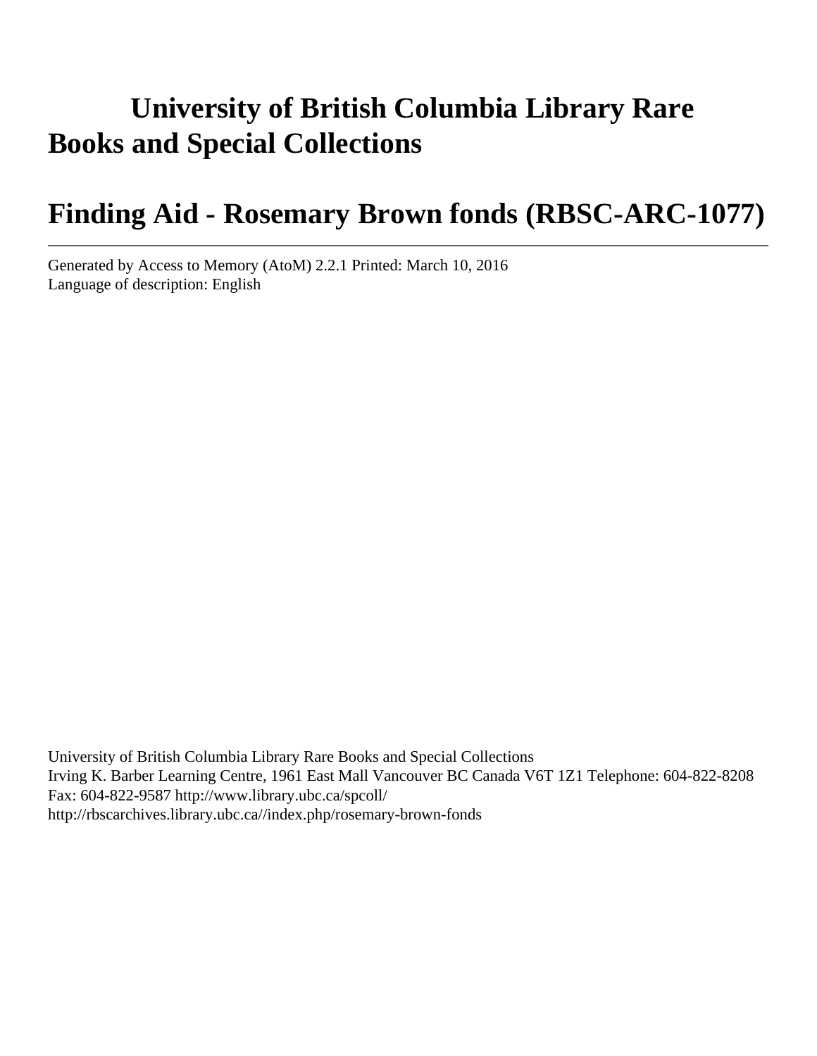# University of British Columbia Library Rare Books and Special Collections

# Finding Aid - Rosemary Brown fonds (RBSC-ARC-1077)

---

Generated by Access to Memory (AtoM) 2.2.1 Printed: March 10, 2016
Language of description: English

University of British Columbia Library Rare Books and Special Collections
Irving K. Barber Learning Centre, 1961 East Mall Vancouver BC Canada V6T 1Z1 Telephone: 604-822-8208
Fax: 604-822-9587 http://www.library.ubc.ca/spcoll/
http://rbscarchives.library.ubc.ca//index.php/rosemary-brown-fonds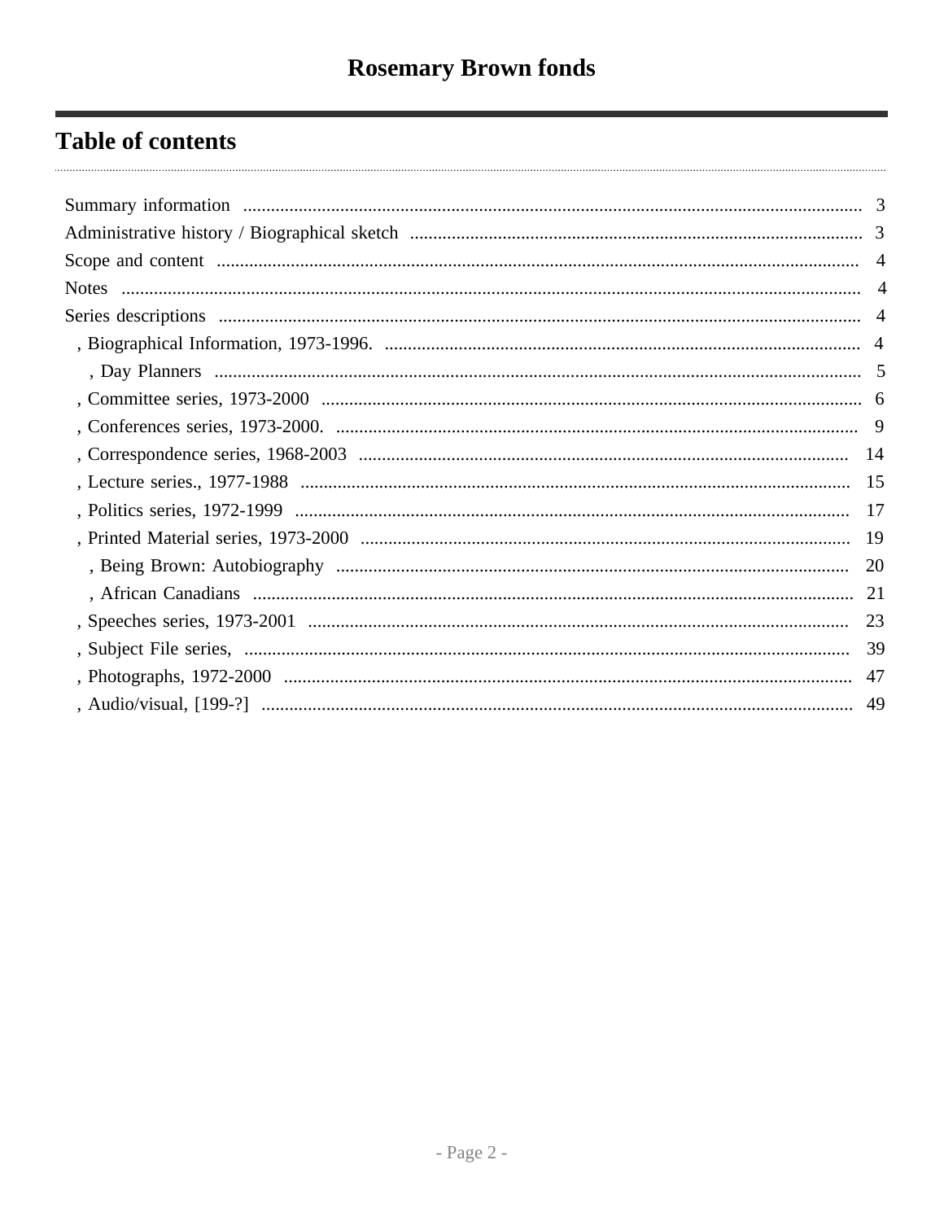# Rosemary Brown fonds

## Table of contents

- Summary information ..... 3
- Administrative history / Biographical sketch ..... 3
- Scope and content ..... 4
- Notes ..... 4
- Series descriptions ..... 4
  - , Biographical Information, 1973-1996. ..... 4
    - , Day Planners ..... 5
  - , Committee series, 1973-2000 ..... 6
  - , Conferences series, 1973-2000. ..... 9
  - , Correspondence series, 1968-2003 ..... 14
  - , Lecture series., 1977-1988 ..... 15
  - , Politics series, 1972-1999 ..... 17
  - , Printed Material series, 1973-2000 ..... 19
    - , Being Brown: Autobiography ..... 20
    - , African Canadians ..... 21
  - , Speeches series, 1973-2001 ..... 23
  - , Subject File series, ..... 39
  - , Photographs, 1972-2000 ..... 47
  - , Audio/visual, [199-?] ..... 49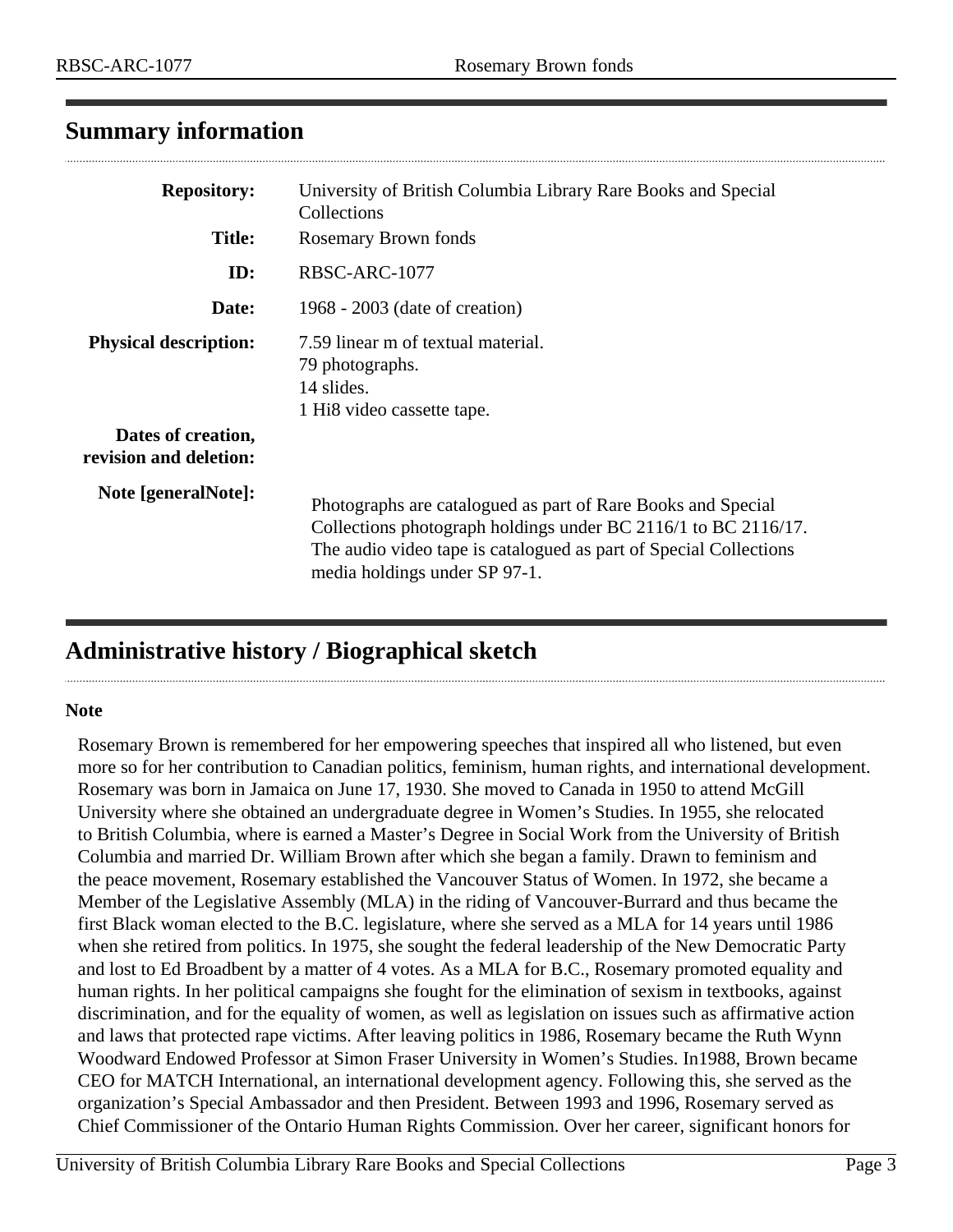## Summary information

**Repository:** University of British Columbia Library Rare Books and Special Collections

**Title:** Rosemary Brown fonds

**ID:** RBSC-ARC-1077

**Date:** 1968 - 2003 (date of creation)

**Physical description:** 7.59 linear m of textual material.
79 photographs.
14 slides.
1 Hi8 video cassette tape.

**Dates of creation, revision and deletion:**

**Note [generalNote]:** Photographs are catalogued as part of Rare Books and Special Collections photograph holdings under BC 2116/1 to BC 2116/17. The audio video tape is catalogued as part of Special Collections media holdings under SP 97-1.

## Administrative history / Biographical sketch

### Note

Rosemary Brown is remembered for her empowering speeches that inspired all who listened, but even more so for her contribution to Canadian politics, feminism, human rights, and international development. Rosemary was born in Jamaica on June 17, 1930. She moved to Canada in 1950 to attend McGill University where she obtained an undergraduate degree in Women's Studies. In 1955, she relocated to British Columbia, where is earned a Master's Degree in Social Work from the University of British Columbia and married Dr. William Brown after which she began a family. Drawn to feminism and the peace movement, Rosemary established the Vancouver Status of Women. In 1972, she became a Member of the Legislative Assembly (MLA) in the riding of Vancouver-Burrard and thus became the first Black woman elected to the B.C. legislature, where she served as a MLA for 14 years until 1986 when she retired from politics. In 1975, she sought the federal leadership of the New Democratic Party and lost to Ed Broadbent by a matter of 4 votes. As a MLA for B.C., Rosemary promoted equality and human rights. In her political campaigns she fought for the elimination of sexism in textbooks, against discrimination, and for the equality of women, as well as legislation on issues such as affirmative action and laws that protected rape victims. After leaving politics in 1986, Rosemary became the Ruth Wynn Woodward Endowed Professor at Simon Fraser University in Women's Studies. In1988, Brown became CEO for MATCH International, an international development agency. Following this, she served as the organization's Special Ambassador and then President. Between 1993 and 1996, Rosemary served as Chief Commissioner of the Ontario Human Rights Commission. Over her career, significant honors for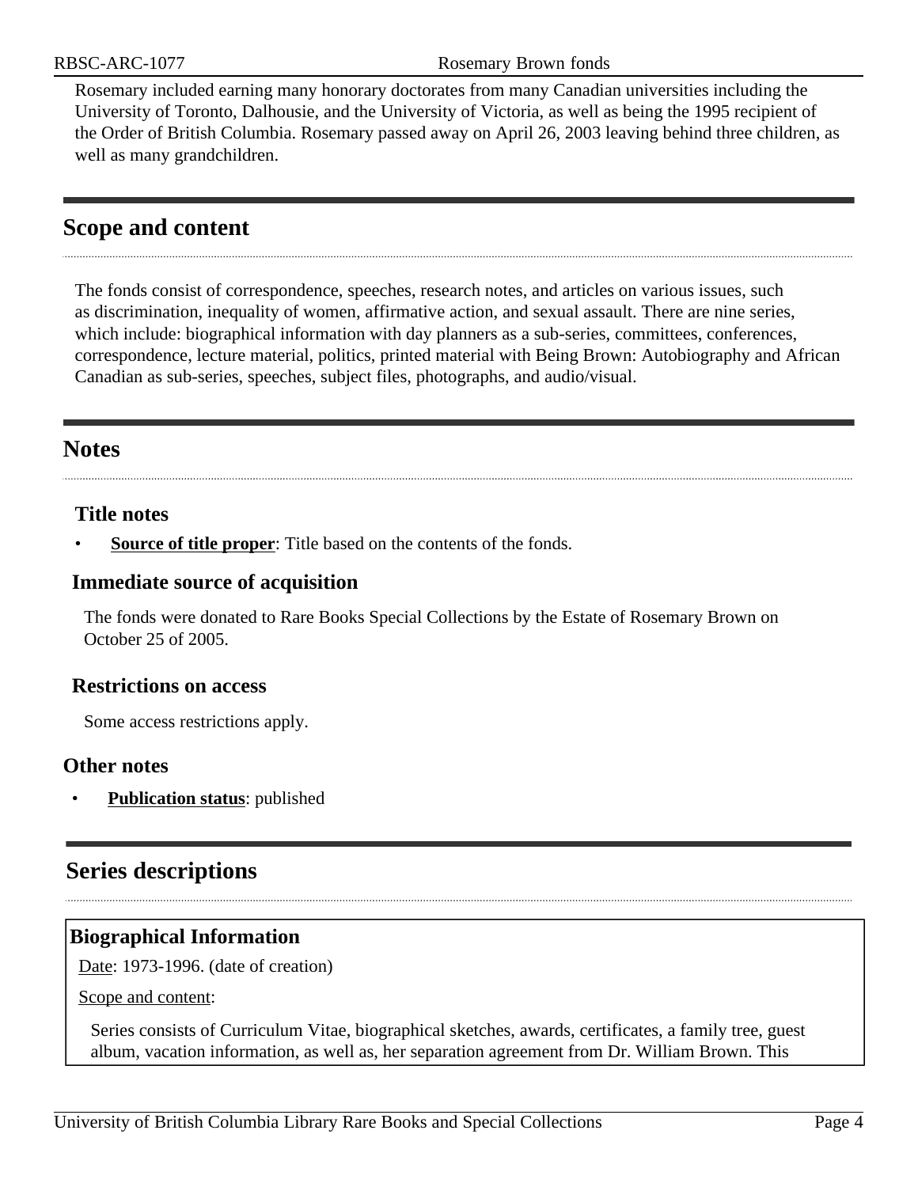Rosemary included earning many honorary doctorates from many Canadian universities including the University of Toronto, Dalhousie, and the University of Victoria, as well as being the 1995 recipient of the Order of British Columbia. Rosemary passed away on April 26, 2003 leaving behind three children, as well as many grandchildren.

## Scope and content

The fonds consist of correspondence, speeches, research notes, and articles on various issues, such as discrimination, inequality of women, affirmative action, and sexual assault. There are nine series, which include: biographical information with day planners as a sub-series, committees, conferences, correspondence, lecture material, politics, printed material with Being Brown: Autobiography and African Canadian as sub-series, speeches, subject files, photographs, and audio/visual.

## Notes

### Title notes

- **Source of title proper**: Title based on the contents of the fonds.

### Immediate source of acquisition

The fonds were donated to Rare Books Special Collections by the Estate of Rosemary Brown on October 25 of 2005.

### Restrictions on access

Some access restrictions apply.

### Other notes

- **Publication status**: published

## Series descriptions

### Biographical Information

Date: 1973-1996. (date of creation)

Scope and content:

Series consists of Curriculum Vitae, biographical sketches, awards, certificates, a family tree, guest album, vacation information, as well as, her separation agreement from Dr. William Brown. This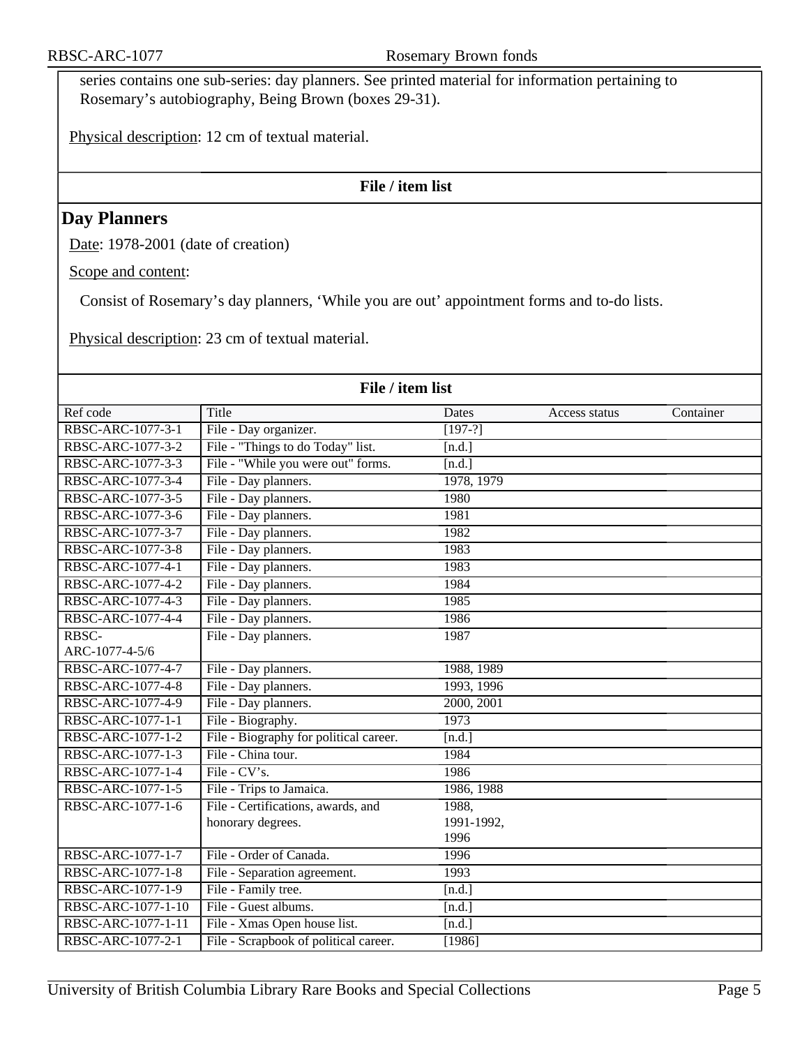series contains one sub-series: day planners. See printed material for information pertaining to Rosemary's autobiography, Being Brown (boxes 29-31).

Physical description: 12 cm of textual material.

**File / item list**

## Day Planners

Date: 1978-2001 (date of creation)

Scope and content:

Consist of Rosemary's day planners, 'While you are out' appointment forms and to-do lists.

Physical description: 23 cm of textual material.

**File / item list**

| Ref code | Title | Dates | Access status | Container |
|---|---|---|---|---|
| RBSC-ARC-1077-3-1 | File - Day organizer. | [197-?] | | |
| RBSC-ARC-1077-3-2 | File - "Things to do Today" list. | [n.d.] | | |
| RBSC-ARC-1077-3-3 | File - "While you were out" forms. | [n.d.] | | |
| RBSC-ARC-1077-3-4 | File - Day planners. | 1978, 1979 | | |
| RBSC-ARC-1077-3-5 | File - Day planners. | 1980 | | |
| RBSC-ARC-1077-3-6 | File - Day planners. | 1981 | | |
| RBSC-ARC-1077-3-7 | File - Day planners. | 1982 | | |
| RBSC-ARC-1077-3-8 | File - Day planners. | 1983 | | |
| RBSC-ARC-1077-4-1 | File - Day planners. | 1983 | | |
| RBSC-ARC-1077-4-2 | File - Day planners. | 1984 | | |
| RBSC-ARC-1077-4-3 | File - Day planners. | 1985 | | |
| RBSC-ARC-1077-4-4 | File - Day planners. | 1986 | | |
| RBSC-ARC-1077-4-5/6 | File - Day planners. | 1987 | | |
| RBSC-ARC-1077-4-7 | File - Day planners. | 1988, 1989 | | |
| RBSC-ARC-1077-4-8 | File - Day planners. | 1993, 1996 | | |
| RBSC-ARC-1077-4-9 | File - Day planners. | 2000, 2001 | | |
| RBSC-ARC-1077-1-1 | File - Biography. | 1973 | | |
| RBSC-ARC-1077-1-2 | File - Biography for political career. | [n.d.] | | |
| RBSC-ARC-1077-1-3 | File - China tour. | 1984 | | |
| RBSC-ARC-1077-1-4 | File - CV's. | 1986 | | |
| RBSC-ARC-1077-1-5 | File - Trips to Jamaica. | 1986, 1988 | | |
| RBSC-ARC-1077-1-6 | File - Certifications, awards, and honorary degrees. | 1988, 1991-1992, 1996 | | |
| RBSC-ARC-1077-1-7 | File - Order of Canada. | 1996 | | |
| RBSC-ARC-1077-1-8 | File - Separation agreement. | 1993 | | |
| RBSC-ARC-1077-1-9 | File - Family tree. | [n.d.] | | |
| RBSC-ARC-1077-1-10 | File - Guest albums. | [n.d.] | | |
| RBSC-ARC-1077-1-11 | File - Xmas Open house list. | [n.d.] | | |
| RBSC-ARC-1077-2-1 | File - Scrapbook of political career. | [1986] | | |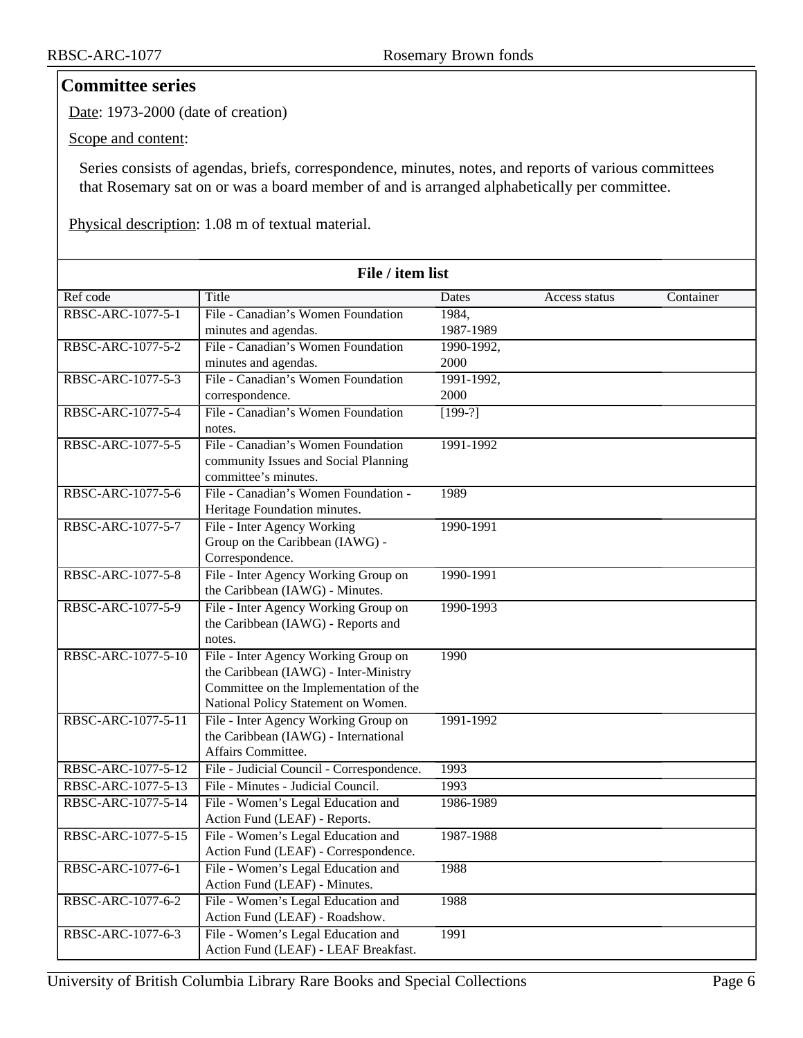## Committee series

Date: 1973-2000 (date of creation)

Scope and content:

Series consists of agendas, briefs, correspondence, minutes, notes, and reports of various committees that Rosemary sat on or was a board member of and is arranged alphabetically per committee.

Physical description: 1.08 m of textual material.

**File / item list**

| Ref code | Title | Dates | Access status | Container |
|---|---|---|---|---|
| RBSC-ARC-1077-5-1 | File - Canadian's Women Foundation minutes and agendas. | 1984, 1987-1989 | | |
| RBSC-ARC-1077-5-2 | File - Canadian's Women Foundation minutes and agendas. | 1990-1992, 2000 | | |
| RBSC-ARC-1077-5-3 | File - Canadian's Women Foundation correspondence. | 1991-1992, 2000 | | |
| RBSC-ARC-1077-5-4 | File - Canadian's Women Foundation notes. | [199-?] | | |
| RBSC-ARC-1077-5-5 | File - Canadian's Women Foundation community Issues and Social Planning committee's minutes. | 1991-1992 | | |
| RBSC-ARC-1077-5-6 | File - Canadian's Women Foundation - Heritage Foundation minutes. | 1989 | | |
| RBSC-ARC-1077-5-7 | File - Inter Agency Working Group on the Caribbean (IAWG) - Correspondence. | 1990-1991 | | |
| RBSC-ARC-1077-5-8 | File - Inter Agency Working Group on the Caribbean (IAWG) - Minutes. | 1990-1991 | | |
| RBSC-ARC-1077-5-9 | File - Inter Agency Working Group on the Caribbean (IAWG) - Reports and notes. | 1990-1993 | | |
| RBSC-ARC-1077-5-10 | File - Inter Agency Working Group on the Caribbean (IAWG) - Inter-Ministry Committee on the Implementation of the National Policy Statement on Women. | 1990 | | |
| RBSC-ARC-1077-5-11 | File - Inter Agency Working Group on the Caribbean (IAWG) - International Affairs Committee. | 1991-1992 | | |
| RBSC-ARC-1077-5-12 | File - Judicial Council - Correspondence. | 1993 | | |
| RBSC-ARC-1077-5-13 | File - Minutes - Judicial Council. | 1993 | | |
| RBSC-ARC-1077-5-14 | File - Women's Legal Education and Action Fund (LEAF) - Reports. | 1986-1989 | | |
| RBSC-ARC-1077-5-15 | File - Women's Legal Education and Action Fund (LEAF) - Correspondence. | 1987-1988 | | |
| RBSC-ARC-1077-6-1 | File - Women's Legal Education and Action Fund (LEAF) - Minutes. | 1988 | | |
| RBSC-ARC-1077-6-2 | File - Women's Legal Education and Action Fund (LEAF) - Roadshow. | 1988 | | |
| RBSC-ARC-1077-6-3 | File - Women's Legal Education and Action Fund (LEAF) - LEAF Breakfast. | 1991 | | |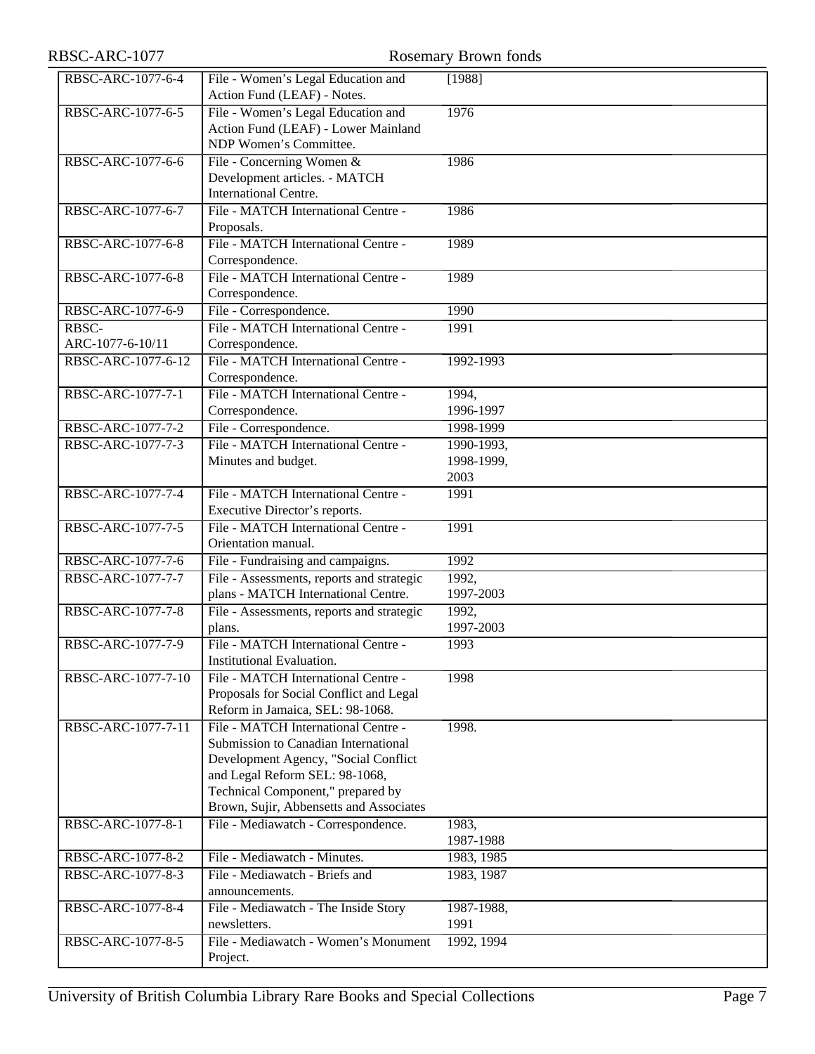| | | |
|---|---|---|
| RBSC-ARC-1077-6-4 | File - Women's Legal Education and Action Fund (LEAF) - Notes. | [1988] |
| RBSC-ARC-1077-6-5 | File - Women's Legal Education and Action Fund (LEAF) - Lower Mainland NDP Women's Committee. | 1976 |
| RBSC-ARC-1077-6-6 | File - Concerning Women & Development articles. - MATCH International Centre. | 1986 |
| RBSC-ARC-1077-6-7 | File - MATCH International Centre - Proposals. | 1986 |
| RBSC-ARC-1077-6-8 | File - MATCH International Centre - Correspondence. | 1989 |
| RBSC-ARC-1077-6-8 | File - MATCH International Centre - Correspondence. | 1989 |
| RBSC-ARC-1077-6-9 | File - Correspondence. | 1990 |
| RBSC-ARC-1077-6-10/11 | File - MATCH International Centre - Correspondence. | 1991 |
| RBSC-ARC-1077-6-12 | File - MATCH International Centre - Correspondence. | 1992-1993 |
| RBSC-ARC-1077-7-1 | File - MATCH International Centre - Correspondence. | 1994, 1996-1997 |
| RBSC-ARC-1077-7-2 | File - Correspondence. | 1998-1999 |
| RBSC-ARC-1077-7-3 | File - MATCH International Centre - Minutes and budget. | 1990-1993, 1998-1999, 2003 |
| RBSC-ARC-1077-7-4 | File - MATCH International Centre - Executive Director's reports. | 1991 |
| RBSC-ARC-1077-7-5 | File - MATCH International Centre - Orientation manual. | 1991 |
| RBSC-ARC-1077-7-6 | File - Fundraising and campaigns. | 1992 |
| RBSC-ARC-1077-7-7 | File - Assessments, reports and strategic plans - MATCH International Centre. | 1992, 1997-2003 |
| RBSC-ARC-1077-7-8 | File - Assessments, reports and strategic plans. | 1992, 1997-2003 |
| RBSC-ARC-1077-7-9 | File - MATCH International Centre - Institutional Evaluation. | 1993 |
| RBSC-ARC-1077-7-10 | File - MATCH International Centre - Proposals for Social Conflict and Legal Reform in Jamaica, SEL: 98-1068. | 1998 |
| RBSC-ARC-1077-7-11 | File - MATCH International Centre - Submission to Canadian International Development Agency, "Social Conflict and Legal Reform SEL: 98-1068, Technical Component," prepared by Brown, Sujir, Abbensetts and Associates | 1998. |
| RBSC-ARC-1077-8-1 | File - Mediawatch - Correspondence. | 1983, 1987-1988 |
| RBSC-ARC-1077-8-2 | File - Mediawatch - Minutes. | 1983, 1985 |
| RBSC-ARC-1077-8-3 | File - Mediawatch - Briefs and announcements. | 1983, 1987 |
| RBSC-ARC-1077-8-4 | File - Mediawatch - The Inside Story newsletters. | 1987-1988, 1991 |
| RBSC-ARC-1077-8-5 | File - Mediawatch - Women's Monument Project. | 1992, 1994 |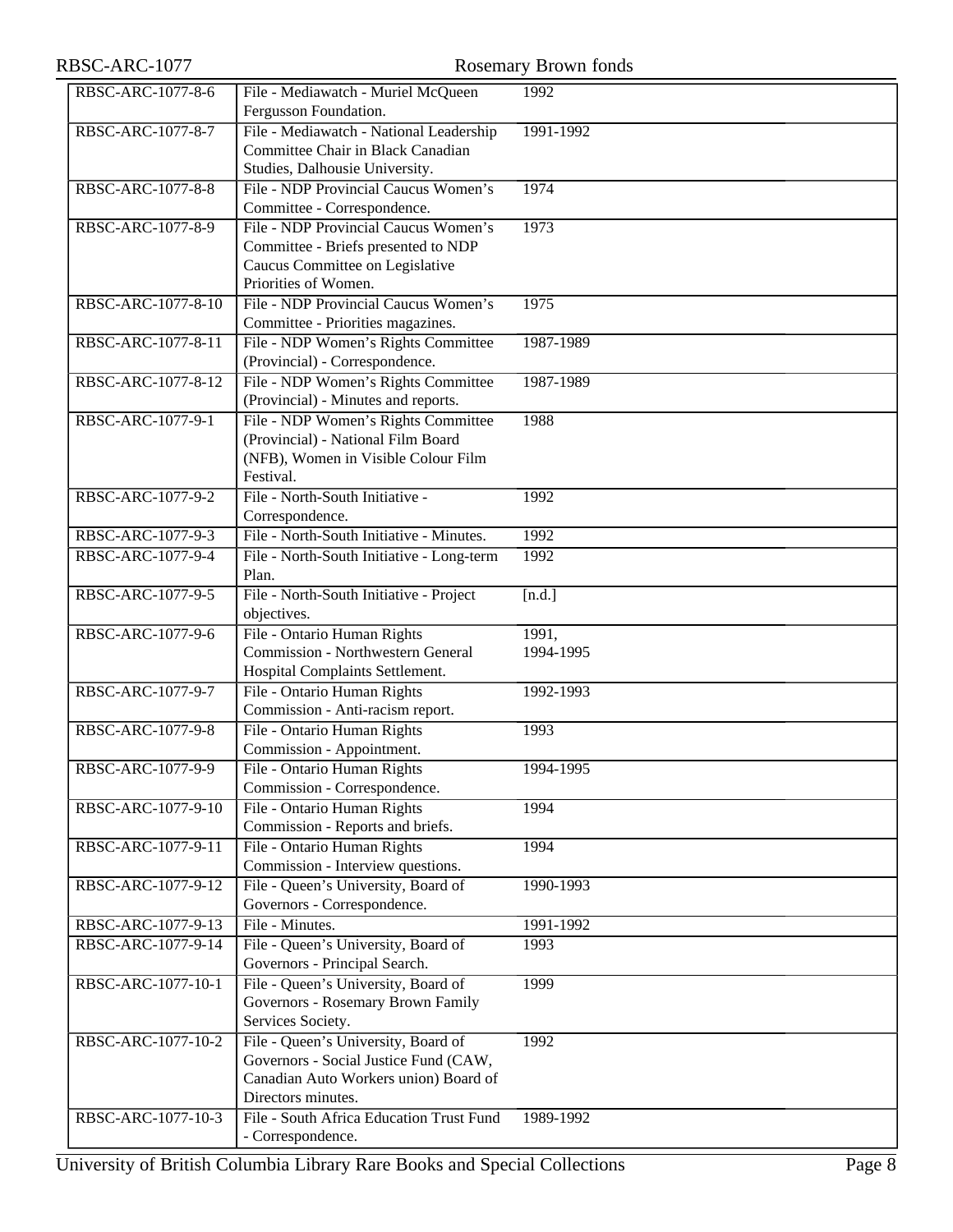| | | |
|---|---|---|
| RBSC-ARC-1077-8-6 | File - Mediawatch - Muriel McQueen Fergusson Foundation. | 1992 |
| RBSC-ARC-1077-8-7 | File - Mediawatch - National Leadership Committee Chair in Black Canadian Studies, Dalhousie University. | 1991-1992 |
| RBSC-ARC-1077-8-8 | File - NDP Provincial Caucus Women's Committee - Correspondence. | 1974 |
| RBSC-ARC-1077-8-9 | File - NDP Provincial Caucus Women's Committee - Briefs presented to NDP Caucus Committee on Legislative Priorities of Women. | 1973 |
| RBSC-ARC-1077-8-10 | File - NDP Provincial Caucus Women's Committee - Priorities magazines. | 1975 |
| RBSC-ARC-1077-8-11 | File - NDP Women's Rights Committee (Provincial) - Correspondence. | 1987-1989 |
| RBSC-ARC-1077-8-12 | File - NDP Women's Rights Committee (Provincial) - Minutes and reports. | 1987-1989 |
| RBSC-ARC-1077-9-1 | File - NDP Women's Rights Committee (Provincial) - National Film Board (NFB), Women in Visible Colour Film Festival. | 1988 |
| RBSC-ARC-1077-9-2 | File - North-South Initiative - Correspondence. | 1992 |
| RBSC-ARC-1077-9-3 | File - North-South Initiative - Minutes. | 1992 |
| RBSC-ARC-1077-9-4 | File - North-South Initiative - Long-term Plan. | 1992 |
| RBSC-ARC-1077-9-5 | File - North-South Initiative - Project objectives. | [n.d.] |
| RBSC-ARC-1077-9-6 | File - Ontario Human Rights Commission - Northwestern General Hospital Complaints Settlement. | 1991, 1994-1995 |
| RBSC-ARC-1077-9-7 | File - Ontario Human Rights Commission - Anti-racism report. | 1992-1993 |
| RBSC-ARC-1077-9-8 | File - Ontario Human Rights Commission - Appointment. | 1993 |
| RBSC-ARC-1077-9-9 | File - Ontario Human Rights Commission - Correspondence. | 1994-1995 |
| RBSC-ARC-1077-9-10 | File - Ontario Human Rights Commission - Reports and briefs. | 1994 |
| RBSC-ARC-1077-9-11 | File - Ontario Human Rights Commission - Interview questions. | 1994 |
| RBSC-ARC-1077-9-12 | File - Queen's University, Board of Governors - Correspondence. | 1990-1993 |
| RBSC-ARC-1077-9-13 | File - Minutes. | 1991-1992 |
| RBSC-ARC-1077-9-14 | File - Queen's University, Board of Governors - Principal Search. | 1993 |
| RBSC-ARC-1077-10-1 | File - Queen's University, Board of Governors - Rosemary Brown Family Services Society. | 1999 |
| RBSC-ARC-1077-10-2 | File - Queen's University, Board of Governors - Social Justice Fund (CAW, Canadian Auto Workers union) Board of Directors minutes. | 1992 |
| RBSC-ARC-1077-10-3 | File - South Africa Education Trust Fund - Correspondence. | 1989-1992 |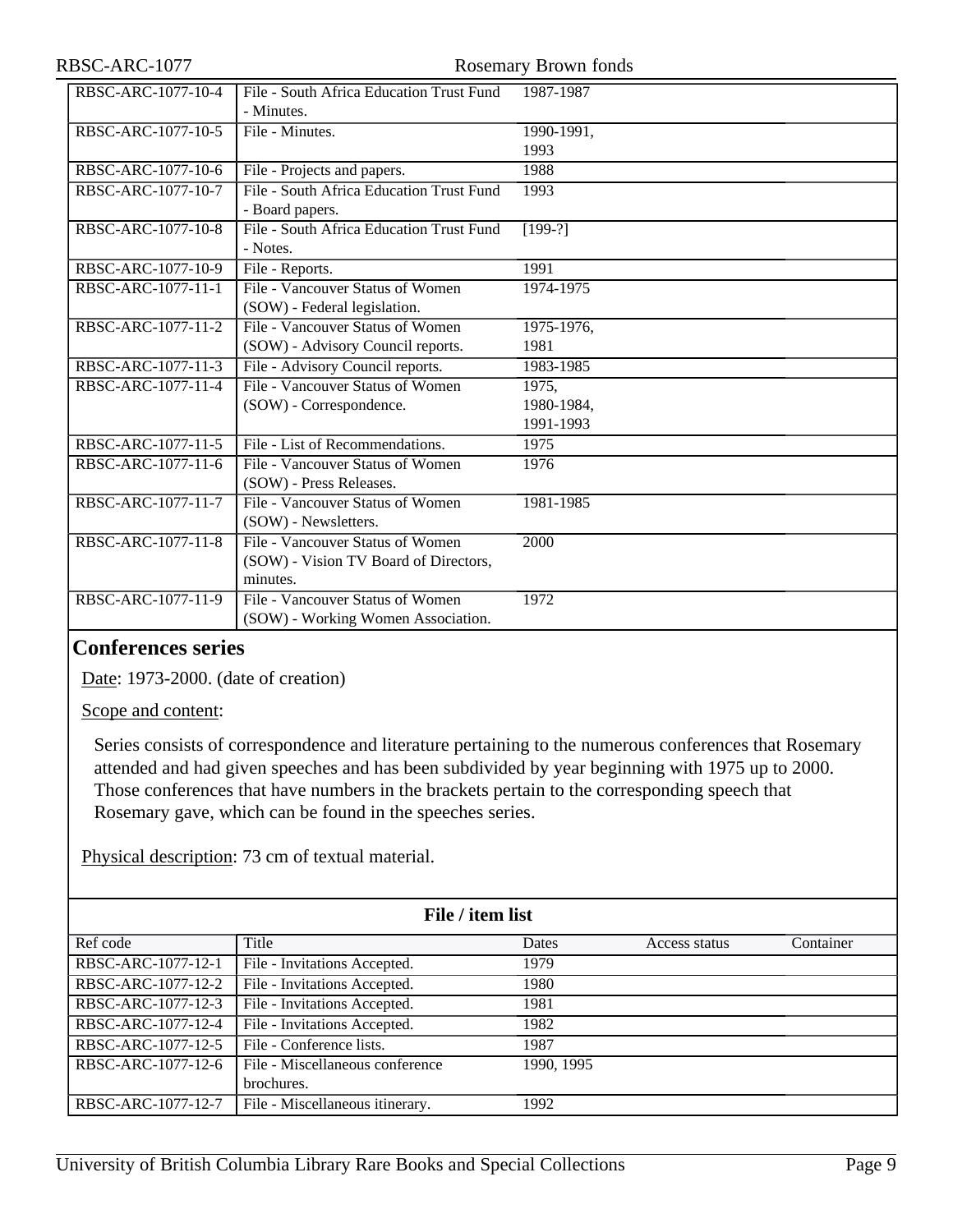| Ref code | Title | Dates | Access status | Container |
|---|---|---|---|---|
| RBSC-ARC-1077-10-4 | File - South Africa Education Trust Fund - Minutes. | 1987-1987 | | |
| RBSC-ARC-1077-10-5 | File - Minutes. | 1990-1991, 1993 | | |
| RBSC-ARC-1077-10-6 | File - Projects and papers. | 1988 | | |
| RBSC-ARC-1077-10-7 | File - South Africa Education Trust Fund - Board papers. | 1993 | | |
| RBSC-ARC-1077-10-8 | File - South Africa Education Trust Fund - Notes. | [199-?] | | |
| RBSC-ARC-1077-10-9 | File - Reports. | 1991 | | |
| RBSC-ARC-1077-11-1 | File - Vancouver Status of Women (SOW) - Federal legislation. | 1974-1975 | | |
| RBSC-ARC-1077-11-2 | File - Vancouver Status of Women (SOW) - Advisory Council reports. | 1975-1976, 1981 | | |
| RBSC-ARC-1077-11-3 | File - Advisory Council reports. | 1983-1985 | | |
| RBSC-ARC-1077-11-4 | File - Vancouver Status of Women (SOW) - Correspondence. | 1975, 1980-1984, 1991-1993 | | |
| RBSC-ARC-1077-11-5 | File - List of Recommendations. | 1975 | | |
| RBSC-ARC-1077-11-6 | File - Vancouver Status of Women (SOW) - Press Releases. | 1976 | | |
| RBSC-ARC-1077-11-7 | File - Vancouver Status of Women (SOW) - Newsletters. | 1981-1985 | | |
| RBSC-ARC-1077-11-8 | File - Vancouver Status of Women (SOW) - Vision TV Board of Directors, minutes. | 2000 | | |
| RBSC-ARC-1077-11-9 | File - Vancouver Status of Women (SOW) - Working Women Association. | 1972 | | |

## Conferences series

Date: 1973-2000. (date of creation)

Scope and content:

Series consists of correspondence and literature pertaining to the numerous conferences that Rosemary attended and had given speeches and has been subdivided by year beginning with 1975 up to 2000. Those conferences that have numbers in the brackets pertain to the corresponding speech that Rosemary gave, which can be found in the speeches series.

Physical description: 73 cm of textual material.

**File / item list**

| Ref code | Title | Dates | Access status | Container |
|---|---|---|---|---|
| RBSC-ARC-1077-12-1 | File - Invitations Accepted. | 1979 | | |
| RBSC-ARC-1077-12-2 | File - Invitations Accepted. | 1980 | | |
| RBSC-ARC-1077-12-3 | File - Invitations Accepted. | 1981 | | |
| RBSC-ARC-1077-12-4 | File - Invitations Accepted. | 1982 | | |
| RBSC-ARC-1077-12-5 | File - Conference lists. | 1987 | | |
| RBSC-ARC-1077-12-6 | File - Miscellaneous conference brochures. | 1990, 1995 | | |
| RBSC-ARC-1077-12-7 | File - Miscellaneous itinerary. | 1992 | | |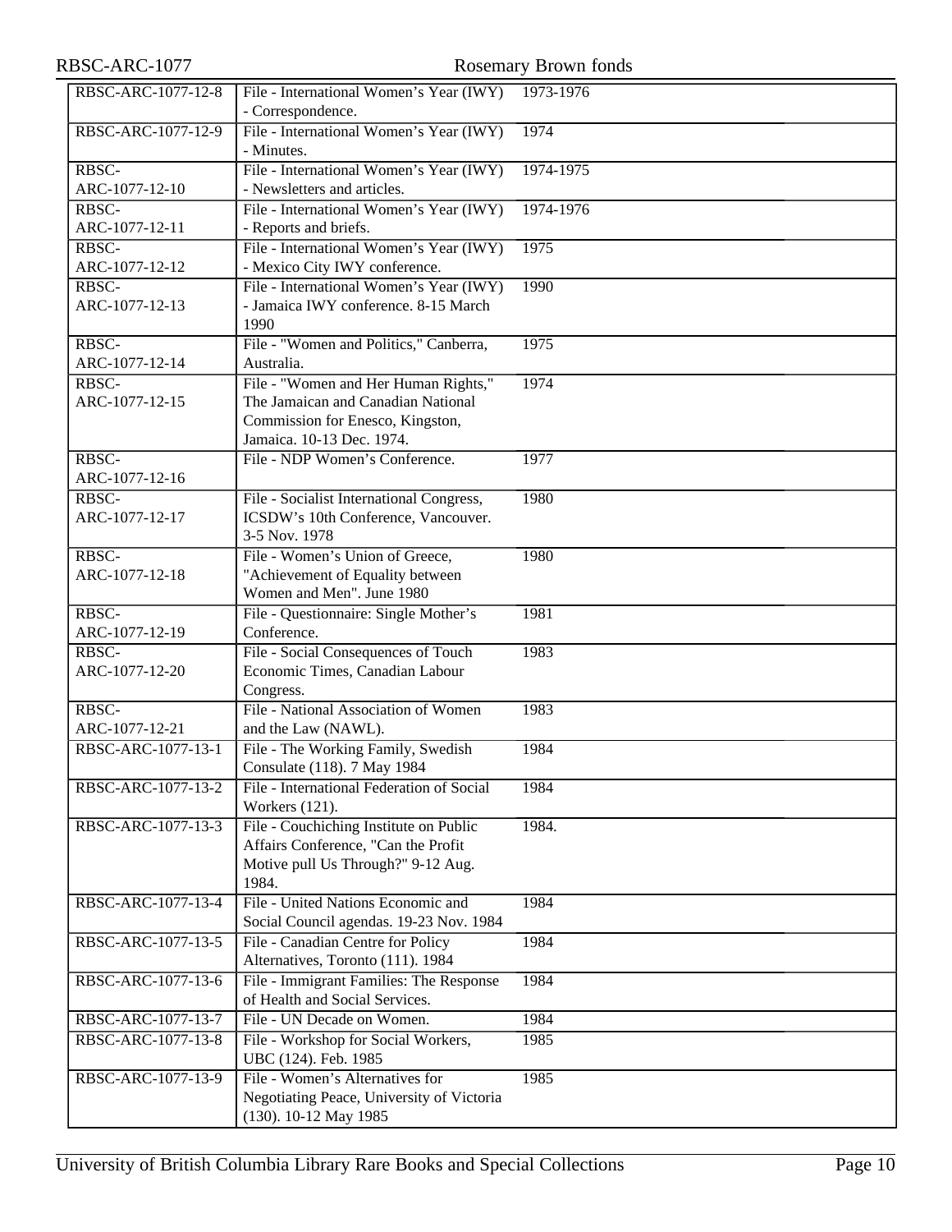| RBSC-ARC-1077-12-8 | File - International Women's Year (IWY) - Correspondence. | 1973-1976 |
|---|---|---|
| RBSC-ARC-1077-12-9 | File - International Women's Year (IWY) - Minutes. | 1974 |
| RBSC-ARC-1077-12-10 | File - International Women's Year (IWY) - Newsletters and articles. | 1974-1975 |
| RBSC-ARC-1077-12-11 | File - International Women's Year (IWY) - Reports and briefs. | 1974-1976 |
| RBSC-ARC-1077-12-12 | File - International Women's Year (IWY) - Mexico City IWY conference. | 1975 |
| RBSC-ARC-1077-12-13 | File - International Women's Year (IWY) - Jamaica IWY conference. 8-15 March 1990 | 1990 |
| RBSC-ARC-1077-12-14 | File - "Women and Politics," Canberra, Australia. | 1975 |
| RBSC-ARC-1077-12-15 | File - "Women and Her Human Rights," The Jamaican and Canadian National Commission for Enesco, Kingston, Jamaica. 10-13 Dec. 1974. | 1974 |
| RBSC-ARC-1077-12-16 | File - NDP Women's Conference. | 1977 |
| RBSC-ARC-1077-12-17 | File - Socialist International Congress, ICSDW's 10th Conference, Vancouver. 3-5 Nov. 1978 | 1980 |
| RBSC-ARC-1077-12-18 | File - Women's Union of Greece, "Achievement of Equality between Women and Men". June 1980 | 1980 |
| RBSC-ARC-1077-12-19 | File - Questionnaire: Single Mother's Conference. | 1981 |
| RBSC-ARC-1077-12-20 | File - Social Consequences of Touch Economic Times, Canadian Labour Congress. | 1983 |
| RBSC-ARC-1077-12-21 | File - National Association of Women and the Law (NAWL). | 1983 |
| RBSC-ARC-1077-13-1 | File - The Working Family, Swedish Consulate (118). 7 May 1984 | 1984 |
| RBSC-ARC-1077-13-2 | File - International Federation of Social Workers (121). | 1984 |
| RBSC-ARC-1077-13-3 | File - Couchiching Institute on Public Affairs Conference, "Can the Profit Motive pull Us Through?" 9-12 Aug. 1984. | 1984. |
| RBSC-ARC-1077-13-4 | File - United Nations Economic and Social Council agendas. 19-23 Nov. 1984 | 1984 |
| RBSC-ARC-1077-13-5 | File - Canadian Centre for Policy Alternatives, Toronto (111). 1984 | 1984 |
| RBSC-ARC-1077-13-6 | File - Immigrant Families: The Response of Health and Social Services. | 1984 |
| RBSC-ARC-1077-13-7 | File - UN Decade on Women. | 1984 |
| RBSC-ARC-1077-13-8 | File - Workshop for Social Workers, UBC (124). Feb. 1985 | 1985 |
| RBSC-ARC-1077-13-9 | File - Women's Alternatives for Negotiating Peace, University of Victoria (130). 10-12 May 1985 | 1985 |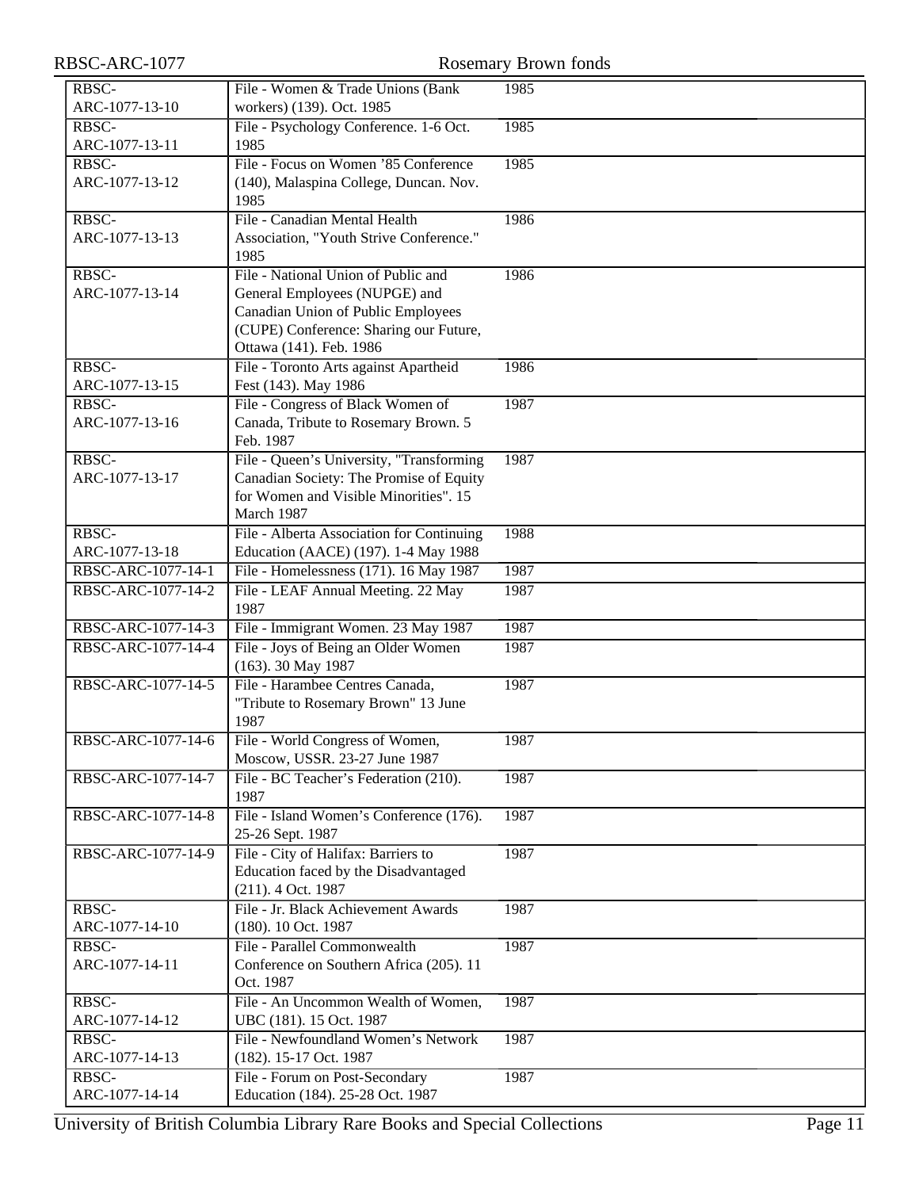| | | | |
|---|---|---|---|
| RBSC-ARC-1077-13-10 | File - Women & Trade Unions (Bank workers) (139). Oct. 1985 | 1985 | |
| RBSC-ARC-1077-13-11 | File - Psychology Conference. 1-6 Oct. 1985 | 1985 | |
| RBSC-ARC-1077-13-12 | File - Focus on Women '85 Conference (140), Malaspina College, Duncan. Nov. 1985 | 1985 | |
| RBSC-ARC-1077-13-13 | File - Canadian Mental Health Association, "Youth Strive Conference." 1985 | 1986 | |
| RBSC-ARC-1077-13-14 | File - National Union of Public and General Employees (NUPGE) and Canadian Union of Public Employees (CUPE) Conference: Sharing our Future, Ottawa (141). Feb. 1986 | 1986 | |
| RBSC-ARC-1077-13-15 | File - Toronto Arts against Apartheid Fest (143). May 1986 | 1986 | |
| RBSC-ARC-1077-13-16 | File - Congress of Black Women of Canada, Tribute to Rosemary Brown. 5 Feb. 1987 | 1987 | |
| RBSC-ARC-1077-13-17 | File - Queen's University, "Transforming Canadian Society: The Promise of Equity for Women and Visible Minorities". 15 March 1987 | 1987 | |
| RBSC-ARC-1077-13-18 | File - Alberta Association for Continuing Education (AACE) (197). 1-4 May 1988 | 1988 | |
| RBSC-ARC-1077-14-1 | File - Homelessness (171). 16 May 1987 | 1987 | |
| RBSC-ARC-1077-14-2 | File - LEAF Annual Meeting. 22 May 1987 | 1987 | |
| RBSC-ARC-1077-14-3 | File - Immigrant Women. 23 May 1987 | 1987 | |
| RBSC-ARC-1077-14-4 | File - Joys of Being an Older Women (163). 30 May 1987 | 1987 | |
| RBSC-ARC-1077-14-5 | File - Harambee Centres Canada, "Tribute to Rosemary Brown" 13 June 1987 | 1987 | |
| RBSC-ARC-1077-14-6 | File - World Congress of Women, Moscow, USSR. 23-27 June 1987 | 1987 | |
| RBSC-ARC-1077-14-7 | File - BC Teacher's Federation (210). 1987 | 1987 | |
| RBSC-ARC-1077-14-8 | File - Island Women's Conference (176). 25-26 Sept. 1987 | 1987 | |
| RBSC-ARC-1077-14-9 | File - City of Halifax: Barriers to Education faced by the Disadvantaged (211). 4 Oct. 1987 | 1987 | |
| RBSC-ARC-1077-14-10 | File - Jr. Black Achievement Awards (180). 10 Oct. 1987 | 1987 | |
| RBSC-ARC-1077-14-11 | File - Parallel Commonwealth Conference on Southern Africa (205). 11 Oct. 1987 | 1987 | |
| RBSC-ARC-1077-14-12 | File - An Uncommon Wealth of Women, UBC (181). 15 Oct. 1987 | 1987 | |
| RBSC-ARC-1077-14-13 | File - Newfoundland Women's Network (182). 15-17 Oct. 1987 | 1987 | |
| RBSC-ARC-1077-14-14 | File - Forum on Post-Secondary Education (184). 25-28 Oct. 1987 | 1987 | |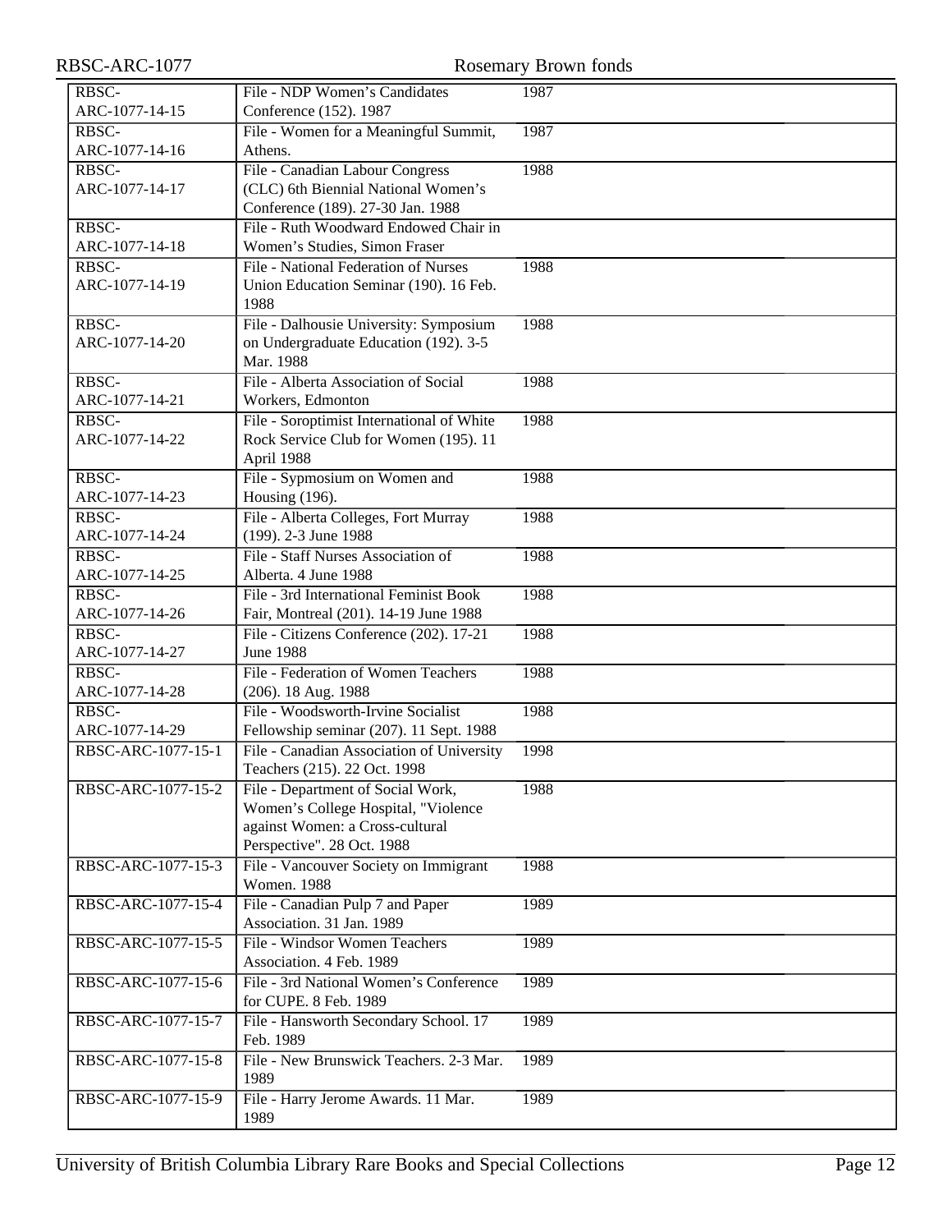| | | |
|---|---|---|
| RBSC-ARC-1077-14-15 | File - NDP Women's Candidates Conference (152). 1987 | 1987 |
| RBSC-ARC-1077-14-16 | File - Women for a Meaningful Summit, Athens. | 1987 |
| RBSC-ARC-1077-14-17 | File - Canadian Labour Congress (CLC) 6th Biennial National Women's Conference (189). 27-30 Jan. 1988 | 1988 |
| RBSC-ARC-1077-14-18 | File - Ruth Woodward Endowed Chair in Women's Studies, Simon Fraser | |
| RBSC-ARC-1077-14-19 | File - National Federation of Nurses Union Education Seminar (190). 16 Feb. 1988 | 1988 |
| RBSC-ARC-1077-14-20 | File - Dalhousie University: Symposium on Undergraduate Education (192). 3-5 Mar. 1988 | 1988 |
| RBSC-ARC-1077-14-21 | File - Alberta Association of Social Workers, Edmonton | 1988 |
| RBSC-ARC-1077-14-22 | File - Soroptimist International of White Rock Service Club for Women (195). 11 April 1988 | 1988 |
| RBSC-ARC-1077-14-23 | File - Sypmosium on Women and Housing (196). | 1988 |
| RBSC-ARC-1077-14-24 | File - Alberta Colleges, Fort Murray (199). 2-3 June 1988 | 1988 |
| RBSC-ARC-1077-14-25 | File - Staff Nurses Association of Alberta. 4 June 1988 | 1988 |
| RBSC-ARC-1077-14-26 | File - 3rd International Feminist Book Fair, Montreal (201). 14-19 June 1988 | 1988 |
| RBSC-ARC-1077-14-27 | File - Citizens Conference (202). 17-21 June 1988 | 1988 |
| RBSC-ARC-1077-14-28 | File - Federation of Women Teachers (206). 18 Aug. 1988 | 1988 |
| RBSC-ARC-1077-14-29 | File - Woodsworth-Irvine Socialist Fellowship seminar (207). 11 Sept. 1988 | 1988 |
| RBSC-ARC-1077-15-1 | File - Canadian Association of University Teachers (215). 22 Oct. 1998 | 1998 |
| RBSC-ARC-1077-15-2 | File - Department of Social Work, Women's College Hospital, "Violence against Women: a Cross-cultural Perspective". 28 Oct. 1988 | 1988 |
| RBSC-ARC-1077-15-3 | File - Vancouver Society on Immigrant Women. 1988 | 1988 |
| RBSC-ARC-1077-15-4 | File - Canadian Pulp 7 and Paper Association. 31 Jan. 1989 | 1989 |
| RBSC-ARC-1077-15-5 | File - Windsor Women Teachers Association. 4 Feb. 1989 | 1989 |
| RBSC-ARC-1077-15-6 | File - 3rd National Women's Conference for CUPE. 8 Feb. 1989 | 1989 |
| RBSC-ARC-1077-15-7 | File - Hansworth Secondary School. 17 Feb. 1989 | 1989 |
| RBSC-ARC-1077-15-8 | File - New Brunswick Teachers. 2-3 Mar. 1989 | 1989 |
| RBSC-ARC-1077-15-9 | File - Harry Jerome Awards. 11 Mar. 1989 | 1989 |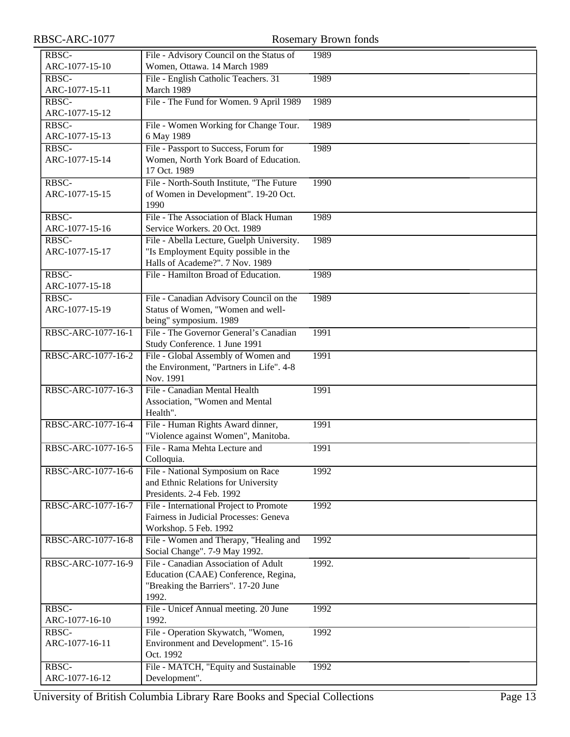| | | |
|---|---|---|
| RBSC-ARC-1077-15-10 | File - Advisory Council on the Status of Women, Ottawa. 14 March 1989 | 1989 |
| RBSC-ARC-1077-15-11 | File - English Catholic Teachers. 31 March 1989 | 1989 |
| RBSC-ARC-1077-15-12 | File - The Fund for Women. 9 April 1989 | 1989 |
| RBSC-ARC-1077-15-13 | File - Women Working for Change Tour. 6 May 1989 | 1989 |
| RBSC-ARC-1077-15-14 | File - Passport to Success, Forum for Women, North York Board of Education. 17 Oct. 1989 | 1989 |
| RBSC-ARC-1077-15-15 | File - North-South Institute, "The Future of Women in Development". 19-20 Oct. 1990 | 1990 |
| RBSC-ARC-1077-15-16 | File - The Association of Black Human Service Workers. 20 Oct. 1989 | 1989 |
| RBSC-ARC-1077-15-17 | File - Abella Lecture, Guelph University. "Is Employment Equity possible in the Halls of Academe?". 7 Nov. 1989 | 1989 |
| RBSC-ARC-1077-15-18 | File - Hamilton Broad of Education. | 1989 |
| RBSC-ARC-1077-15-19 | File - Canadian Advisory Council on the Status of Women, "Women and well-being" symposium. 1989 | 1989 |
| RBSC-ARC-1077-16-1 | File - The Governor General's Canadian Study Conference. 1 June 1991 | 1991 |
| RBSC-ARC-1077-16-2 | File - Global Assembly of Women and the Environment, "Partners in Life". 4-8 Nov. 1991 | 1991 |
| RBSC-ARC-1077-16-3 | File - Canadian Mental Health Association, "Women and Mental Health". | 1991 |
| RBSC-ARC-1077-16-4 | File - Human Rights Award dinner, "Violence against Women", Manitoba. | 1991 |
| RBSC-ARC-1077-16-5 | File - Rama Mehta Lecture and Colloquia. | 1991 |
| RBSC-ARC-1077-16-6 | File - National Symposium on Race and Ethnic Relations for University Presidents. 2-4 Feb. 1992 | 1992 |
| RBSC-ARC-1077-16-7 | File - International Project to Promote Fairness in Judicial Processes: Geneva Workshop. 5 Feb. 1992 | 1992 |
| RBSC-ARC-1077-16-8 | File - Women and Therapy, "Healing and Social Change". 7-9 May 1992. | 1992 |
| RBSC-ARC-1077-16-9 | File - Canadian Association of Adult Education (CAAE) Conference, Regina, "Breaking the Barriers". 17-20 June 1992. | 1992. |
| RBSC-ARC-1077-16-10 | File - Unicef Annual meeting. 20 June 1992. | 1992 |
| RBSC-ARC-1077-16-11 | File - Operation Skywatch, "Women, Environment and Development". 15-16 Oct. 1992 | 1992 |
| RBSC-ARC-1077-16-12 | File - MATCH, "Equity and Sustainable Development". | 1992 |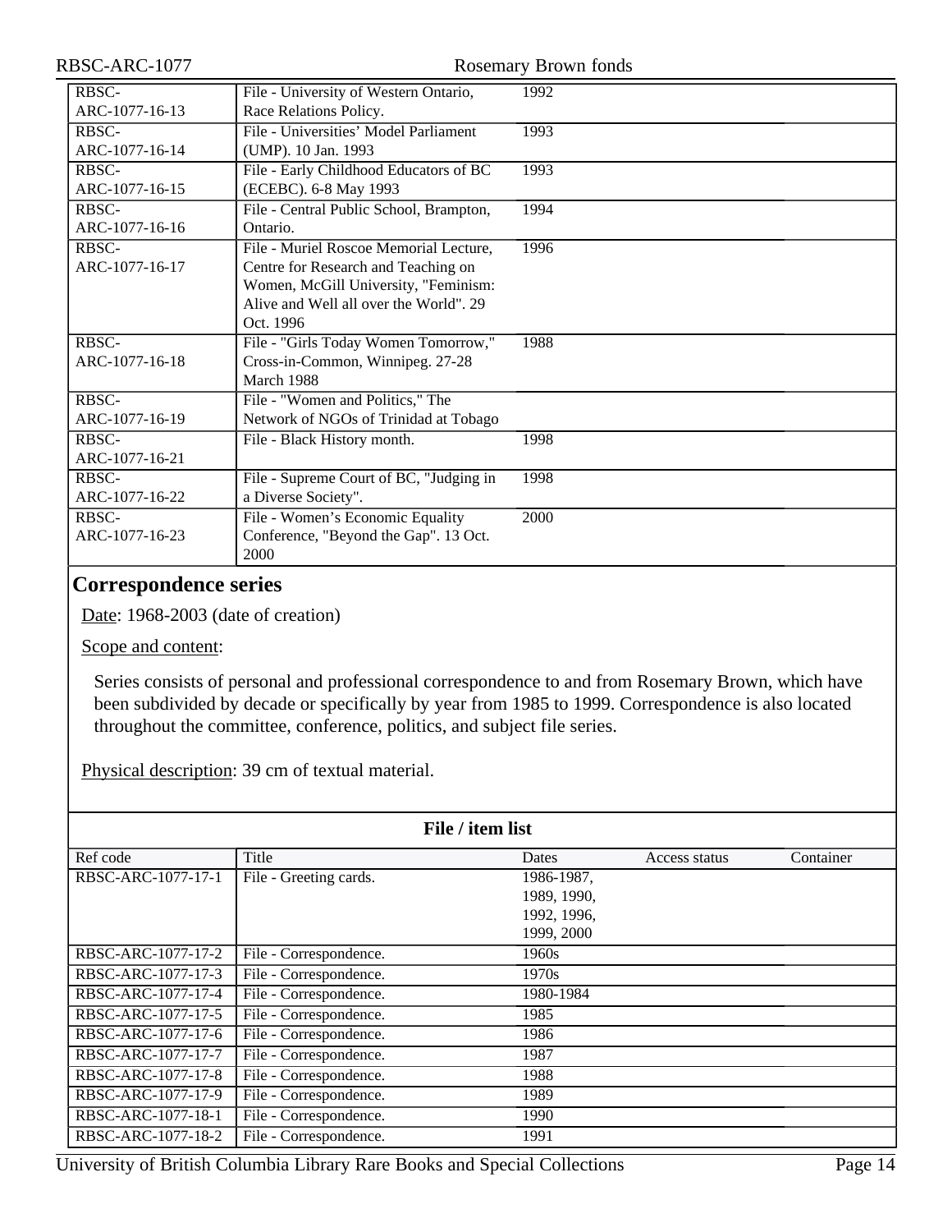| Ref code | Title | Dates | Access status | Container |
|---|---|---|---|---|
| RBSC-ARC-1077-16-13 | File - University of Western Ontario, Race Relations Policy. | 1992 | | |
| RBSC-ARC-1077-16-14 | File - Universities' Model Parliament (UMP). 10 Jan. 1993 | 1993 | | |
| RBSC-ARC-1077-16-15 | File - Early Childhood Educators of BC (ECEBC). 6-8 May 1993 | 1993 | | |
| RBSC-ARC-1077-16-16 | File - Central Public School, Brampton, Ontario. | 1994 | | |
| RBSC-ARC-1077-16-17 | File - Muriel Roscoe Memorial Lecture, Centre for Research and Teaching on Women, McGill University, "Feminism: Alive and Well all over the World". 29 Oct. 1996 | 1996 | | |
| RBSC-ARC-1077-16-18 | File - "Girls Today Women Tomorrow," Cross-in-Common, Winnipeg. 27-28 March 1988 | 1988 | | |
| RBSC-ARC-1077-16-19 | File - "Women and Politics," The Network of NGOs of Trinidad at Tobago | | | |
| RBSC-ARC-1077-16-21 | File - Black History month. | 1998 | | |
| RBSC-ARC-1077-16-22 | File - Supreme Court of BC, "Judging in a Diverse Society". | 1998 | | |
| RBSC-ARC-1077-16-23 | File - Women's Economic Equality Conference, "Beyond the Gap". 13 Oct. 2000 | 2000 | | |

## Correspondence series

Date: 1968-2003 (date of creation)

Scope and content:

Series consists of personal and professional correspondence to and from Rosemary Brown, which have been subdivided by decade or specifically by year from 1985 to 1999. Correspondence is also located throughout the committee, conference, politics, and subject file series.

Physical description: 39 cm of textual material.

**File / item list**

| Ref code | Title | Dates | Access status | Container |
|---|---|---|---|---|
| RBSC-ARC-1077-17-1 | File - Greeting cards. | 1986-1987, 1989, 1990, 1992, 1996, 1999, 2000 | | |
| RBSC-ARC-1077-17-2 | File - Correspondence. | 1960s | | |
| RBSC-ARC-1077-17-3 | File - Correspondence. | 1970s | | |
| RBSC-ARC-1077-17-4 | File - Correspondence. | 1980-1984 | | |
| RBSC-ARC-1077-17-5 | File - Correspondence. | 1985 | | |
| RBSC-ARC-1077-17-6 | File - Correspondence. | 1986 | | |
| RBSC-ARC-1077-17-7 | File - Correspondence. | 1987 | | |
| RBSC-ARC-1077-17-8 | File - Correspondence. | 1988 | | |
| RBSC-ARC-1077-17-9 | File - Correspondence. | 1989 | | |
| RBSC-ARC-1077-18-1 | File - Correspondence. | 1990 | | |
| RBSC-ARC-1077-18-2 | File - Correspondence. | 1991 | | |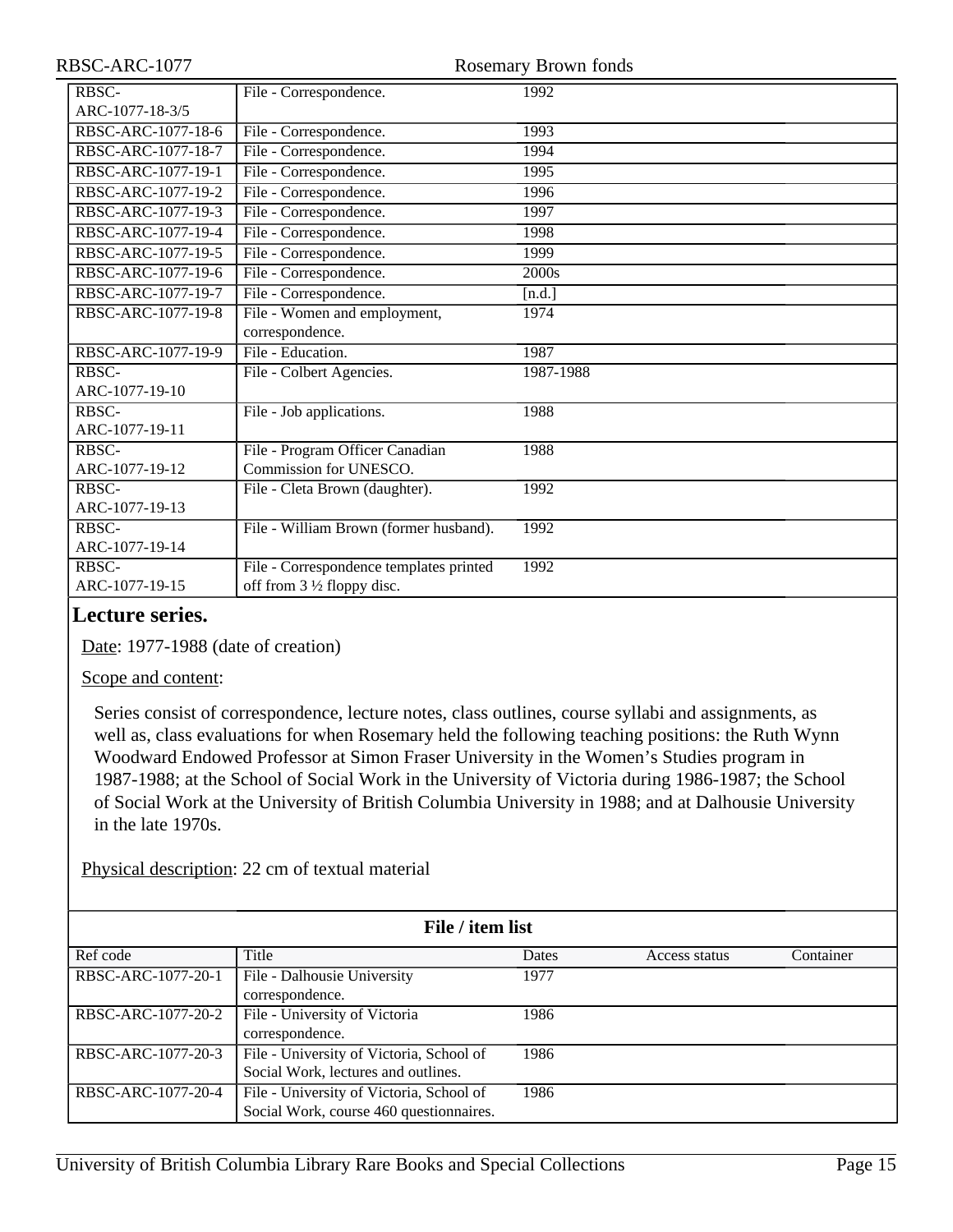| Ref code | Title | Dates | Access status | Container |
|---|---|---|---|---|
| RBSC-ARC-1077-18-3/5 | File - Correspondence. | 1992 | | |
| RBSC-ARC-1077-18-6 | File - Correspondence. | 1993 | | |
| RBSC-ARC-1077-18-7 | File - Correspondence. | 1994 | | |
| RBSC-ARC-1077-19-1 | File - Correspondence. | 1995 | | |
| RBSC-ARC-1077-19-2 | File - Correspondence. | 1996 | | |
| RBSC-ARC-1077-19-3 | File - Correspondence. | 1997 | | |
| RBSC-ARC-1077-19-4 | File - Correspondence. | 1998 | | |
| RBSC-ARC-1077-19-5 | File - Correspondence. | 1999 | | |
| RBSC-ARC-1077-19-6 | File - Correspondence. | 2000s | | |
| RBSC-ARC-1077-19-7 | File - Correspondence. | [n.d.] | | |
| RBSC-ARC-1077-19-8 | File - Women and employment, correspondence. | 1974 | | |
| RBSC-ARC-1077-19-9 | File - Education. | 1987 | | |
| RBSC-ARC-1077-19-10 | File - Colbert Agencies. | 1987-1988 | | |
| RBSC-ARC-1077-19-11 | File - Job applications. | 1988 | | |
| RBSC-ARC-1077-19-12 | File - Program Officer Canadian Commission for UNESCO. | 1988 | | |
| RBSC-ARC-1077-19-13 | File - Cleta Brown (daughter). | 1992 | | |
| RBSC-ARC-1077-19-14 | File - William Brown (former husband). | 1992 | | |
| RBSC-ARC-1077-19-15 | File - Correspondence templates printed off from 3 ½ floppy disc. | 1992 | | |

## Lecture series.

Date: 1977-1988 (date of creation)

Scope and content:

Series consist of correspondence, lecture notes, class outlines, course syllabi and assignments, as well as, class evaluations for when Rosemary held the following teaching positions: the Ruth Wynn Woodward Endowed Professor at Simon Fraser University in the Women's Studies program in 1987-1988; at the School of Social Work in the University of Victoria during 1986-1987; the School of Social Work at the University of British Columbia University in 1988; and at Dalhousie University in the late 1970s.

Physical description: 22 cm of textual material

**File / item list**

| Ref code | Title | Dates | Access status | Container |
|---|---|---|---|---|
| RBSC-ARC-1077-20-1 | File - Dalhousie University correspondence. | 1977 | | |
| RBSC-ARC-1077-20-2 | File - University of Victoria correspondence. | 1986 | | |
| RBSC-ARC-1077-20-3 | File - University of Victoria, School of Social Work, lectures and outlines. | 1986 | | |
| RBSC-ARC-1077-20-4 | File - University of Victoria, School of Social Work, course 460 questionnaires. | 1986 | | |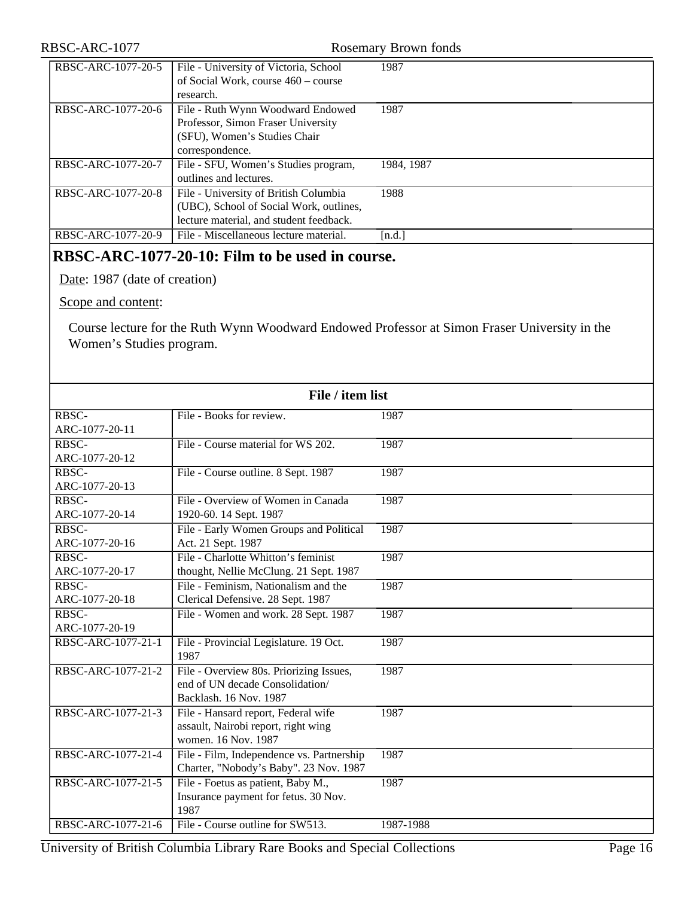| | | |
|---|---|---|
| RBSC-ARC-1077-20-5 | File - University of Victoria, School of Social Work, course 460 – course research. | 1987 |
| RBSC-ARC-1077-20-6 | File - Ruth Wynn Woodward Endowed Professor, Simon Fraser University (SFU), Women's Studies Chair correspondence. | 1987 |
| RBSC-ARC-1077-20-7 | File - SFU, Women's Studies program, outlines and lectures. | 1984, 1987 |
| RBSC-ARC-1077-20-8 | File - University of British Columbia (UBC), School of Social Work, outlines, lecture material, and student feedback. | 1988 |
| RBSC-ARC-1077-20-9 | File - Miscellaneous lecture material. | [n.d.] |

## RBSC-ARC-1077-20-10: Film to be used in course.

Date: 1987 (date of creation)

Scope and content:

Course lecture for the Ruth Wynn Woodward Endowed Professor at Simon Fraser University in the Women's Studies program.

**File / item list**

| | | |
|---|---|---|
| RBSC-ARC-1077-20-11 | File - Books for review. | 1987 |
| RBSC-ARC-1077-20-12 | File - Course material for WS 202. | 1987 |
| RBSC-ARC-1077-20-13 | File - Course outline. 8 Sept. 1987 | 1987 |
| RBSC-ARC-1077-20-14 | File - Overview of Women in Canada 1920-60. 14 Sept. 1987 | 1987 |
| RBSC-ARC-1077-20-16 | File - Early Women Groups and Political Act. 21 Sept. 1987 | 1987 |
| RBSC-ARC-1077-20-17 | File - Charlotte Whitton's feminist thought, Nellie McClung. 21 Sept. 1987 | 1987 |
| RBSC-ARC-1077-20-18 | File - Feminism, Nationalism and the Clerical Defensive. 28 Sept. 1987 | 1987 |
| RBSC-ARC-1077-20-19 | File - Women and work. 28 Sept. 1987 | 1987 |
| RBSC-ARC-1077-21-1 | File - Provincial Legislature. 19 Oct. 1987 | 1987 |
| RBSC-ARC-1077-21-2 | File - Overview 80s. Priorizing Issues, end of UN decade Consolidation/ Backlash. 16 Nov. 1987 | 1987 |
| RBSC-ARC-1077-21-3 | File - Hansard report, Federal wife assault, Nairobi report, right wing women. 16 Nov. 1987 | 1987 |
| RBSC-ARC-1077-21-4 | File - Film, Independence vs. Partnership Charter, "Nobody's Baby". 23 Nov. 1987 | 1987 |
| RBSC-ARC-1077-21-5 | File - Foetus as patient, Baby M., Insurance payment for fetus. 30 Nov. 1987 | 1987 |
| RBSC-ARC-1077-21-6 | File - Course outline for SW513. | 1987-1988 |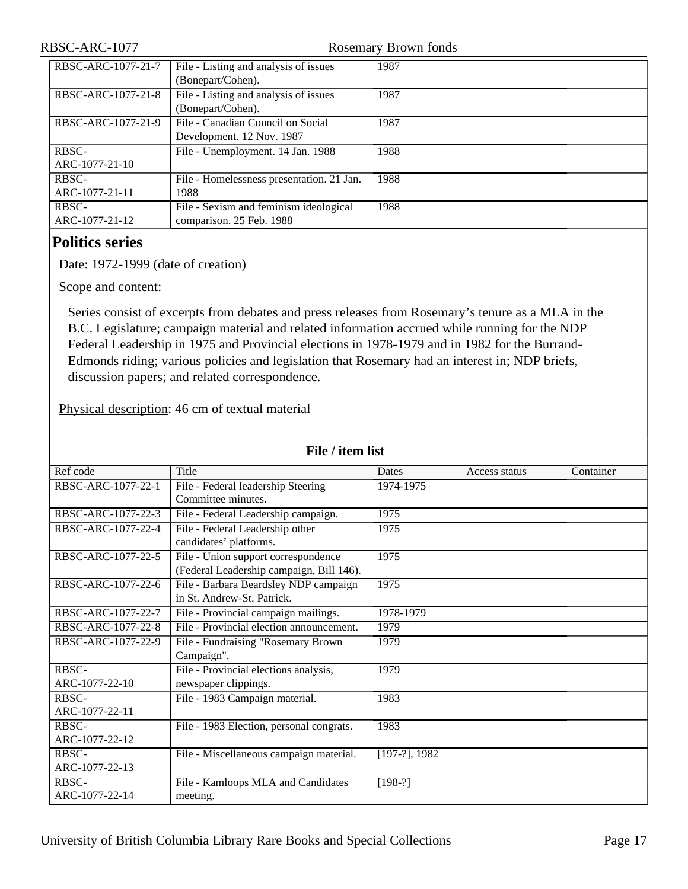| Ref code | Title | Dates | Access status | Container |
|---|---|---|---|---|
| RBSC-ARC-1077-21-7 | File - Listing and analysis of issues (Bonepart/Cohen). | 1987 | | |
| RBSC-ARC-1077-21-8 | File - Listing and analysis of issues (Bonepart/Cohen). | 1987 | | |
| RBSC-ARC-1077-21-9 | File - Canadian Council on Social Development. 12 Nov. 1987 | 1987 | | |
| RBSC-ARC-1077-21-10 | File - Unemployment. 14 Jan. 1988 | 1988 | | |
| RBSC-ARC-1077-21-11 | File - Homelessness presentation. 21 Jan. 1988 | 1988 | | |
| RBSC-ARC-1077-21-12 | File - Sexism and feminism ideological comparison. 25 Feb. 1988 | 1988 | | |

## Politics series

Date: 1972-1999 (date of creation)

Scope and content:

Series consist of excerpts from debates and press releases from Rosemary's tenure as a MLA in the B.C. Legislature; campaign material and related information accrued while running for the NDP Federal Leadership in 1975 and Provincial elections in 1978-1979 and in 1982 for the Burrard-Edmonds riding; various policies and legislation that Rosemary had an interest in; NDP briefs, discussion papers; and related correspondence.

Physical description: 46 cm of textual material

**File / item list**

| Ref code | Title | Dates | Access status | Container |
|---|---|---|---|---|
| RBSC-ARC-1077-22-1 | File - Federal leadership Steering Committee minutes. | 1974-1975 | | |
| RBSC-ARC-1077-22-3 | File - Federal Leadership campaign. | 1975 | | |
| RBSC-ARC-1077-22-4 | File - Federal Leadership other candidates' platforms. | 1975 | | |
| RBSC-ARC-1077-22-5 | File - Union support correspondence (Federal Leadership campaign, Bill 146). | 1975 | | |
| RBSC-ARC-1077-22-6 | File - Barbara Beardsley NDP campaign in St. Andrew-St. Patrick. | 1975 | | |
| RBSC-ARC-1077-22-7 | File - Provincial campaign mailings. | 1978-1979 | | |
| RBSC-ARC-1077-22-8 | File - Provincial election announcement. | 1979 | | |
| RBSC-ARC-1077-22-9 | File - Fundraising "Rosemary Brown Campaign". | 1979 | | |
| RBSC-ARC-1077-22-10 | File - Provincial elections analysis, newspaper clippings. | 1979 | | |
| RBSC-ARC-1077-22-11 | File - 1983 Campaign material. | 1983 | | |
| RBSC-ARC-1077-22-12 | File - 1983 Election, personal congrats. | 1983 | | |
| RBSC-ARC-1077-22-13 | File - Miscellaneous campaign material. | [197-?], 1982 | | |
| RBSC-ARC-1077-22-14 | File - Kamloops MLA and Candidates meeting. | [198-?] | | |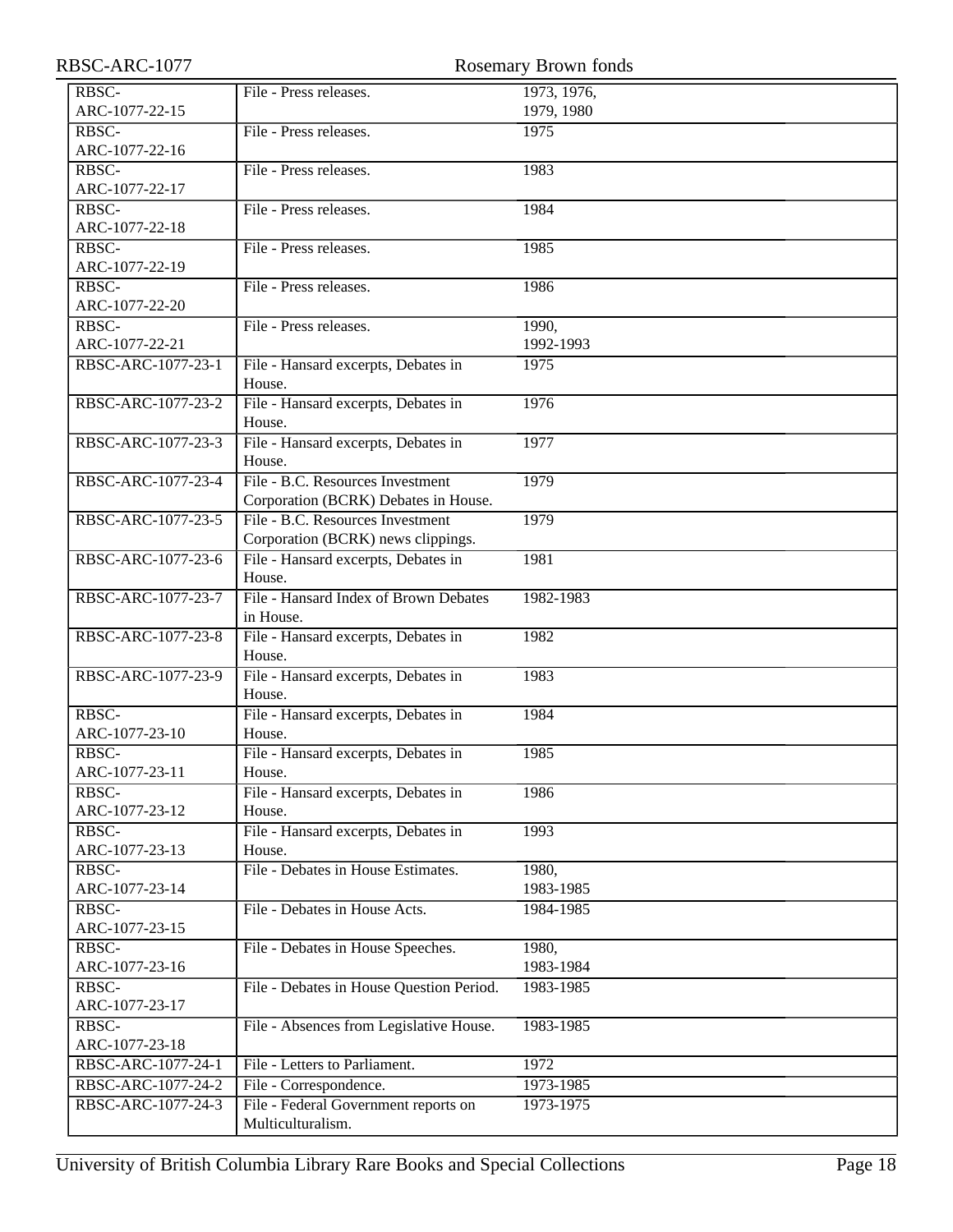| RBSC-ARC-1077-22-15 | File - Press releases. | 1973, 1976, 1979, 1980 | |
|---|---|---|---|
| RBSC-ARC-1077-22-16 | File - Press releases. | 1975 | |
| RBSC-ARC-1077-22-17 | File - Press releases. | 1983 | |
| RBSC-ARC-1077-22-18 | File - Press releases. | 1984 | |
| RBSC-ARC-1077-22-19 | File - Press releases. | 1985 | |
| RBSC-ARC-1077-22-20 | File - Press releases. | 1986 | |
| RBSC-ARC-1077-22-21 | File - Press releases. | 1990, 1992-1993 | |
| RBSC-ARC-1077-23-1 | File - Hansard excerpts, Debates in House. | 1975 | |
| RBSC-ARC-1077-23-2 | File - Hansard excerpts, Debates in House. | 1976 | |
| RBSC-ARC-1077-23-3 | File - Hansard excerpts, Debates in House. | 1977 | |
| RBSC-ARC-1077-23-4 | File - B.C. Resources Investment Corporation (BCRK) Debates in House. | 1979 | |
| RBSC-ARC-1077-23-5 | File - B.C. Resources Investment Corporation (BCRK) news clippings. | 1979 | |
| RBSC-ARC-1077-23-6 | File - Hansard excerpts, Debates in House. | 1981 | |
| RBSC-ARC-1077-23-7 | File - Hansard Index of Brown Debates in House. | 1982-1983 | |
| RBSC-ARC-1077-23-8 | File - Hansard excerpts, Debates in House. | 1982 | |
| RBSC-ARC-1077-23-9 | File - Hansard excerpts, Debates in House. | 1983 | |
| RBSC-ARC-1077-23-10 | File - Hansard excerpts, Debates in House. | 1984 | |
| RBSC-ARC-1077-23-11 | File - Hansard excerpts, Debates in House. | 1985 | |
| RBSC-ARC-1077-23-12 | File - Hansard excerpts, Debates in House. | 1986 | |
| RBSC-ARC-1077-23-13 | File - Hansard excerpts, Debates in House. | 1993 | |
| RBSC-ARC-1077-23-14 | File - Debates in House Estimates. | 1980, 1983-1985 | |
| RBSC-ARC-1077-23-15 | File - Debates in House Acts. | 1984-1985 | |
| RBSC-ARC-1077-23-16 | File - Debates in House Speeches. | 1980, 1983-1984 | |
| RBSC-ARC-1077-23-17 | File - Debates in House Question Period. | 1983-1985 | |
| RBSC-ARC-1077-23-18 | File - Absences from Legislative House. | 1983-1985 | |
| RBSC-ARC-1077-24-1 | File - Letters to Parliament. | 1972 | |
| RBSC-ARC-1077-24-2 | File - Correspondence. | 1973-1985 | |
| RBSC-ARC-1077-24-3 | File - Federal Government reports on Multiculturalism. | 1973-1975 | |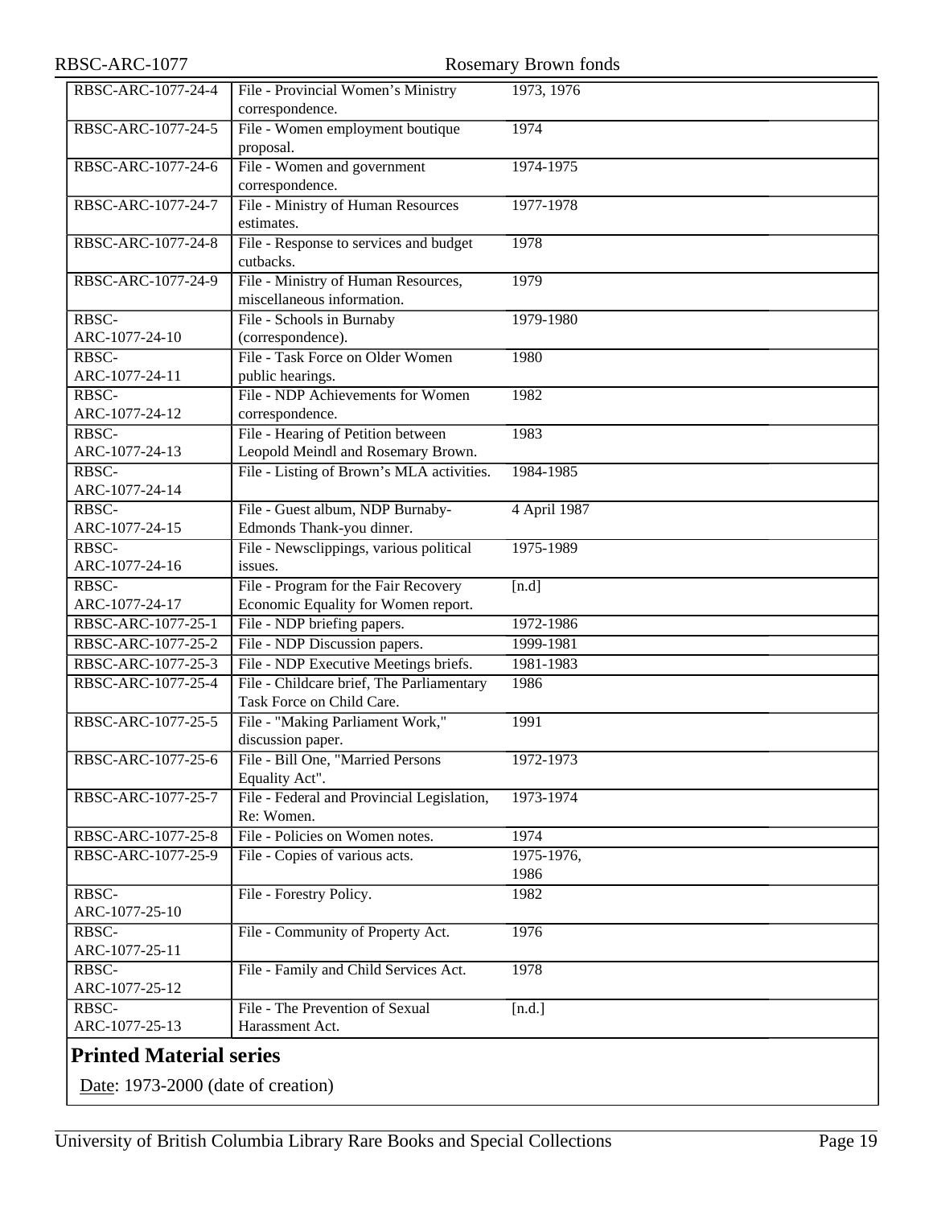| | | |
|---|---|---|
| RBSC-ARC-1077-24-4 | File - Provincial Women's Ministry correspondence. | 1973, 1976 |
| RBSC-ARC-1077-24-5 | File - Women employment boutique proposal. | 1974 |
| RBSC-ARC-1077-24-6 | File - Women and government correspondence. | 1974-1975 |
| RBSC-ARC-1077-24-7 | File - Ministry of Human Resources estimates. | 1977-1978 |
| RBSC-ARC-1077-24-8 | File - Response to services and budget cutbacks. | 1978 |
| RBSC-ARC-1077-24-9 | File - Ministry of Human Resources, miscellaneous information. | 1979 |
| RBSC-ARC-1077-24-10 | File - Schools in Burnaby (correspondence). | 1979-1980 |
| RBSC-ARC-1077-24-11 | File - Task Force on Older Women public hearings. | 1980 |
| RBSC-ARC-1077-24-12 | File - NDP Achievements for Women correspondence. | 1982 |
| RBSC-ARC-1077-24-13 | File - Hearing of Petition between Leopold Meindl and Rosemary Brown. | 1983 |
| RBSC-ARC-1077-24-14 | File - Listing of Brown's MLA activities. | 1984-1985 |
| RBSC-ARC-1077-24-15 | File - Guest album, NDP Burnaby-Edmonds Thank-you dinner. | 4 April 1987 |
| RBSC-ARC-1077-24-16 | File - Newsclippings, various political issues. | 1975-1989 |
| RBSC-ARC-1077-24-17 | File - Program for the Fair Recovery Economic Equality for Women report. | [n.d] |
| RBSC-ARC-1077-25-1 | File - NDP briefing papers. | 1972-1986 |
| RBSC-ARC-1077-25-2 | File - NDP Discussion papers. | 1999-1981 |
| RBSC-ARC-1077-25-3 | File - NDP Executive Meetings briefs. | 1981-1983 |
| RBSC-ARC-1077-25-4 | File - Childcare brief, The Parliamentary Task Force on Child Care. | 1986 |
| RBSC-ARC-1077-25-5 | File - "Making Parliament Work," discussion paper. | 1991 |
| RBSC-ARC-1077-25-6 | File - Bill One, "Married Persons Equality Act". | 1972-1973 |
| RBSC-ARC-1077-25-7 | File - Federal and Provincial Legislation, Re: Women. | 1973-1974 |
| RBSC-ARC-1077-25-8 | File - Policies on Women notes. | 1974 |
| RBSC-ARC-1077-25-9 | File - Copies of various acts. | 1975-1976, 1986 |
| RBSC-ARC-1077-25-10 | File - Forestry Policy. | 1982 |
| RBSC-ARC-1077-25-11 | File - Community of Property Act. | 1976 |
| RBSC-ARC-1077-25-12 | File - Family and Child Services Act. | 1978 |
| RBSC-ARC-1077-25-13 | File - The Prevention of Sexual Harassment Act. | [n.d.] |

## Printed Material series

Date: 1973-2000 (date of creation)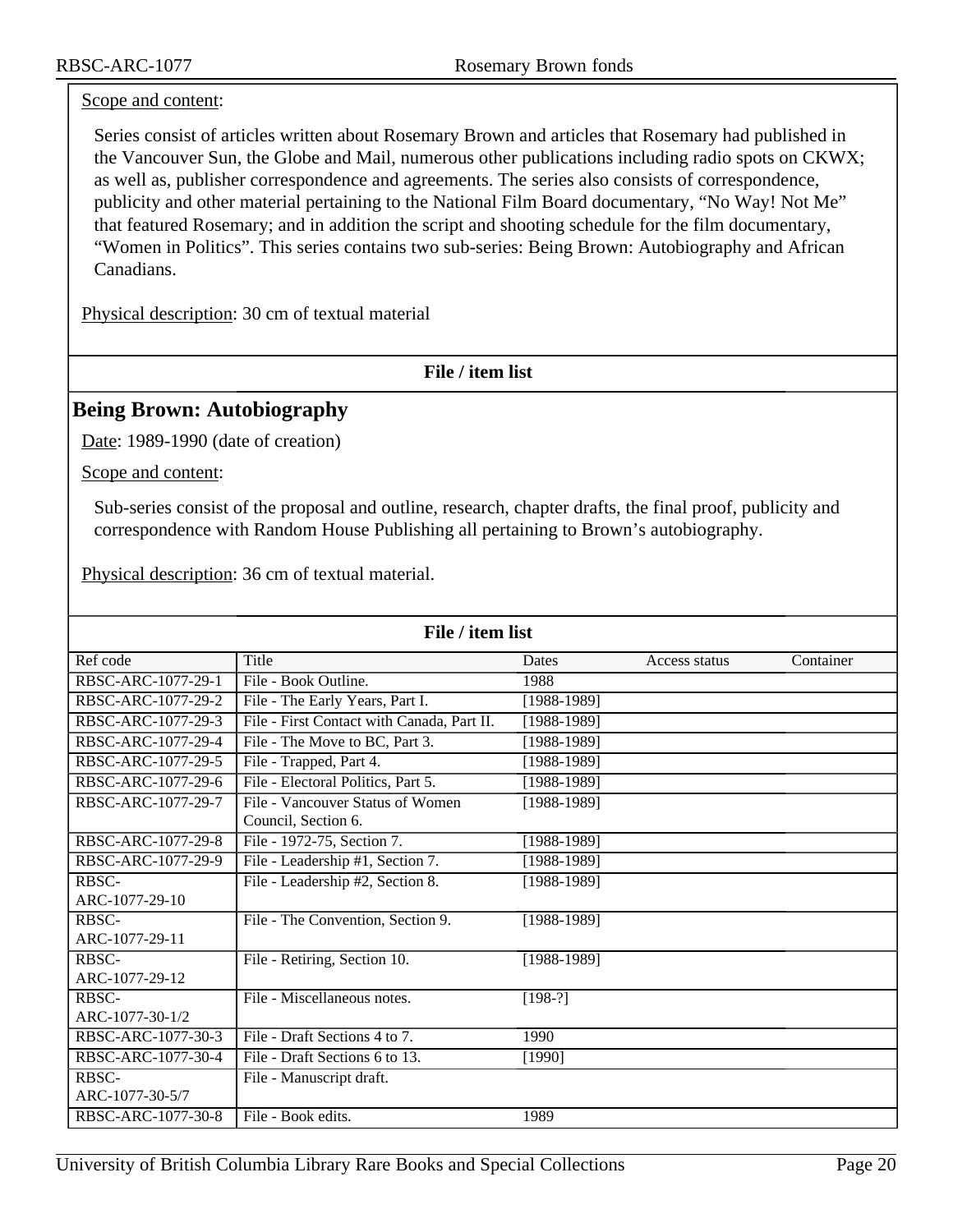Scope and content:

Series consist of articles written about Rosemary Brown and articles that Rosemary had published in the Vancouver Sun, the Globe and Mail, numerous other publications including radio spots on CKWX; as well as, publisher correspondence and agreements. The series also consists of correspondence, publicity and other material pertaining to the National Film Board documentary, “No Way! Not Me” that featured Rosemary; and in addition the script and shooting schedule for the film documentary, “Women in Politics”. This series contains two sub-series: Being Brown: Autobiography and African Canadians.

Physical description: 30 cm of textual material

**File / item list**

## Being Brown: Autobiography

Date: 1989-1990 (date of creation)

Scope and content:

Sub-series consist of the proposal and outline, research, chapter drafts, the final proof, publicity and correspondence with Random House Publishing all pertaining to Brown’s autobiography.

Physical description: 36 cm of textual material.

**File / item list**

| Ref code | Title | Dates | Access status | Container |
|---|---|---|---|---|
| RBSC-ARC-1077-29-1 | File - Book Outline. | 1988 | | |
| RBSC-ARC-1077-29-2 | File - The Early Years, Part I. | [1988-1989] | | |
| RBSC-ARC-1077-29-3 | File - First Contact with Canada, Part II. | [1988-1989] | | |
| RBSC-ARC-1077-29-4 | File - The Move to BC, Part 3. | [1988-1989] | | |
| RBSC-ARC-1077-29-5 | File - Trapped, Part 4. | [1988-1989] | | |
| RBSC-ARC-1077-29-6 | File - Electoral Politics, Part 5. | [1988-1989] | | |
| RBSC-ARC-1077-29-7 | File - Vancouver Status of Women Council, Section 6. | [1988-1989] | | |
| RBSC-ARC-1077-29-8 | File - 1972-75, Section 7. | [1988-1989] | | |
| RBSC-ARC-1077-29-9 | File - Leadership #1, Section 7. | [1988-1989] | | |
| RBSC-ARC-1077-29-10 | File - Leadership #2, Section 8. | [1988-1989] | | |
| RBSC-ARC-1077-29-11 | File - The Convention, Section 9. | [1988-1989] | | |
| RBSC-ARC-1077-29-12 | File - Retiring, Section 10. | [1988-1989] | | |
| RBSC-ARC-1077-30-1/2 | File - Miscellaneous notes. | [198-?] | | |
| RBSC-ARC-1077-30-3 | File - Draft Sections 4 to 7. | 1990 | | |
| RBSC-ARC-1077-30-4 | File - Draft Sections 6 to 13. | [1990] | | |
| RBSC-ARC-1077-30-5/7 | File - Manuscript draft. | | | |
| RBSC-ARC-1077-30-8 | File - Book edits. | 1989 | | |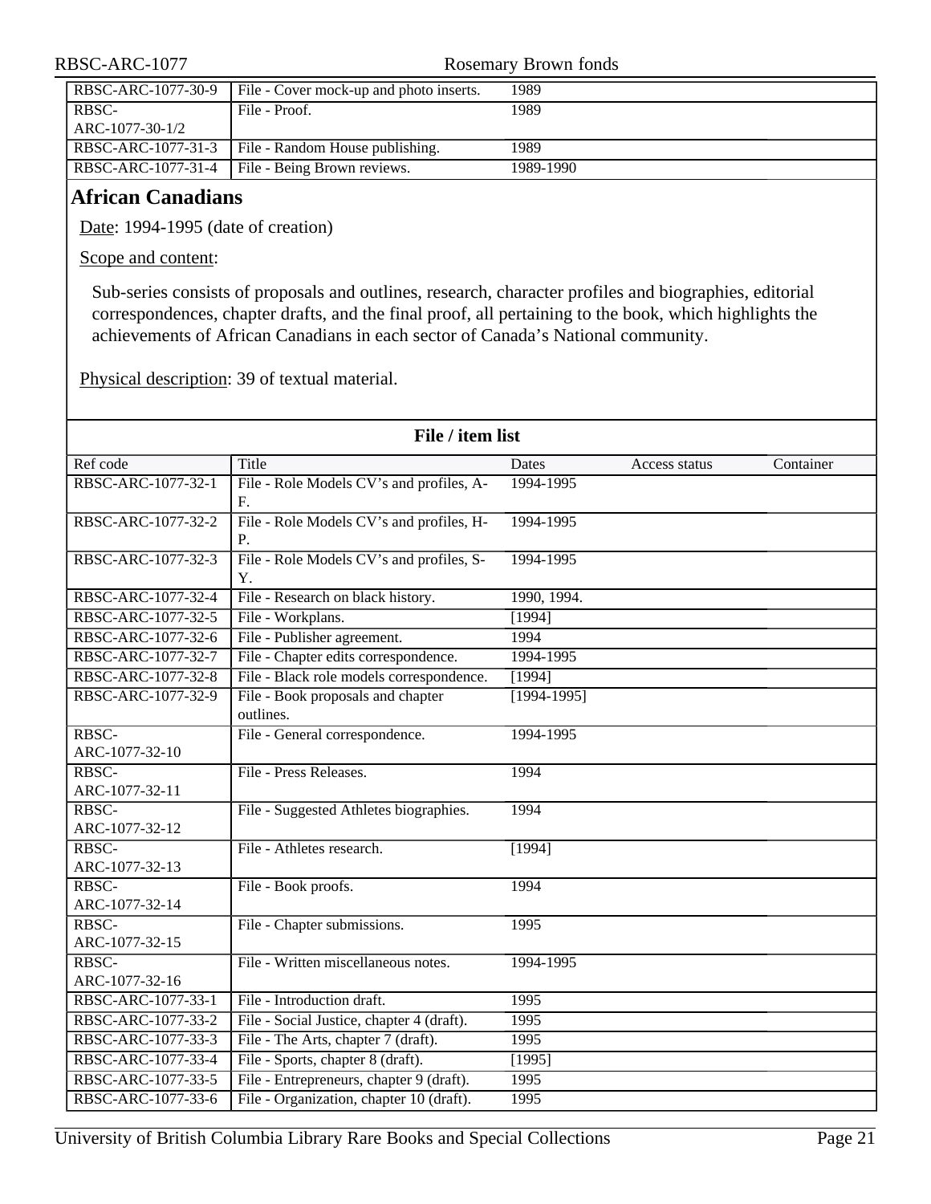| RBSC-ARC-1077-30-9 | File - Cover mock-up and photo inserts. | 1989 |
|---|---|---|
| RBSC-ARC-1077-30-1/2 | File - Proof. | 1989 |
| RBSC-ARC-1077-31-3 | File - Random House publishing. | 1989 |
| RBSC-ARC-1077-31-4 | File - Being Brown reviews. | 1989-1990 |

## African Canadians

Date: 1994-1995 (date of creation)

Scope and content:

Sub-series consists of proposals and outlines, research, character profiles and biographies, editorial correspondences, chapter drafts, and the final proof, all pertaining to the book, which highlights the achievements of African Canadians in each sector of Canada's National community.

Physical description: 39 of textual material.

**File / item list**

| Ref code | Title | Dates | Access status | Container |
|---|---|---|---|---|
| RBSC-ARC-1077-32-1 | File - Role Models CV's and profiles, A-F. | 1994-1995 | | |
| RBSC-ARC-1077-32-2 | File - Role Models CV's and profiles, H-P. | 1994-1995 | | |
| RBSC-ARC-1077-32-3 | File - Role Models CV's and profiles, S-Y. | 1994-1995 | | |
| RBSC-ARC-1077-32-4 | File - Research on black history. | 1990, 1994. | | |
| RBSC-ARC-1077-32-5 | File - Workplans. | [1994] | | |
| RBSC-ARC-1077-32-6 | File - Publisher agreement. | 1994 | | |
| RBSC-ARC-1077-32-7 | File - Chapter edits correspondence. | 1994-1995 | | |
| RBSC-ARC-1077-32-8 | File - Black role models correspondence. | [1994] | | |
| RBSC-ARC-1077-32-9 | File - Book proposals and chapter outlines. | [1994-1995] | | |
| RBSC-ARC-1077-32-10 | File - General correspondence. | 1994-1995 | | |
| RBSC-ARC-1077-32-11 | File - Press Releases. | 1994 | | |
| RBSC-ARC-1077-32-12 | File - Suggested Athletes biographies. | 1994 | | |
| RBSC-ARC-1077-32-13 | File - Athletes research. | [1994] | | |
| RBSC-ARC-1077-32-14 | File - Book proofs. | 1994 | | |
| RBSC-ARC-1077-32-15 | File - Chapter submissions. | 1995 | | |
| RBSC-ARC-1077-32-16 | File - Written miscellaneous notes. | 1994-1995 | | |
| RBSC-ARC-1077-33-1 | File - Introduction draft. | 1995 | | |
| RBSC-ARC-1077-33-2 | File - Social Justice, chapter 4 (draft). | 1995 | | |
| RBSC-ARC-1077-33-3 | File - The Arts, chapter 7 (draft). | 1995 | | |
| RBSC-ARC-1077-33-4 | File - Sports, chapter 8 (draft). | [1995] | | |
| RBSC-ARC-1077-33-5 | File - Entrepreneurs, chapter 9 (draft). | 1995 | | |
| RBSC-ARC-1077-33-6 | File - Organization, chapter 10 (draft). | 1995 | | |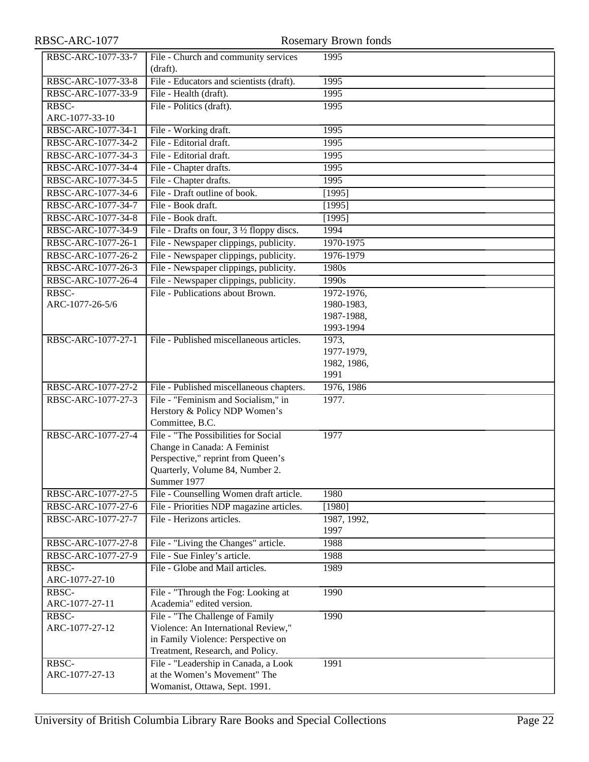| RBSC-ARC-1077-33-7 | File - Church and community services (draft). | 1995 |
|---|---|---|
| RBSC-ARC-1077-33-8 | File - Educators and scientists (draft). | 1995 |
| RBSC-ARC-1077-33-9 | File - Health (draft). | 1995 |
| RBSC-ARC-1077-33-10 | File - Politics (draft). | 1995 |
| RBSC-ARC-1077-34-1 | File - Working draft. | 1995 |
| RBSC-ARC-1077-34-2 | File - Editorial draft. | 1995 |
| RBSC-ARC-1077-34-3 | File - Editorial draft. | 1995 |
| RBSC-ARC-1077-34-4 | File - Chapter drafts. | 1995 |
| RBSC-ARC-1077-34-5 | File - Chapter drafts. | 1995 |
| RBSC-ARC-1077-34-6 | File - Draft outline of book. | [1995] |
| RBSC-ARC-1077-34-7 | File - Book draft. | [1995] |
| RBSC-ARC-1077-34-8 | File - Book draft. | [1995] |
| RBSC-ARC-1077-34-9 | File - Drafts on four, 3 ½ floppy discs. | 1994 |
| RBSC-ARC-1077-26-1 | File - Newspaper clippings, publicity. | 1970-1975 |
| RBSC-ARC-1077-26-2 | File - Newspaper clippings, publicity. | 1976-1979 |
| RBSC-ARC-1077-26-3 | File - Newspaper clippings, publicity. | 1980s |
| RBSC-ARC-1077-26-4 | File - Newspaper clippings, publicity. | 1990s |
| RBSC-ARC-1077-26-5/6 | File - Publications about Brown. | 1972-1976, 1980-1983, 1987-1988, 1993-1994 |
| RBSC-ARC-1077-27-1 | File - Published miscellaneous articles. | 1973, 1977-1979, 1982, 1986, 1991 |
| RBSC-ARC-1077-27-2 | File - Published miscellaneous chapters. | 1976, 1986 |
| RBSC-ARC-1077-27-3 | File - "Feminism and Socialism," in Herstory & Policy NDP Women's Committee, B.C. | 1977. |
| RBSC-ARC-1077-27-4 | File - "The Possibilities for Social Change in Canada: A Feminist Perspective," reprint from Queen's Quarterly, Volume 84, Number 2. Summer 1977 | 1977 |
| RBSC-ARC-1077-27-5 | File - Counselling Women draft article. | 1980 |
| RBSC-ARC-1077-27-6 | File - Priorities NDP magazine articles. | [1980] |
| RBSC-ARC-1077-27-7 | File - Herizons articles. | 1987, 1992, 1997 |
| RBSC-ARC-1077-27-8 | File - "Living the Changes" article. | 1988 |
| RBSC-ARC-1077-27-9 | File - Sue Finley's article. | 1988 |
| RBSC-ARC-1077-27-10 | File - Globe and Mail articles. | 1989 |
| RBSC-ARC-1077-27-11 | File - "Through the Fog: Looking at Academia" edited version. | 1990 |
| RBSC-ARC-1077-27-12 | File - "The Challenge of Family Violence: An International Review," in Family Violence: Perspective on Treatment, Research, and Policy. | 1990 |
| RBSC-ARC-1077-27-13 | File - "Leadership in Canada, a Look at the Women's Movement" The Womanist, Ottawa, Sept. 1991. | 1991 |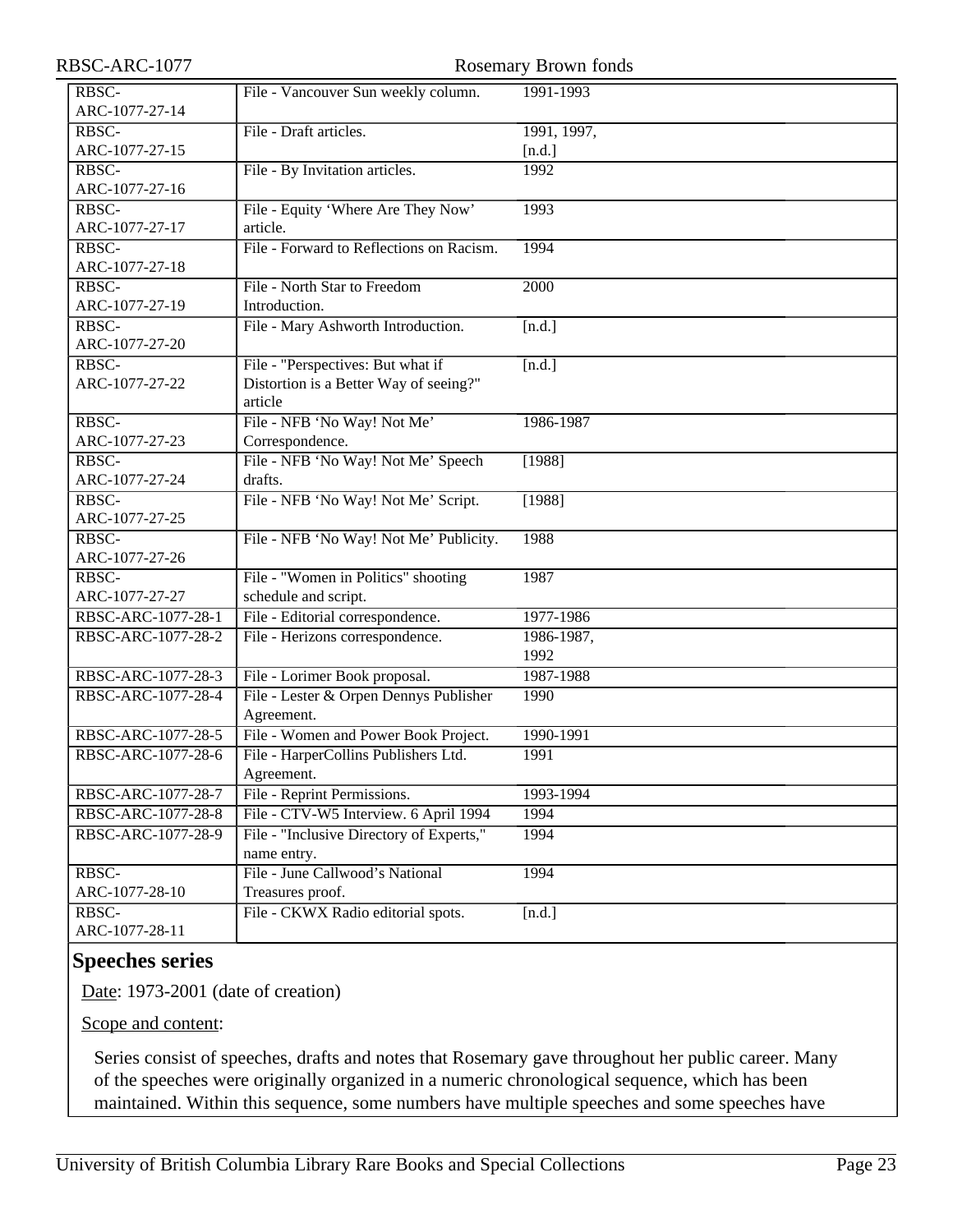| | | |
|---|---|---|
| RBSC-ARC-1077-27-14 | File - Vancouver Sun weekly column. | 1991-1993 |
| RBSC-ARC-1077-27-15 | File - Draft articles. | 1991, 1997, [n.d.] |
| RBSC-ARC-1077-27-16 | File - By Invitation articles. | 1992 |
| RBSC-ARC-1077-27-17 | File - Equity 'Where Are They Now' article. | 1993 |
| RBSC-ARC-1077-27-18 | File - Forward to Reflections on Racism. | 1994 |
| RBSC-ARC-1077-27-19 | File - North Star to Freedom Introduction. | 2000 |
| RBSC-ARC-1077-27-20 | File - Mary Ashworth Introduction. | [n.d.] |
| RBSC-ARC-1077-27-22 | File - "Perspectives: But what if Distortion is a Better Way of seeing?" article | [n.d.] |
| RBSC-ARC-1077-27-23 | File - NFB 'No Way! Not Me' Correspondence. | 1986-1987 |
| RBSC-ARC-1077-27-24 | File - NFB 'No Way! Not Me' Speech drafts. | [1988] |
| RBSC-ARC-1077-27-25 | File - NFB 'No Way! Not Me' Script. | [1988] |
| RBSC-ARC-1077-27-26 | File - NFB 'No Way! Not Me' Publicity. | 1988 |
| RBSC-ARC-1077-27-27 | File - "Women in Politics" shooting schedule and script. | 1987 |
| RBSC-ARC-1077-28-1 | File - Editorial correspondence. | 1977-1986 |
| RBSC-ARC-1077-28-2 | File - Herizons correspondence. | 1986-1987, 1992 |
| RBSC-ARC-1077-28-3 | File - Lorimer Book proposal. | 1987-1988 |
| RBSC-ARC-1077-28-4 | File - Lester & Orpen Dennys Publisher Agreement. | 1990 |
| RBSC-ARC-1077-28-5 | File - Women and Power Book Project. | 1990-1991 |
| RBSC-ARC-1077-28-6 | File - HarperCollins Publishers Ltd. Agreement. | 1991 |
| RBSC-ARC-1077-28-7 | File - Reprint Permissions. | 1993-1994 |
| RBSC-ARC-1077-28-8 | File - CTV-W5 Interview. 6 April 1994 | 1994 |
| RBSC-ARC-1077-28-9 | File - "Inclusive Directory of Experts," name entry. | 1994 |
| RBSC-ARC-1077-28-10 | File - June Callwood's National Treasures proof. | 1994 |
| RBSC-ARC-1077-28-11 | File - CKWX Radio editorial spots. | [n.d.] |

## Speeches series

Date: 1973-2001 (date of creation)

Scope and content:

Series consist of speeches, drafts and notes that Rosemary gave throughout her public career. Many of the speeches were originally organized in a numeric chronological sequence, which has been maintained. Within this sequence, some numbers have multiple speeches and some speeches have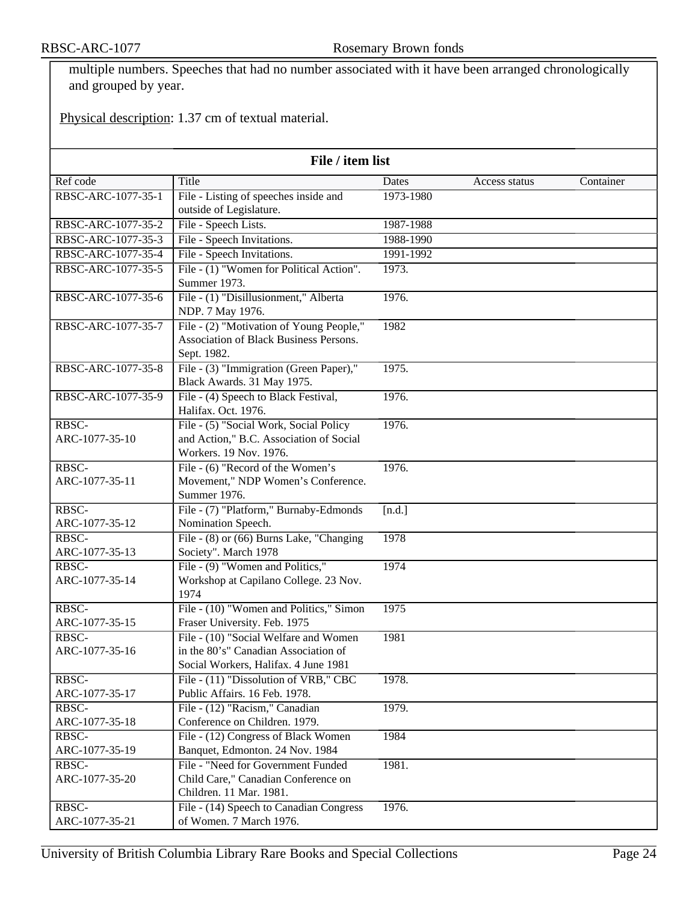multiple numbers. Speeches that had no number associated with it have been arranged chronologically and grouped by year.

Physical description: 1.37 cm of textual material.

**File / item list**

| Ref code | Title | Dates | Access status | Container |
|---|---|---|---|---|
| RBSC-ARC-1077-35-1 | File - Listing of speeches inside and outside of Legislature. | 1973-1980 | | |
| RBSC-ARC-1077-35-2 | File - Speech Lists. | 1987-1988 | | |
| RBSC-ARC-1077-35-3 | File - Speech Invitations. | 1988-1990 | | |
| RBSC-ARC-1077-35-4 | File - Speech Invitations. | 1991-1992 | | |
| RBSC-ARC-1077-35-5 | File - (1) "Women for Political Action". Summer 1973. | 1973. | | |
| RBSC-ARC-1077-35-6 | File - (1) "Disillusionment," Alberta NDP. 7 May 1976. | 1976. | | |
| RBSC-ARC-1077-35-7 | File - (2) "Motivation of Young People," Association of Black Business Persons. Sept. 1982. | 1982 | | |
| RBSC-ARC-1077-35-8 | File - (3) "Immigration (Green Paper)," Black Awards. 31 May 1975. | 1975. | | |
| RBSC-ARC-1077-35-9 | File - (4) Speech to Black Festival, Halifax. Oct. 1976. | 1976. | | |
| RBSC-ARC-1077-35-10 | File - (5) "Social Work, Social Policy and Action," B.C. Association of Social Workers. 19 Nov. 1976. | 1976. | | |
| RBSC-ARC-1077-35-11 | File - (6) "Record of the Women's Movement," NDP Women's Conference. Summer 1976. | 1976. | | |
| RBSC-ARC-1077-35-12 | File - (7) "Platform," Burnaby-Edmonds Nomination Speech. | [n.d.] | | |
| RBSC-ARC-1077-35-13 | File - (8) or (66) Burns Lake, "Changing Society". March 1978 | 1978 | | |
| RBSC-ARC-1077-35-14 | File - (9) "Women and Politics," Workshop at Capilano College. 23 Nov. 1974 | 1974 | | |
| RBSC-ARC-1077-35-15 | File - (10) "Women and Politics," Simon Fraser University. Feb. 1975 | 1975 | | |
| RBSC-ARC-1077-35-16 | File - (10) "Social Welfare and Women in the 80's" Canadian Association of Social Workers, Halifax. 4 June 1981 | 1981 | | |
| RBSC-ARC-1077-35-17 | File - (11) "Dissolution of VRB," CBC Public Affairs. 16 Feb. 1978. | 1978. | | |
| RBSC-ARC-1077-35-18 | File - (12) "Racism," Canadian Conference on Children. 1979. | 1979. | | |
| RBSC-ARC-1077-35-19 | File - (12) Congress of Black Women Banquet, Edmonton. 24 Nov. 1984 | 1984 | | |
| RBSC-ARC-1077-35-20 | File - "Need for Government Funded Child Care," Canadian Conference on Children. 11 Mar. 1981. | 1981. | | |
| RBSC-ARC-1077-35-21 | File - (14) Speech to Canadian Congress of Women. 7 March 1976. | 1976. | | |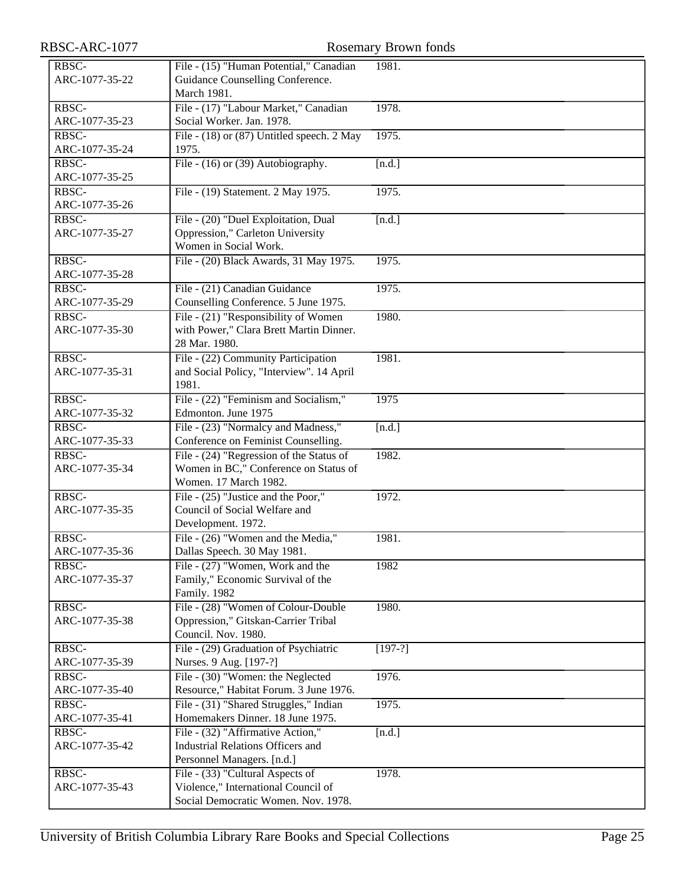| | | |
|---|---|---|
| RBSC-ARC-1077-35-22 | File - (15) "Human Potential," Canadian Guidance Counselling Conference. March 1981. | 1981. |
| RBSC-ARC-1077-35-23 | File - (17) "Labour Market," Canadian Social Worker. Jan. 1978. | 1978. |
| RBSC-ARC-1077-35-24 | File - (18) or (87) Untitled speech. 2 May 1975. | 1975. |
| RBSC-ARC-1077-35-25 | File - (16) or (39) Autobiography. | [n.d.] |
| RBSC-ARC-1077-35-26 | File - (19) Statement. 2 May 1975. | 1975. |
| RBSC-ARC-1077-35-27 | File - (20) "Duel Exploitation, Dual Oppression," Carleton University Women in Social Work. | [n.d.] |
| RBSC-ARC-1077-35-28 | File - (20) Black Awards, 31 May 1975. | 1975. |
| RBSC-ARC-1077-35-29 | File - (21) Canadian Guidance Counselling Conference. 5 June 1975. | 1975. |
| RBSC-ARC-1077-35-30 | File - (21) "Responsibility of Women with Power," Clara Brett Martin Dinner. 28 Mar. 1980. | 1980. |
| RBSC-ARC-1077-35-31 | File - (22) Community Participation and Social Policy, "Interview". 14 April 1981. | 1981. |
| RBSC-ARC-1077-35-32 | File - (22) "Feminism and Socialism," Edmonton. June 1975 | 1975 |
| RBSC-ARC-1077-35-33 | File - (23) "Normalcy and Madness," Conference on Feminist Counselling. | [n.d.] |
| RBSC-ARC-1077-35-34 | File - (24) "Regression of the Status of Women in BC," Conference on Status of Women. 17 March 1982. | 1982. |
| RBSC-ARC-1077-35-35 | File - (25) "Justice and the Poor," Council of Social Welfare and Development. 1972. | 1972. |
| RBSC-ARC-1077-35-36 | File - (26) "Women and the Media," Dallas Speech. 30 May 1981. | 1981. |
| RBSC-ARC-1077-35-37 | File - (27) "Women, Work and the Family," Economic Survival of the Family. 1982 | 1982 |
| RBSC-ARC-1077-35-38 | File - (28) "Women of Colour-Double Oppression," Gitskan-Carrier Tribal Council. Nov. 1980. | 1980. |
| RBSC-ARC-1077-35-39 | File - (29) Graduation of Psychiatric Nurses. 9 Aug. [197-?] | [197-?] |
| RBSC-ARC-1077-35-40 | File - (30) "Women: the Neglected Resource," Habitat Forum. 3 June 1976. | 1976. |
| RBSC-ARC-1077-35-41 | File - (31) "Shared Struggles," Indian Homemakers Dinner. 18 June 1975. | 1975. |
| RBSC-ARC-1077-35-42 | File - (32) "Affirmative Action," Industrial Relations Officers and Personnel Managers. [n.d.] | [n.d.] |
| RBSC-ARC-1077-35-43 | File - (33) "Cultural Aspects of Violence," International Council of Social Democratic Women. Nov. 1978. | 1978. |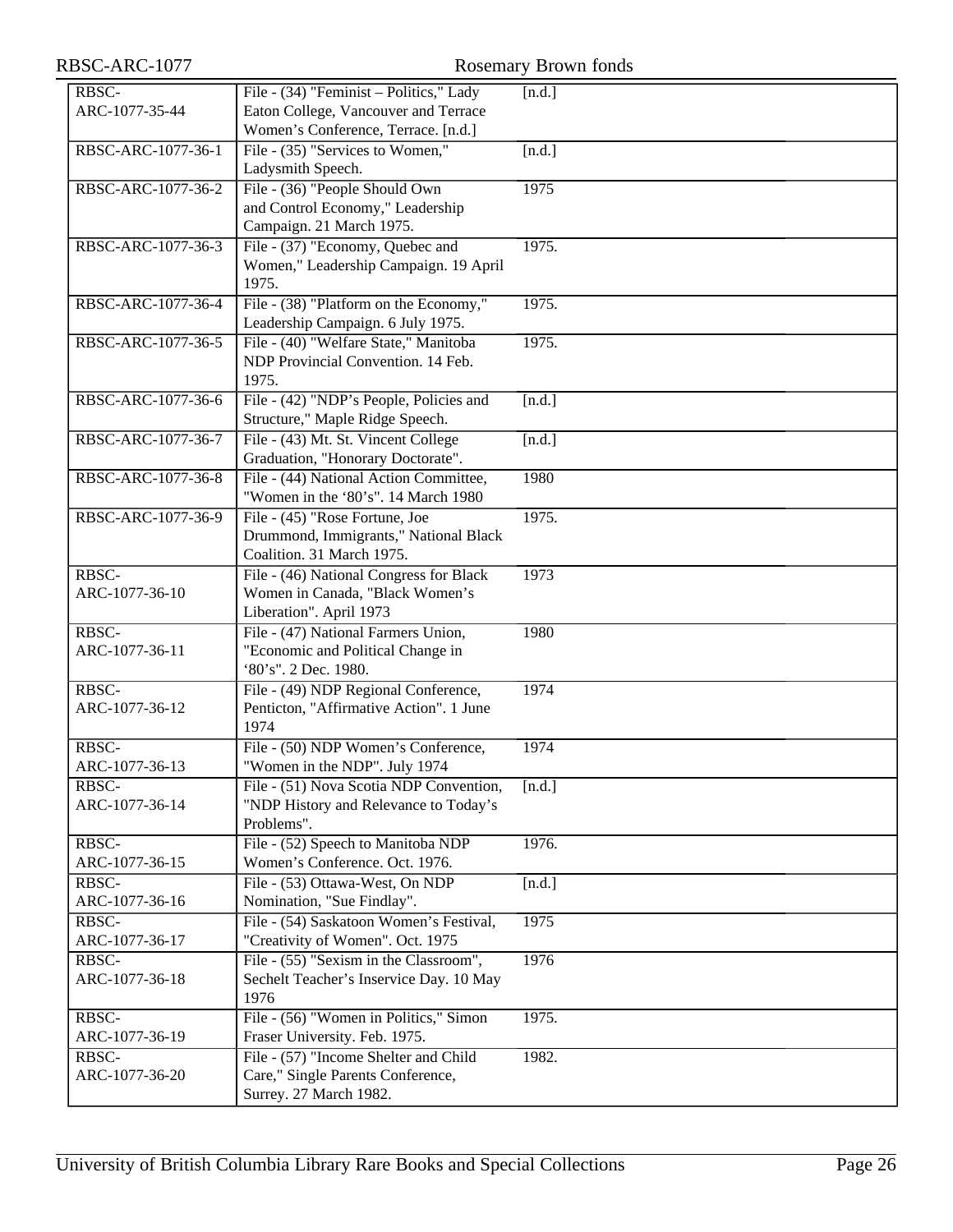| | | |
|---|---|---|
| RBSC-ARC-1077-35-44 | File - (34) "Feminist – Politics," Lady Eaton College, Vancouver and Terrace Women's Conference, Terrace. [n.d.] | [n.d.] |
| RBSC-ARC-1077-36-1 | File - (35) "Services to Women," Ladysmith Speech. | [n.d.] |
| RBSC-ARC-1077-36-2 | File - (36) "People Should Own and Control Economy," Leadership Campaign. 21 March 1975. | 1975 |
| RBSC-ARC-1077-36-3 | File - (37) "Economy, Quebec and Women," Leadership Campaign. 19 April 1975. | 1975. |
| RBSC-ARC-1077-36-4 | File - (38) "Platform on the Economy," Leadership Campaign. 6 July 1975. | 1975. |
| RBSC-ARC-1077-36-5 | File - (40) "Welfare State," Manitoba NDP Provincial Convention. 14 Feb. 1975. | 1975. |
| RBSC-ARC-1077-36-6 | File - (42) "NDP's People, Policies and Structure," Maple Ridge Speech. | [n.d.] |
| RBSC-ARC-1077-36-7 | File - (43) Mt. St. Vincent College Graduation, "Honorary Doctorate". | [n.d.] |
| RBSC-ARC-1077-36-8 | File - (44) National Action Committee, "Women in the '80's". 14 March 1980 | 1980 |
| RBSC-ARC-1077-36-9 | File - (45) "Rose Fortune, Joe Drummond, Immigrants," National Black Coalition. 31 March 1975. | 1975. |
| RBSC-ARC-1077-36-10 | File - (46) National Congress for Black Women in Canada, "Black Women's Liberation". April 1973 | 1973 |
| RBSC-ARC-1077-36-11 | File - (47) National Farmers Union, "Economic and Political Change in '80's". 2 Dec. 1980. | 1980 |
| RBSC-ARC-1077-36-12 | File - (49) NDP Regional Conference, Penticton, "Affirmative Action". 1 June 1974 | 1974 |
| RBSC-ARC-1077-36-13 | File - (50) NDP Women's Conference, "Women in the NDP". July 1974 | 1974 |
| RBSC-ARC-1077-36-14 | File - (51) Nova Scotia NDP Convention, "NDP History and Relevance to Today's Problems". | [n.d.] |
| RBSC-ARC-1077-36-15 | File - (52) Speech to Manitoba NDP Women's Conference. Oct. 1976. | 1976. |
| RBSC-ARC-1077-36-16 | File - (53) Ottawa-West, On NDP Nomination, "Sue Findlay". | [n.d.] |
| RBSC-ARC-1077-36-17 | File - (54) Saskatoon Women's Festival, "Creativity of Women". Oct. 1975 | 1975 |
| RBSC-ARC-1077-36-18 | File - (55) "Sexism in the Classroom", Sechelt Teacher's Inservice Day. 10 May 1976 | 1976 |
| RBSC-ARC-1077-36-19 | File - (56) "Women in Politics," Simon Fraser University. Feb. 1975. | 1975. |
| RBSC-ARC-1077-36-20 | File - (57) "Income Shelter and Child Care," Single Parents Conference, Surrey. 27 March 1982. | 1982. |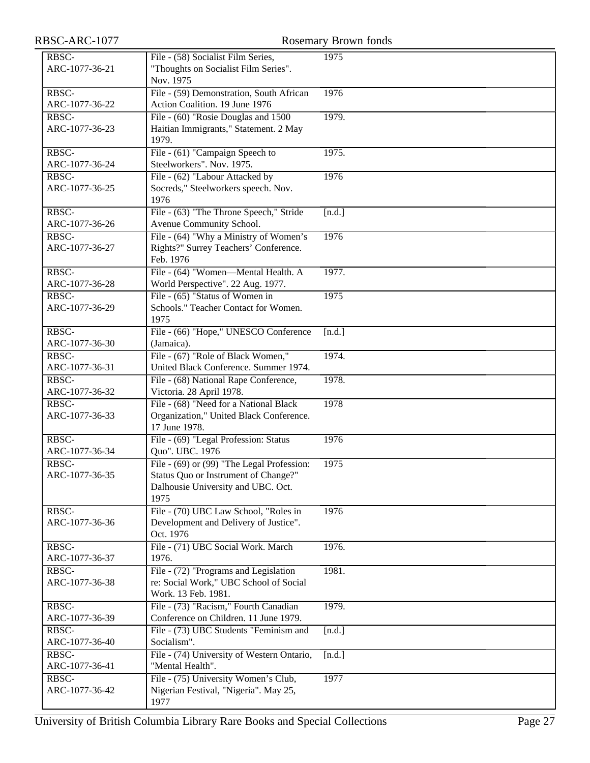| | | |
|---|---|---|
| RBSC-ARC-1077-36-21 | File - (58) Socialist Film Series, "Thoughts on Socialist Film Series". Nov. 1975 | 1975 |
| RBSC-ARC-1077-36-22 | File - (59) Demonstration, South African Action Coalition. 19 June 1976 | 1976 |
| RBSC-ARC-1077-36-23 | File - (60) "Rosie Douglas and 1500 Haitian Immigrants," Statement. 2 May 1979. | 1979. |
| RBSC-ARC-1077-36-24 | File - (61) "Campaign Speech to Steelworkers". Nov. 1975. | 1975. |
| RBSC-ARC-1077-36-25 | File - (62) "Labour Attacked by Socreds," Steelworkers speech. Nov. 1976 | 1976 |
| RBSC-ARC-1077-36-26 | File - (63) "The Throne Speech," Stride Avenue Community School. | [n.d.] |
| RBSC-ARC-1077-36-27 | File - (64) "Why a Ministry of Women's Rights?" Surrey Teachers' Conference. Feb. 1976 | 1976 |
| RBSC-ARC-1077-36-28 | File - (64) "Women—Mental Health. A World Perspective". 22 Aug. 1977. | 1977. |
| RBSC-ARC-1077-36-29 | File - (65) "Status of Women in Schools." Teacher Contact for Women. 1975 | 1975 |
| RBSC-ARC-1077-36-30 | File - (66) "Hope," UNESCO Conference (Jamaica). | [n.d.] |
| RBSC-ARC-1077-36-31 | File - (67) "Role of Black Women," United Black Conference. Summer 1974. | 1974. |
| RBSC-ARC-1077-36-32 | File - (68) National Rape Conference, Victoria. 28 April 1978. | 1978. |
| RBSC-ARC-1077-36-33 | File - (68) "Need for a National Black Organization," United Black Conference. 17 June 1978. | 1978 |
| RBSC-ARC-1077-36-34 | File - (69) "Legal Profession: Status Quo". UBC. 1976 | 1976 |
| RBSC-ARC-1077-36-35 | File - (69) or (99) "The Legal Profession: Status Quo or Instrument of Change?" Dalhousie University and UBC. Oct. 1975 | 1975 |
| RBSC-ARC-1077-36-36 | File - (70) UBC Law School, "Roles in Development and Delivery of Justice". Oct. 1976 | 1976 |
| RBSC-ARC-1077-36-37 | File - (71) UBC Social Work. March 1976. | 1976. |
| RBSC-ARC-1077-36-38 | File - (72) "Programs and Legislation re: Social Work," UBC School of Social Work. 13 Feb. 1981. | 1981. |
| RBSC-ARC-1077-36-39 | File - (73) "Racism," Fourth Canadian Conference on Children. 11 June 1979. | 1979. |
| RBSC-ARC-1077-36-40 | File - (73) UBC Students "Feminism and Socialism". | [n.d.] |
| RBSC-ARC-1077-36-41 | File - (74) University of Western Ontario, "Mental Health". | [n.d.] |
| RBSC-ARC-1077-36-42 | File - (75) University Women's Club, Nigerian Festival, "Nigeria". May 25, 1977 | 1977 |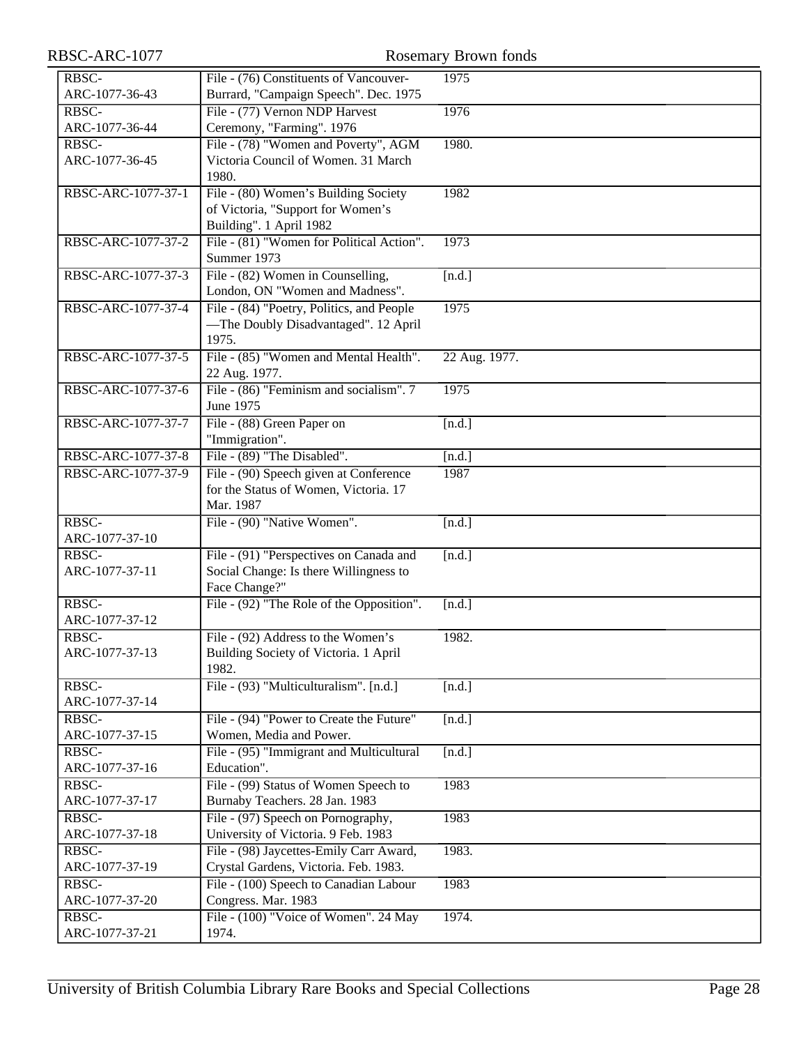| RBSC-ARC-1077-36-43 | File - (76) Constituents of Vancouver-Burrard, "Campaign Speech". Dec. 1975 | 1975 |
|---|---|---|
| RBSC-ARC-1077-36-44 | File - (77) Vernon NDP Harvest Ceremony, "Farming". 1976 | 1976 |
| RBSC-ARC-1077-36-45 | File - (78) "Women and Poverty", AGM Victoria Council of Women. 31 March 1980. | 1980. |
| RBSC-ARC-1077-37-1 | File - (80) Women's Building Society of Victoria, "Support for Women's Building". 1 April 1982 | 1982 |
| RBSC-ARC-1077-37-2 | File - (81) "Women for Political Action". Summer 1973 | 1973 |
| RBSC-ARC-1077-37-3 | File - (82) Women in Counselling, London, ON "Women and Madness". | [n.d.] |
| RBSC-ARC-1077-37-4 | File - (84) "Poetry, Politics, and People —The Doubly Disadvantaged". 12 April 1975. | 1975 |
| RBSC-ARC-1077-37-5 | File - (85) "Women and Mental Health". 22 Aug. 1977. | 22 Aug. 1977. |
| RBSC-ARC-1077-37-6 | File - (86) "Feminism and socialism". 7 June 1975 | 1975 |
| RBSC-ARC-1077-37-7 | File - (88) Green Paper on "Immigration". | [n.d.] |
| RBSC-ARC-1077-37-8 | File - (89) "The Disabled". | [n.d.] |
| RBSC-ARC-1077-37-9 | File - (90) Speech given at Conference for the Status of Women, Victoria. 17 Mar. 1987 | 1987 |
| RBSC-ARC-1077-37-10 | File - (90) "Native Women". | [n.d.] |
| RBSC-ARC-1077-37-11 | File - (91) "Perspectives on Canada and Social Change: Is there Willingness to Face Change?" | [n.d.] |
| RBSC-ARC-1077-37-12 | File - (92) "The Role of the Opposition". | [n.d.] |
| RBSC-ARC-1077-37-13 | File - (92) Address to the Women's Building Society of Victoria. 1 April 1982. | 1982. |
| RBSC-ARC-1077-37-14 | File - (93) "Multiculturalism". [n.d.] | [n.d.] |
| RBSC-ARC-1077-37-15 | File - (94) "Power to Create the Future" Women, Media and Power. | [n.d.] |
| RBSC-ARC-1077-37-16 | File - (95) "Immigrant and Multicultural Education". | [n.d.] |
| RBSC-ARC-1077-37-17 | File - (99) Status of Women Speech to Burnaby Teachers. 28 Jan. 1983 | 1983 |
| RBSC-ARC-1077-37-18 | File - (97) Speech on Pornography, University of Victoria. 9 Feb. 1983 | 1983 |
| RBSC-ARC-1077-37-19 | File - (98) Jaycettes-Emily Carr Award, Crystal Gardens, Victoria. Feb. 1983. | 1983. |
| RBSC-ARC-1077-37-20 | File - (100) Speech to Canadian Labour Congress. Mar. 1983 | 1983 |
| RBSC-ARC-1077-37-21 | File - (100) "Voice of Women". 24 May 1974. | 1974. |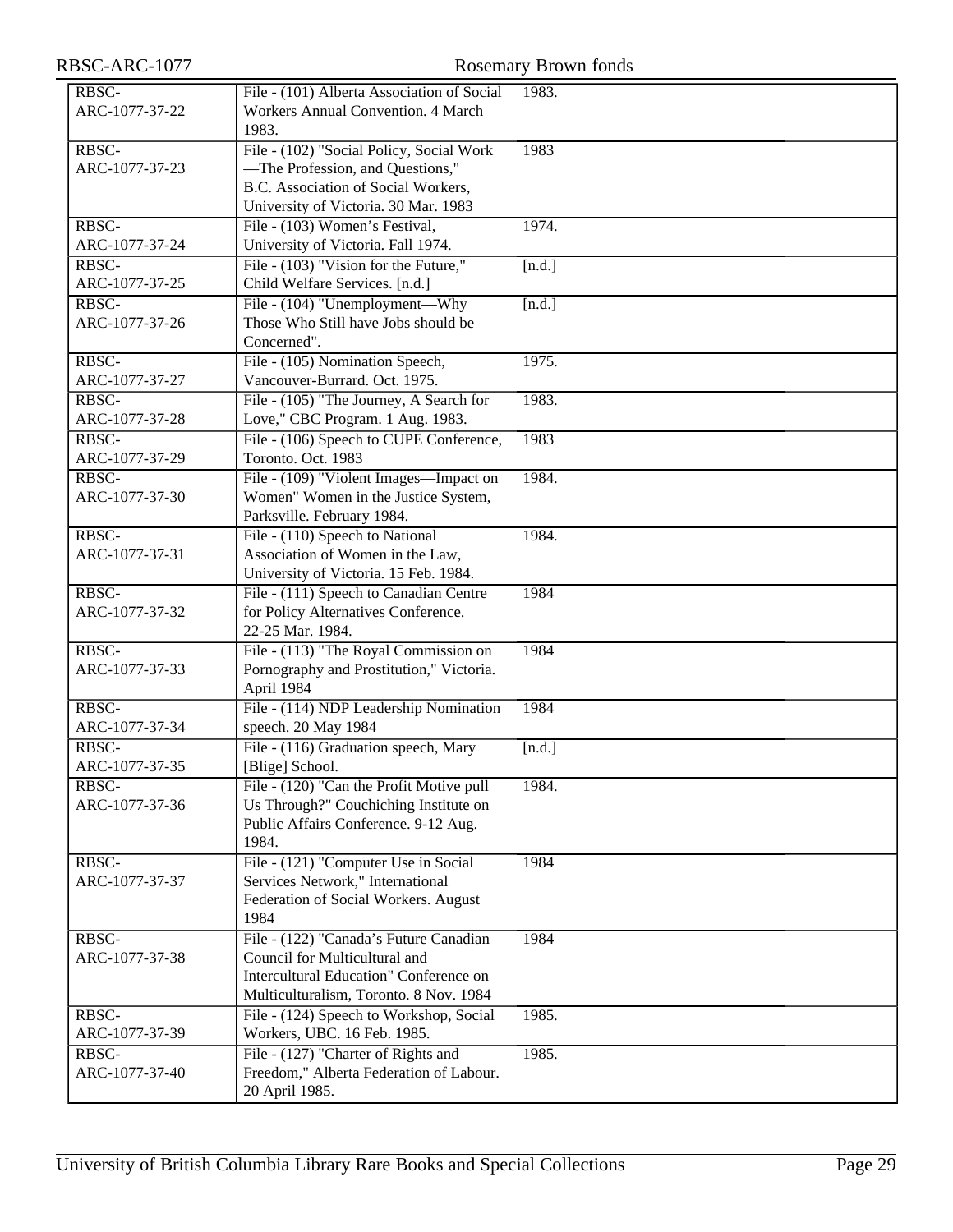| | | |
|---|---|---|
| RBSC-ARC-1077-37-22 | File - (101) Alberta Association of Social Workers Annual Convention. 4 March 1983. | 1983. |
| RBSC-ARC-1077-37-23 | File - (102) "Social Policy, Social Work —The Profession, and Questions," B.C. Association of Social Workers, University of Victoria. 30 Mar. 1983 | 1983 |
| RBSC-ARC-1077-37-24 | File - (103) Women's Festival, University of Victoria. Fall 1974. | 1974. |
| RBSC-ARC-1077-37-25 | File - (103) "Vision for the Future," Child Welfare Services. [n.d.] | [n.d.] |
| RBSC-ARC-1077-37-26 | File - (104) "Unemployment—Why Those Who Still have Jobs should be Concerned". | [n.d.] |
| RBSC-ARC-1077-37-27 | File - (105) Nomination Speech, Vancouver-Burrard. Oct. 1975. | 1975. |
| RBSC-ARC-1077-37-28 | File - (105) "The Journey, A Search for Love," CBC Program. 1 Aug. 1983. | 1983. |
| RBSC-ARC-1077-37-29 | File - (106) Speech to CUPE Conference, Toronto. Oct. 1983 | 1983 |
| RBSC-ARC-1077-37-30 | File - (109) "Violent Images—Impact on Women" Women in the Justice System, Parksville. February 1984. | 1984. |
| RBSC-ARC-1077-37-31 | File - (110) Speech to National Association of Women in the Law, University of Victoria. 15 Feb. 1984. | 1984. |
| RBSC-ARC-1077-37-32 | File - (111) Speech to Canadian Centre for Policy Alternatives Conference. 22-25 Mar. 1984. | 1984 |
| RBSC-ARC-1077-37-33 | File - (113) "The Royal Commission on Pornography and Prostitution," Victoria. April 1984 | 1984 |
| RBSC-ARC-1077-37-34 | File - (114) NDP Leadership Nomination speech. 20 May 1984 | 1984 |
| RBSC-ARC-1077-37-35 | File - (116) Graduation speech, Mary [Blige] School. | [n.d.] |
| RBSC-ARC-1077-37-36 | File - (120) "Can the Profit Motive pull Us Through?" Couchiching Institute on Public Affairs Conference. 9-12 Aug. 1984. | 1984. |
| RBSC-ARC-1077-37-37 | File - (121) "Computer Use in Social Services Network," International Federation of Social Workers. August 1984 | 1984 |
| RBSC-ARC-1077-37-38 | File - (122) "Canada's Future Canadian Council for Multicultural and Intercultural Education" Conference on Multiculturalism, Toronto. 8 Nov. 1984 | 1984 |
| RBSC-ARC-1077-37-39 | File - (124) Speech to Workshop, Social Workers, UBC. 16 Feb. 1985. | 1985. |
| RBSC-ARC-1077-37-40 | File - (127) "Charter of Rights and Freedom," Alberta Federation of Labour. 20 April 1985. | 1985. |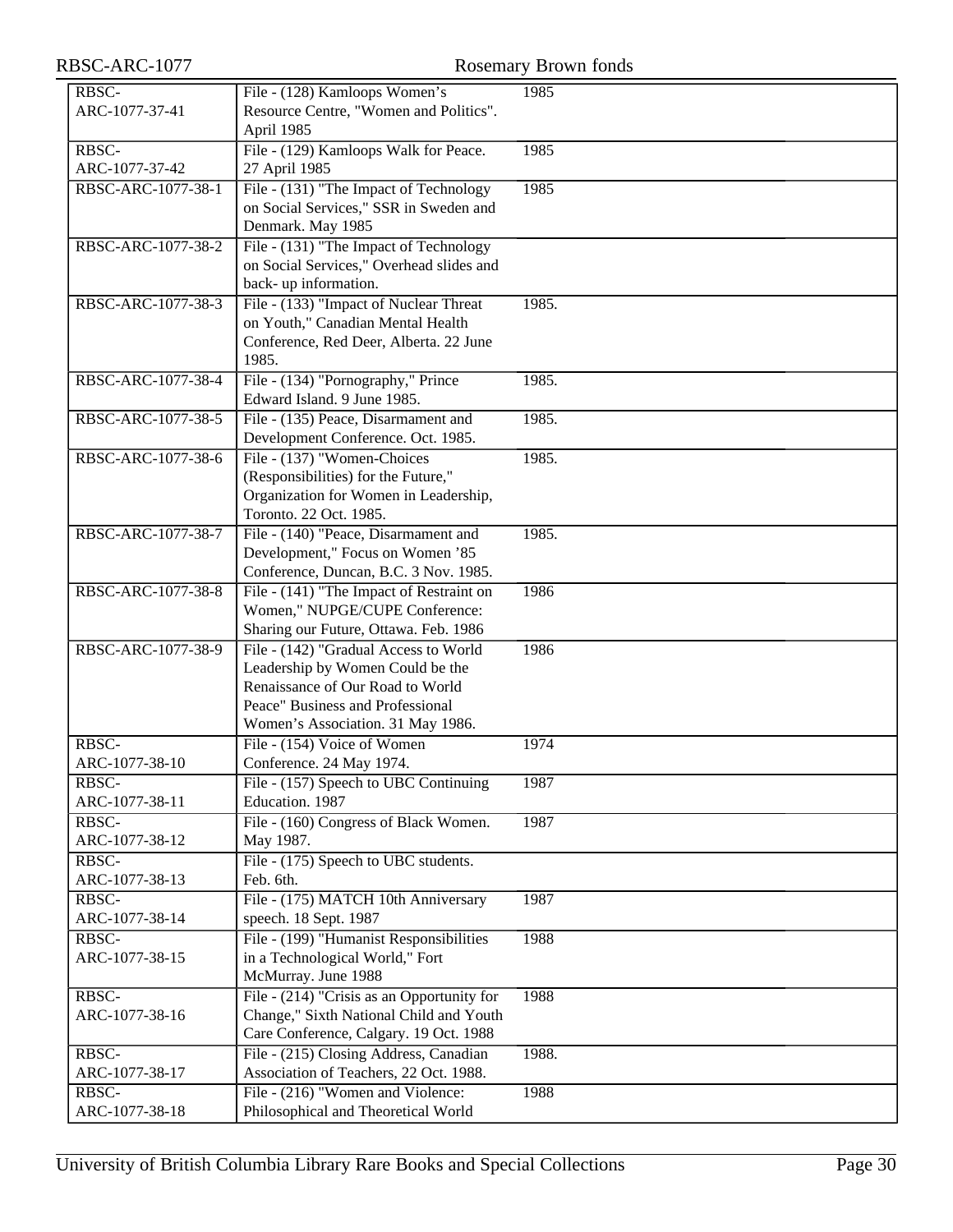| | | |
|---|---|---|
| RBSC-ARC-1077-37-41 | File - (128) Kamloops Women's Resource Centre, "Women and Politics". April 1985 | 1985 |
| RBSC-ARC-1077-37-42 | File - (129) Kamloops Walk for Peace. 27 April 1985 | 1985 |
| RBSC-ARC-1077-38-1 | File - (131) "The Impact of Technology on Social Services," SSR in Sweden and Denmark. May 1985 | 1985 |
| RBSC-ARC-1077-38-2 | File - (131) "The Impact of Technology on Social Services," Overhead slides and back- up information. | |
| RBSC-ARC-1077-38-3 | File - (133) "Impact of Nuclear Threat on Youth," Canadian Mental Health Conference, Red Deer, Alberta. 22 June 1985. | 1985. |
| RBSC-ARC-1077-38-4 | File - (134) "Pornography," Prince Edward Island. 9 June 1985. | 1985. |
| RBSC-ARC-1077-38-5 | File - (135) Peace, Disarmament and Development Conference. Oct. 1985. | 1985. |
| RBSC-ARC-1077-38-6 | File - (137) "Women-Choices (Responsibilities) for the Future," Organization for Women in Leadership, Toronto. 22 Oct. 1985. | 1985. |
| RBSC-ARC-1077-38-7 | File - (140) "Peace, Disarmament and Development," Focus on Women '85 Conference, Duncan, B.C. 3 Nov. 1985. | 1985. |
| RBSC-ARC-1077-38-8 | File - (141) "The Impact of Restraint on Women," NUPGE/CUPE Conference: Sharing our Future, Ottawa. Feb. 1986 | 1986 |
| RBSC-ARC-1077-38-9 | File - (142) "Gradual Access to World Leadership by Women Could be the Renaissance of Our Road to World Peace" Business and Professional Women's Association. 31 May 1986. | 1986 |
| RBSC-ARC-1077-38-10 | File - (154) Voice of Women Conference. 24 May 1974. | 1974 |
| RBSC-ARC-1077-38-11 | File - (157) Speech to UBC Continuing Education. 1987 | 1987 |
| RBSC-ARC-1077-38-12 | File - (160) Congress of Black Women. May 1987. | 1987 |
| RBSC-ARC-1077-38-13 | File - (175) Speech to UBC students. Feb. 6th. | |
| RBSC-ARC-1077-38-14 | File - (175) MATCH 10th Anniversary speech. 18 Sept. 1987 | 1987 |
| RBSC-ARC-1077-38-15 | File - (199) "Humanist Responsibilities in a Technological World," Fort McMurray. June 1988 | 1988 |
| RBSC-ARC-1077-38-16 | File - (214) "Crisis as an Opportunity for Change," Sixth National Child and Youth Care Conference, Calgary. 19 Oct. 1988 | 1988 |
| RBSC-ARC-1077-38-17 | File - (215) Closing Address, Canadian Association of Teachers, 22 Oct. 1988. | 1988. |
| RBSC-ARC-1077-38-18 | File - (216) "Women and Violence: Philosophical and Theoretical World | 1988 |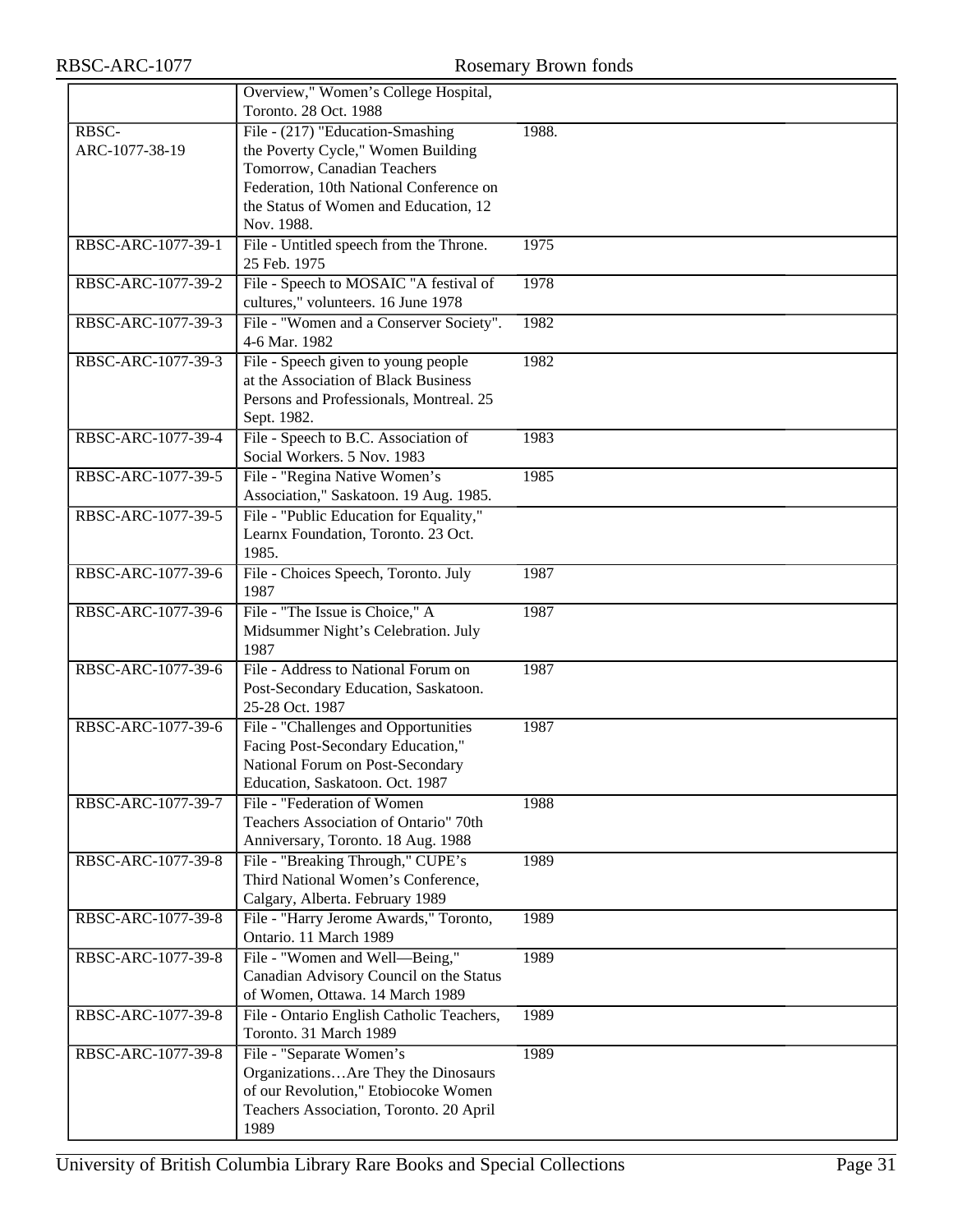| | | |
|---|---|---|
| | Overview," Women's College Hospital, Toronto. 28 Oct. 1988 | |
| RBSC-ARC-1077-38-19 | File - (217) "Education-Smashing the Poverty Cycle," Women Building Tomorrow, Canadian Teachers Federation, 10th National Conference on the Status of Women and Education, 12 Nov. 1988. | 1988. |
| RBSC-ARC-1077-39-1 | File - Untitled speech from the Throne. 25 Feb. 1975 | 1975 |
| RBSC-ARC-1077-39-2 | File - Speech to MOSAIC "A festival of cultures," volunteers. 16 June 1978 | 1978 |
| RBSC-ARC-1077-39-3 | File - "Women and a Conserver Society". 4-6 Mar. 1982 | 1982 |
| RBSC-ARC-1077-39-3 | File - Speech given to young people at the Association of Black Business Persons and Professionals, Montreal. 25 Sept. 1982. | 1982 |
| RBSC-ARC-1077-39-4 | File - Speech to B.C. Association of Social Workers. 5 Nov. 1983 | 1983 |
| RBSC-ARC-1077-39-5 | File - "Regina Native Women's Association," Saskatoon. 19 Aug. 1985. | 1985 |
| RBSC-ARC-1077-39-5 | File - "Public Education for Equality," Learnx Foundation, Toronto. 23 Oct. 1985. | |
| RBSC-ARC-1077-39-6 | File - Choices Speech, Toronto. July 1987 | 1987 |
| RBSC-ARC-1077-39-6 | File - "The Issue is Choice," A Midsummer Night's Celebration. July 1987 | 1987 |
| RBSC-ARC-1077-39-6 | File - Address to National Forum on Post-Secondary Education, Saskatoon. 25-28 Oct. 1987 | 1987 |
| RBSC-ARC-1077-39-6 | File - "Challenges and Opportunities Facing Post-Secondary Education," National Forum on Post-Secondary Education, Saskatoon. Oct. 1987 | 1987 |
| RBSC-ARC-1077-39-7 | File - "Federation of Women Teachers Association of Ontario" 70th Anniversary, Toronto. 18 Aug. 1988 | 1988 |
| RBSC-ARC-1077-39-8 | File - "Breaking Through," CUPE's Third National Women's Conference, Calgary, Alberta. February 1989 | 1989 |
| RBSC-ARC-1077-39-8 | File - "Harry Jerome Awards," Toronto, Ontario. 11 March 1989 | 1989 |
| RBSC-ARC-1077-39-8 | File - "Women and Well—Being," Canadian Advisory Council on the Status of Women, Ottawa. 14 March 1989 | 1989 |
| RBSC-ARC-1077-39-8 | File - Ontario English Catholic Teachers, Toronto. 31 March 1989 | 1989 |
| RBSC-ARC-1077-39-8 | File - "Separate Women's Organizations…Are They the Dinosaurs of our Revolution," Etobiocoke Women Teachers Association, Toronto. 20 April 1989 | 1989 |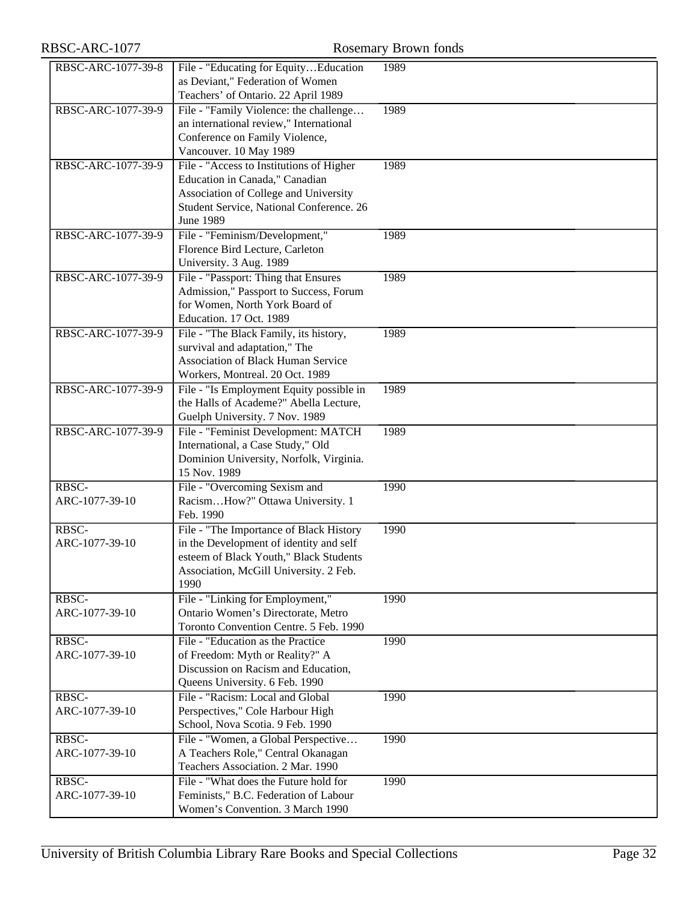| | | |
|---|---|---|
| RBSC-ARC-1077-39-8 | File - "Educating for Equity…Education as Deviant," Federation of Women Teachers' of Ontario. 22 April 1989 | 1989 |
| RBSC-ARC-1077-39-9 | File - "Family Violence: the challenge… an international review," International Conference on Family Violence, Vancouver. 10 May 1989 | 1989 |
| RBSC-ARC-1077-39-9 | File - "Access to Institutions of Higher Education in Canada," Canadian Association of College and University Student Service, National Conference. 26 June 1989 | 1989 |
| RBSC-ARC-1077-39-9 | File - "Feminism/Development," Florence Bird Lecture, Carleton University. 3 Aug. 1989 | 1989 |
| RBSC-ARC-1077-39-9 | File - "Passport: Thing that Ensures Admission," Passport to Success, Forum for Women, North York Board of Education. 17 Oct. 1989 | 1989 |
| RBSC-ARC-1077-39-9 | File - "The Black Family, its history, survival and adaptation," The Association of Black Human Service Workers, Montreal. 20 Oct. 1989 | 1989 |
| RBSC-ARC-1077-39-9 | File - "Is Employment Equity possible in the Halls of Academe?" Abella Lecture, Guelph University. 7 Nov. 1989 | 1989 |
| RBSC-ARC-1077-39-9 | File - "Feminist Development: MATCH International, a Case Study," Old Dominion University, Norfolk, Virginia. 15 Nov. 1989 | 1989 |
| RBSC-ARC-1077-39-10 | File - "Overcoming Sexism and Racism…How?" Ottawa University. 1 Feb. 1990 | 1990 |
| RBSC-ARC-1077-39-10 | File - "The Importance of Black History in the Development of identity and self esteem of Black Youth," Black Students Association, McGill University. 2 Feb. 1990 | 1990 |
| RBSC-ARC-1077-39-10 | File - "Linking for Employment," Ontario Women's Directorate, Metro Toronto Convention Centre. 5 Feb. 1990 | 1990 |
| RBSC-ARC-1077-39-10 | File - "Education as the Practice of Freedom: Myth or Reality?" A Discussion on Racism and Education, Queens University. 6 Feb. 1990 | 1990 |
| RBSC-ARC-1077-39-10 | File - "Racism: Local and Global Perspectives," Cole Harbour High School, Nova Scotia. 9 Feb. 1990 | 1990 |
| RBSC-ARC-1077-39-10 | File - "Women, a Global Perspective… A Teachers Role," Central Okanagan Teachers Association. 2 Mar. 1990 | 1990 |
| RBSC-ARC-1077-39-10 | File - "What does the Future hold for Feminists," B.C. Federation of Labour Women's Convention. 3 March 1990 | 1990 |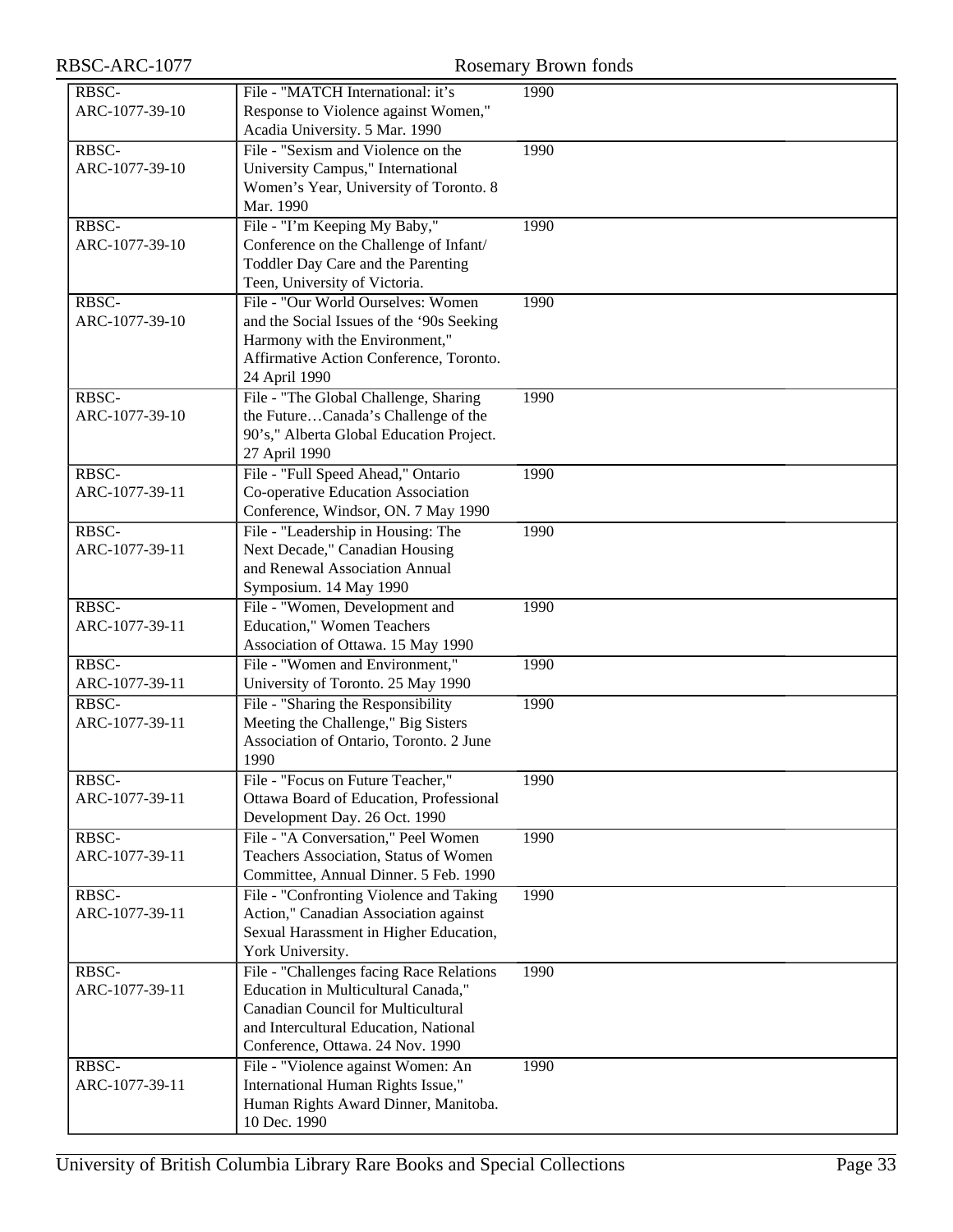| | | |
|---|---|---|
| RBSC-ARC-1077-39-10 | File - "MATCH International: it's Response to Violence against Women," Acadia University. 5 Mar. 1990 | 1990 |
| RBSC-ARC-1077-39-10 | File - "Sexism and Violence on the University Campus," International Women's Year, University of Toronto. 8 Mar. 1990 | 1990 |
| RBSC-ARC-1077-39-10 | File - "I'm Keeping My Baby," Conference on the Challenge of Infant/Toddler Day Care and the Parenting Teen, University of Victoria. | 1990 |
| RBSC-ARC-1077-39-10 | File - "Our World Ourselves: Women and the Social Issues of the '90s Seeking Harmony with the Environment," Affirmative Action Conference, Toronto. 24 April 1990 | 1990 |
| RBSC-ARC-1077-39-10 | File - "The Global Challenge, Sharing the Future…Canada's Challenge of the 90's," Alberta Global Education Project. 27 April 1990 | 1990 |
| RBSC-ARC-1077-39-11 | File - "Full Speed Ahead," Ontario Co-operative Education Association Conference, Windsor, ON. 7 May 1990 | 1990 |
| RBSC-ARC-1077-39-11 | File - "Leadership in Housing: The Next Decade," Canadian Housing and Renewal Association Annual Symposium. 14 May 1990 | 1990 |
| RBSC-ARC-1077-39-11 | File - "Women, Development and Education," Women Teachers Association of Ottawa. 15 May 1990 | 1990 |
| RBSC-ARC-1077-39-11 | File - "Women and Environment," University of Toronto. 25 May 1990 | 1990 |
| RBSC-ARC-1077-39-11 | File - "Sharing the Responsibility Meeting the Challenge," Big Sisters Association of Ontario, Toronto. 2 June 1990 | 1990 |
| RBSC-ARC-1077-39-11 | File - "Focus on Future Teacher," Ottawa Board of Education, Professional Development Day. 26 Oct. 1990 | 1990 |
| RBSC-ARC-1077-39-11 | File - "A Conversation," Peel Women Teachers Association, Status of Women Committee, Annual Dinner. 5 Feb. 1990 | 1990 |
| RBSC-ARC-1077-39-11 | File - "Confronting Violence and Taking Action," Canadian Association against Sexual Harassment in Higher Education, York University. | 1990 |
| RBSC-ARC-1077-39-11 | File - "Challenges facing Race Relations Education in Multicultural Canada," Canadian Council for Multicultural and Intercultural Education, National Conference, Ottawa. 24 Nov. 1990 | 1990 |
| RBSC-ARC-1077-39-11 | File - "Violence against Women: An International Human Rights Issue," Human Rights Award Dinner, Manitoba. 10 Dec. 1990 | 1990 |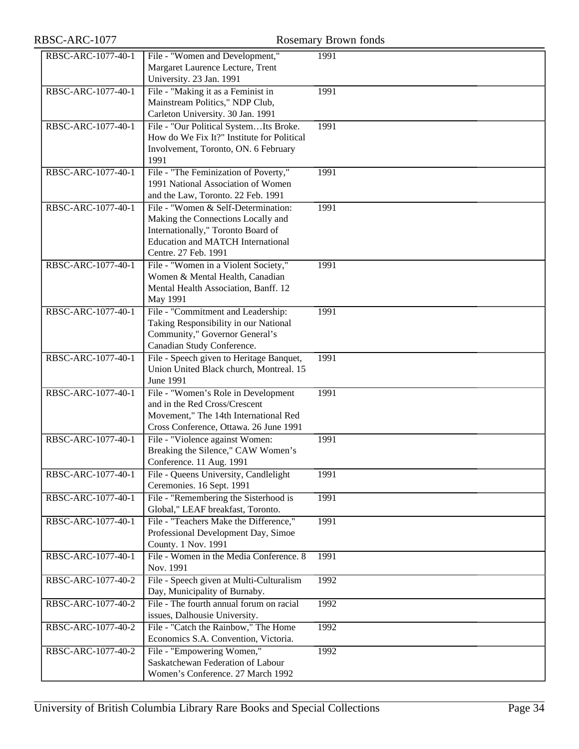| | | |
|---|---|---|
| RBSC-ARC-1077-40-1 | File - "Women and Development," Margaret Laurence Lecture, Trent University. 23 Jan. 1991 | 1991 |
| RBSC-ARC-1077-40-1 | File - "Making it as a Feminist in Mainstream Politics," NDP Club, Carleton University. 30 Jan. 1991 | 1991 |
| RBSC-ARC-1077-40-1 | File - "Our Political System…Its Broke. How do We Fix It?" Institute for Political Involvement, Toronto, ON. 6 February 1991 | 1991 |
| RBSC-ARC-1077-40-1 | File - "The Feminization of Poverty," 1991 National Association of Women and the Law, Toronto. 22 Feb. 1991 | 1991 |
| RBSC-ARC-1077-40-1 | File - "Women & Self-Determination: Making the Connections Locally and Internationally," Toronto Board of Education and MATCH International Centre. 27 Feb. 1991 | 1991 |
| RBSC-ARC-1077-40-1 | File - "Women in a Violent Society," Women & Mental Health, Canadian Mental Health Association, Banff. 12 May 1991 | 1991 |
| RBSC-ARC-1077-40-1 | File - "Commitment and Leadership: Taking Responsibility in our National Community," Governor General's Canadian Study Conference. | 1991 |
| RBSC-ARC-1077-40-1 | File - Speech given to Heritage Banquet, Union United Black church, Montreal. 15 June 1991 | 1991 |
| RBSC-ARC-1077-40-1 | File - "Women's Role in Development and in the Red Cross/Crescent Movement," The 14th International Red Cross Conference, Ottawa. 26 June 1991 | 1991 |
| RBSC-ARC-1077-40-1 | File - "Violence against Women: Breaking the Silence," CAW Women's Conference. 11 Aug. 1991 | 1991 |
| RBSC-ARC-1077-40-1 | File - Queens University, Candlelight Ceremonies. 16 Sept. 1991 | 1991 |
| RBSC-ARC-1077-40-1 | File - "Remembering the Sisterhood is Global," LEAF breakfast, Toronto. | 1991 |
| RBSC-ARC-1077-40-1 | File - "Teachers Make the Difference," Professional Development Day, Simoe County. 1 Nov. 1991 | 1991 |
| RBSC-ARC-1077-40-1 | File - Women in the Media Conference. 8 Nov. 1991 | 1991 |
| RBSC-ARC-1077-40-2 | File - Speech given at Multi-Culturalism Day, Municipality of Burnaby. | 1992 |
| RBSC-ARC-1077-40-2 | File - The fourth annual forum on racial issues, Dalhousie University. | 1992 |
| RBSC-ARC-1077-40-2 | File - "Catch the Rainbow," The Home Economics S.A. Convention, Victoria. | 1992 |
| RBSC-ARC-1077-40-2 | File - "Empowering Women," Saskatchewan Federation of Labour Women's Conference. 27 March 1992 | 1992 |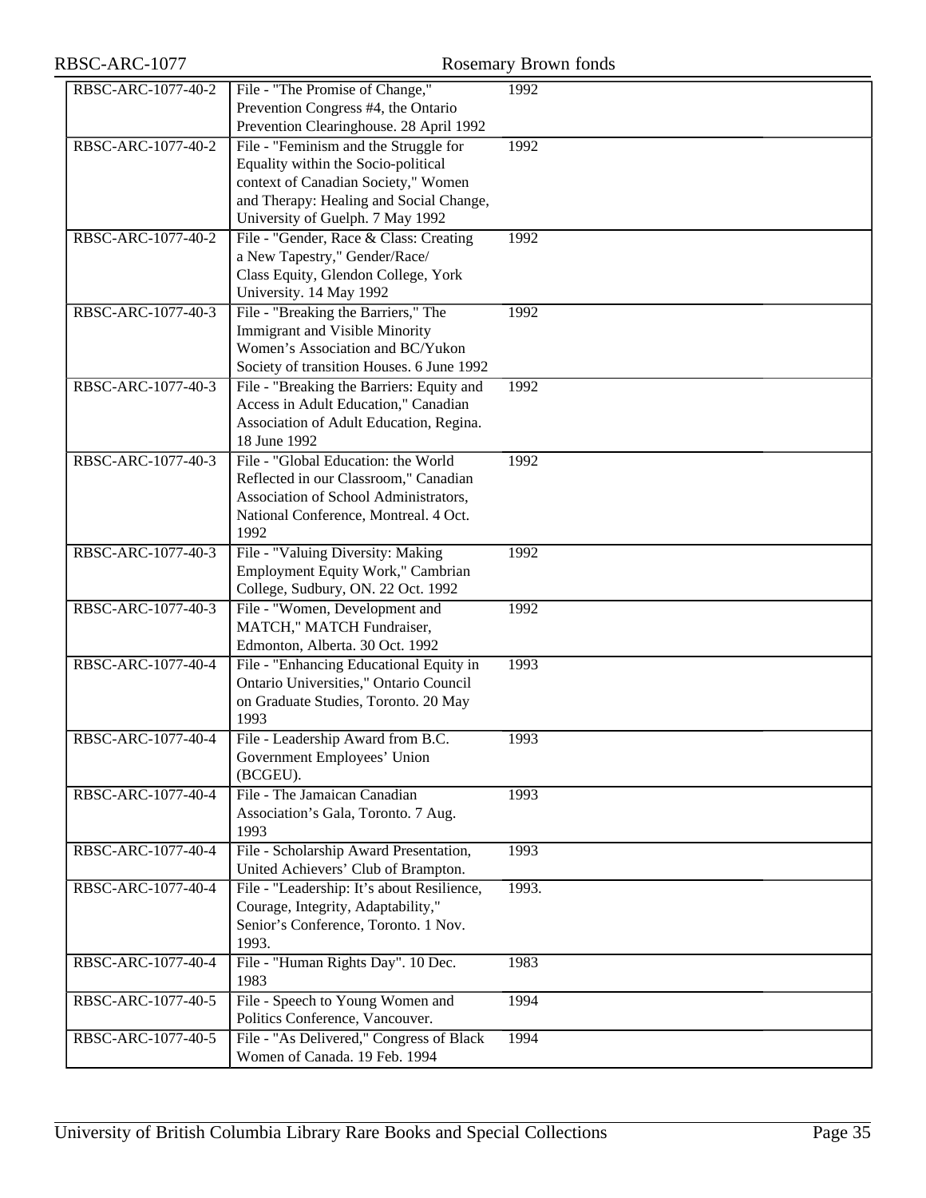| | | |
|---|---|---|
| RBSC-ARC-1077-40-2 | File - "The Promise of Change," Prevention Congress #4, the Ontario Prevention Clearinghouse. 28 April 1992 | 1992 |
| RBSC-ARC-1077-40-2 | File - "Feminism and the Struggle for Equality within the Socio-political context of Canadian Society," Women and Therapy: Healing and Social Change, University of Guelph. 7 May 1992 | 1992 |
| RBSC-ARC-1077-40-2 | File - "Gender, Race & Class: Creating a New Tapestry," Gender/Race/ Class Equity, Glendon College, York University. 14 May 1992 | 1992 |
| RBSC-ARC-1077-40-3 | File - "Breaking the Barriers," The Immigrant and Visible Minority Women's Association and BC/Yukon Society of transition Houses. 6 June 1992 | 1992 |
| RBSC-ARC-1077-40-3 | File - "Breaking the Barriers: Equity and Access in Adult Education," Canadian Association of Adult Education, Regina. 18 June 1992 | 1992 |
| RBSC-ARC-1077-40-3 | File - "Global Education: the World Reflected in our Classroom," Canadian Association of School Administrators, National Conference, Montreal. 4 Oct. 1992 | 1992 |
| RBSC-ARC-1077-40-3 | File - "Valuing Diversity: Making Employment Equity Work," Cambrian College, Sudbury, ON. 22 Oct. 1992 | 1992 |
| RBSC-ARC-1077-40-3 | File - "Women, Development and MATCH," MATCH Fundraiser, Edmonton, Alberta. 30 Oct. 1992 | 1992 |
| RBSC-ARC-1077-40-4 | File - "Enhancing Educational Equity in Ontario Universities," Ontario Council on Graduate Studies, Toronto. 20 May 1993 | 1993 |
| RBSC-ARC-1077-40-4 | File - Leadership Award from B.C. Government Employees' Union (BCGEU). | 1993 |
| RBSC-ARC-1077-40-4 | File - The Jamaican Canadian Association's Gala, Toronto. 7 Aug. 1993 | 1993 |
| RBSC-ARC-1077-40-4 | File - Scholarship Award Presentation, United Achievers' Club of Brampton. | 1993 |
| RBSC-ARC-1077-40-4 | File - "Leadership: It's about Resilience, Courage, Integrity, Adaptability," Senior's Conference, Toronto. 1 Nov. 1993. | 1993. |
| RBSC-ARC-1077-40-4 | File - "Human Rights Day". 10 Dec. 1983 | 1983 |
| RBSC-ARC-1077-40-5 | File - Speech to Young Women and Politics Conference, Vancouver. | 1994 |
| RBSC-ARC-1077-40-5 | File - "As Delivered," Congress of Black Women of Canada. 19 Feb. 1994 | 1994 |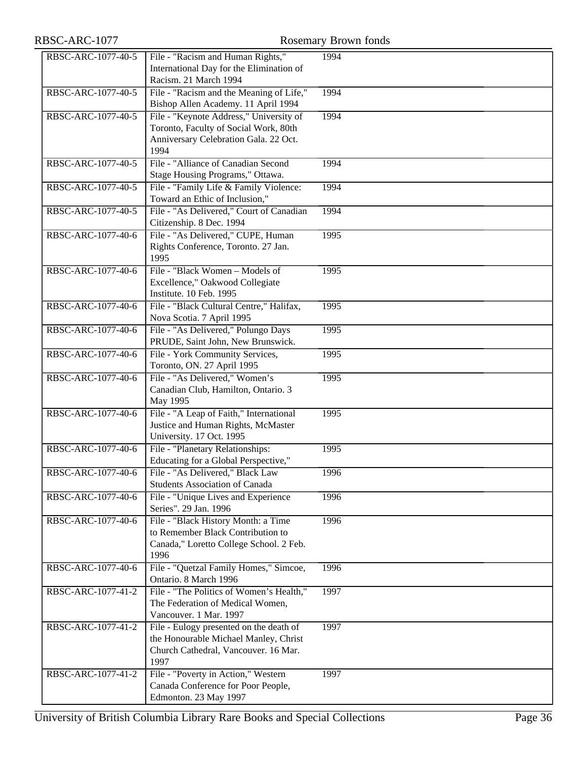| | | |
|---|---|---|
| RBSC-ARC-1077-40-5 | File - "Racism and Human Rights," International Day for the Elimination of Racism. 21 March 1994 | 1994 |
| RBSC-ARC-1077-40-5 | File - "Racism and the Meaning of Life," Bishop Allen Academy. 11 April 1994 | 1994 |
| RBSC-ARC-1077-40-5 | File - "Keynote Address," University of Toronto, Faculty of Social Work, 80th Anniversary Celebration Gala. 22 Oct. 1994 | 1994 |
| RBSC-ARC-1077-40-5 | File - "Alliance of Canadian Second Stage Housing Programs," Ottawa. | 1994 |
| RBSC-ARC-1077-40-5 | File - "Family Life & Family Violence: Toward an Ethic of Inclusion," | 1994 |
| RBSC-ARC-1077-40-5 | File - "As Delivered," Court of Canadian Citizenship. 8 Dec. 1994 | 1994 |
| RBSC-ARC-1077-40-6 | File - "As Delivered," CUPE, Human Rights Conference, Toronto. 27 Jan. 1995 | 1995 |
| RBSC-ARC-1077-40-6 | File - "Black Women – Models of Excellence," Oakwood Collegiate Institute. 10 Feb. 1995 | 1995 |
| RBSC-ARC-1077-40-6 | File - "Black Cultural Centre," Halifax, Nova Scotia. 7 April 1995 | 1995 |
| RBSC-ARC-1077-40-6 | File - "As Delivered," Polungo Days PRUDE, Saint John, New Brunswick. | 1995 |
| RBSC-ARC-1077-40-6 | File - York Community Services, Toronto, ON. 27 April 1995 | 1995 |
| RBSC-ARC-1077-40-6 | File - "As Delivered," Women's Canadian Club, Hamilton, Ontario. 3 May 1995 | 1995 |
| RBSC-ARC-1077-40-6 | File - "A Leap of Faith," International Justice and Human Rights, McMaster University. 17 Oct. 1995 | 1995 |
| RBSC-ARC-1077-40-6 | File - "Planetary Relationships: Educating for a Global Perspective," | 1995 |
| RBSC-ARC-1077-40-6 | File - "As Delivered," Black Law Students Association of Canada | 1996 |
| RBSC-ARC-1077-40-6 | File - "Unique Lives and Experience Series". 29 Jan. 1996 | 1996 |
| RBSC-ARC-1077-40-6 | File - "Black History Month: a Time to Remember Black Contribution to Canada," Loretto College School. 2 Feb. 1996 | 1996 |
| RBSC-ARC-1077-40-6 | File - "Quetzal Family Homes," Simcoe, Ontario. 8 March 1996 | 1996 |
| RBSC-ARC-1077-41-2 | File - "The Politics of Women's Health," The Federation of Medical Women, Vancouver. 1 Mar. 1997 | 1997 |
| RBSC-ARC-1077-41-2 | File - Eulogy presented on the death of the Honourable Michael Manley, Christ Church Cathedral, Vancouver. 16 Mar. 1997 | 1997 |
| RBSC-ARC-1077-41-2 | File - "Poverty in Action," Western Canada Conference for Poor People, Edmonton. 23 May 1997 | 1997 |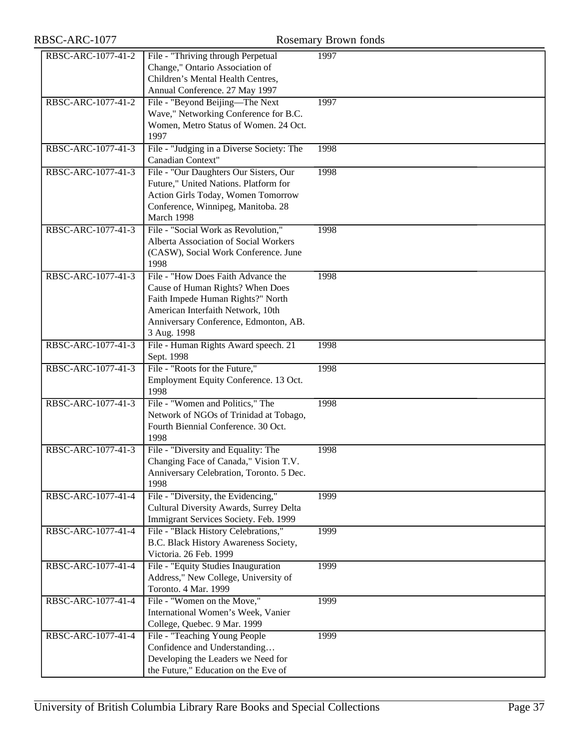| | | |
|---|---|---|
| RBSC-ARC-1077-41-2 | File - "Thriving through Perpetual Change," Ontario Association of Children's Mental Health Centres, Annual Conference. 27 May 1997 | 1997 |
| RBSC-ARC-1077-41-2 | File - "Beyond Beijing—The Next Wave," Networking Conference for B.C. Women, Metro Status of Women. 24 Oct. 1997 | 1997 |
| RBSC-ARC-1077-41-3 | File - "Judging in a Diverse Society: The Canadian Context" | 1998 |
| RBSC-ARC-1077-41-3 | File - "Our Daughters Our Sisters, Our Future," United Nations. Platform for Action Girls Today, Women Tomorrow Conference, Winnipeg, Manitoba. 28 March 1998 | 1998 |
| RBSC-ARC-1077-41-3 | File - "Social Work as Revolution," Alberta Association of Social Workers (CASW), Social Work Conference. June 1998 | 1998 |
| RBSC-ARC-1077-41-3 | File - "How Does Faith Advance the Cause of Human Rights? When Does Faith Impede Human Rights?" North American Interfaith Network, 10th Anniversary Conference, Edmonton, AB. 3 Aug. 1998 | 1998 |
| RBSC-ARC-1077-41-3 | File - Human Rights Award speech. 21 Sept. 1998 | 1998 |
| RBSC-ARC-1077-41-3 | File - "Roots for the Future," Employment Equity Conference. 13 Oct. 1998 | 1998 |
| RBSC-ARC-1077-41-3 | File - "Women and Politics," The Network of NGOs of Trinidad at Tobago, Fourth Biennial Conference. 30 Oct. 1998 | 1998 |
| RBSC-ARC-1077-41-3 | File - "Diversity and Equality: The Changing Face of Canada," Vision T.V. Anniversary Celebration, Toronto. 5 Dec. 1998 | 1998 |
| RBSC-ARC-1077-41-4 | File - "Diversity, the Evidencing," Cultural Diversity Awards, Surrey Delta Immigrant Services Society. Feb. 1999 | 1999 |
| RBSC-ARC-1077-41-4 | File - "Black History Celebrations," B.C. Black History Awareness Society, Victoria. 26 Feb. 1999 | 1999 |
| RBSC-ARC-1077-41-4 | File - "Equity Studies Inauguration Address," New College, University of Toronto. 4 Mar. 1999 | 1999 |
| RBSC-ARC-1077-41-4 | File - "Women on the Move," International Women's Week, Vanier College, Quebec. 9 Mar. 1999 | 1999 |
| RBSC-ARC-1077-41-4 | File - "Teaching Young People Confidence and Understanding… Developing the Leaders we Need for the Future," Education on the Eve of | 1999 |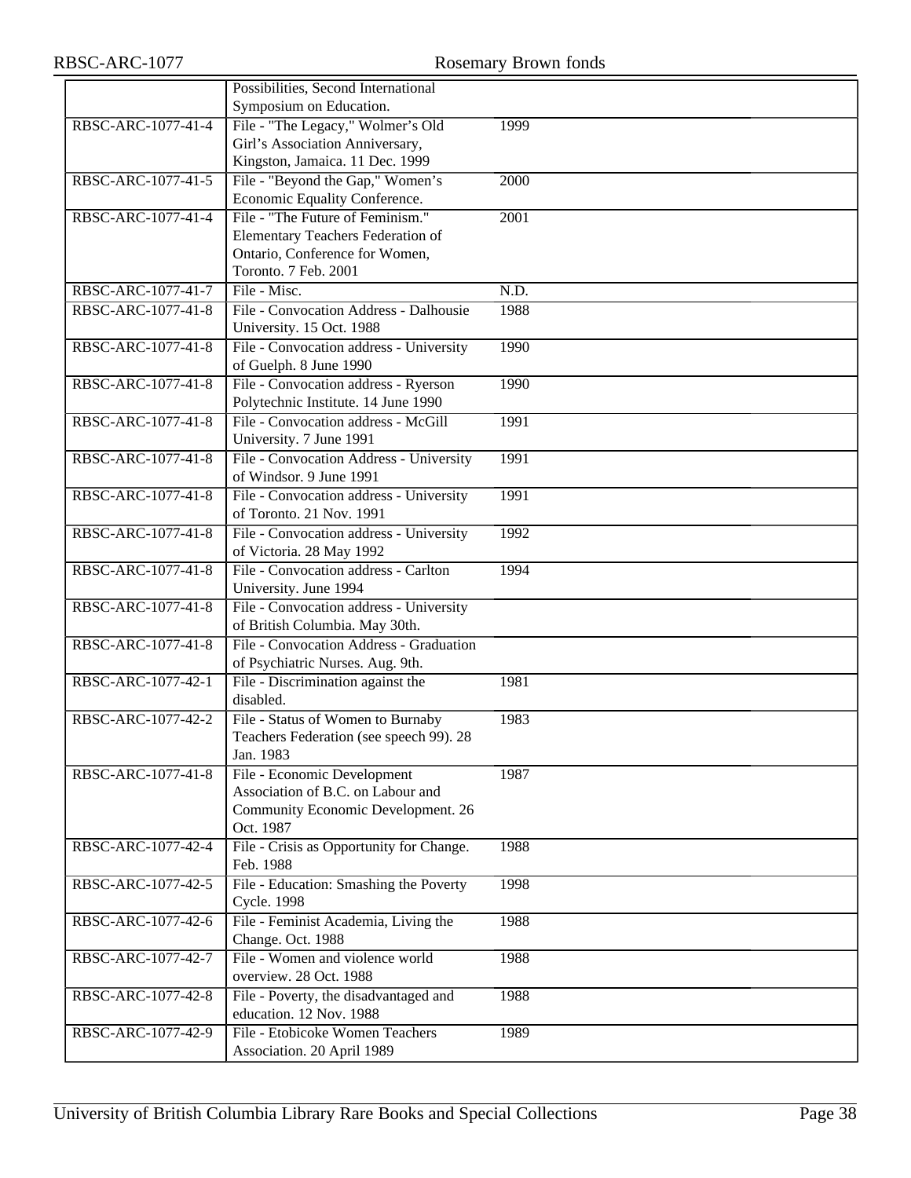|  |  |  |
| --- | --- | --- |
|  | Possibilities, Second International Symposium on Education. |  |
| RBSC-ARC-1077-41-4 | File - "The Legacy," Wolmer's Old Girl's Association Anniversary, Kingston, Jamaica. 11 Dec. 1999 | 1999 |
| RBSC-ARC-1077-41-5 | File - "Beyond the Gap," Women's Economic Equality Conference. | 2000 |
| RBSC-ARC-1077-41-4 | File - "The Future of Feminism." Elementary Teachers Federation of Ontario, Conference for Women, Toronto. 7 Feb. 2001 | 2001 |
| RBSC-ARC-1077-41-7 | File - Misc. | N.D. |
| RBSC-ARC-1077-41-8 | File - Convocation Address - Dalhousie University. 15 Oct. 1988 | 1988 |
| RBSC-ARC-1077-41-8 | File - Convocation address - University of Guelph. 8 June 1990 | 1990 |
| RBSC-ARC-1077-41-8 | File - Convocation address - Ryerson Polytechnic Institute. 14 June 1990 | 1990 |
| RBSC-ARC-1077-41-8 | File - Convocation address - McGill University. 7 June 1991 | 1991 |
| RBSC-ARC-1077-41-8 | File - Convocation Address - University of Windsor. 9 June 1991 | 1991 |
| RBSC-ARC-1077-41-8 | File - Convocation address - University of Toronto. 21 Nov. 1991 | 1991 |
| RBSC-ARC-1077-41-8 | File - Convocation address - University of Victoria. 28 May 1992 | 1992 |
| RBSC-ARC-1077-41-8 | File - Convocation address - Carlton University. June 1994 | 1994 |
| RBSC-ARC-1077-41-8 | File - Convocation address - University of British Columbia. May 30th. |  |
| RBSC-ARC-1077-41-8 | File - Convocation Address - Graduation of Psychiatric Nurses. Aug. 9th. |  |
| RBSC-ARC-1077-42-1 | File - Discrimination against the disabled. | 1981 |
| RBSC-ARC-1077-42-2 | File - Status of Women to Burnaby Teachers Federation (see speech 99). 28 Jan. 1983 | 1983 |
| RBSC-ARC-1077-41-8 | File - Economic Development Association of B.C. on Labour and Community Economic Development. 26 Oct. 1987 | 1987 |
| RBSC-ARC-1077-42-4 | File - Crisis as Opportunity for Change. Feb. 1988 | 1988 |
| RBSC-ARC-1077-42-5 | File - Education: Smashing the Poverty Cycle. 1998 | 1998 |
| RBSC-ARC-1077-42-6 | File - Feminist Academia, Living the Change. Oct. 1988 | 1988 |
| RBSC-ARC-1077-42-7 | File - Women and violence world overview. 28 Oct. 1988 | 1988 |
| RBSC-ARC-1077-42-8 | File - Poverty, the disadvantaged and education. 12 Nov. 1988 | 1988 |
| RBSC-ARC-1077-42-9 | File - Etobicoke Women Teachers Association. 20 April 1989 | 1989 |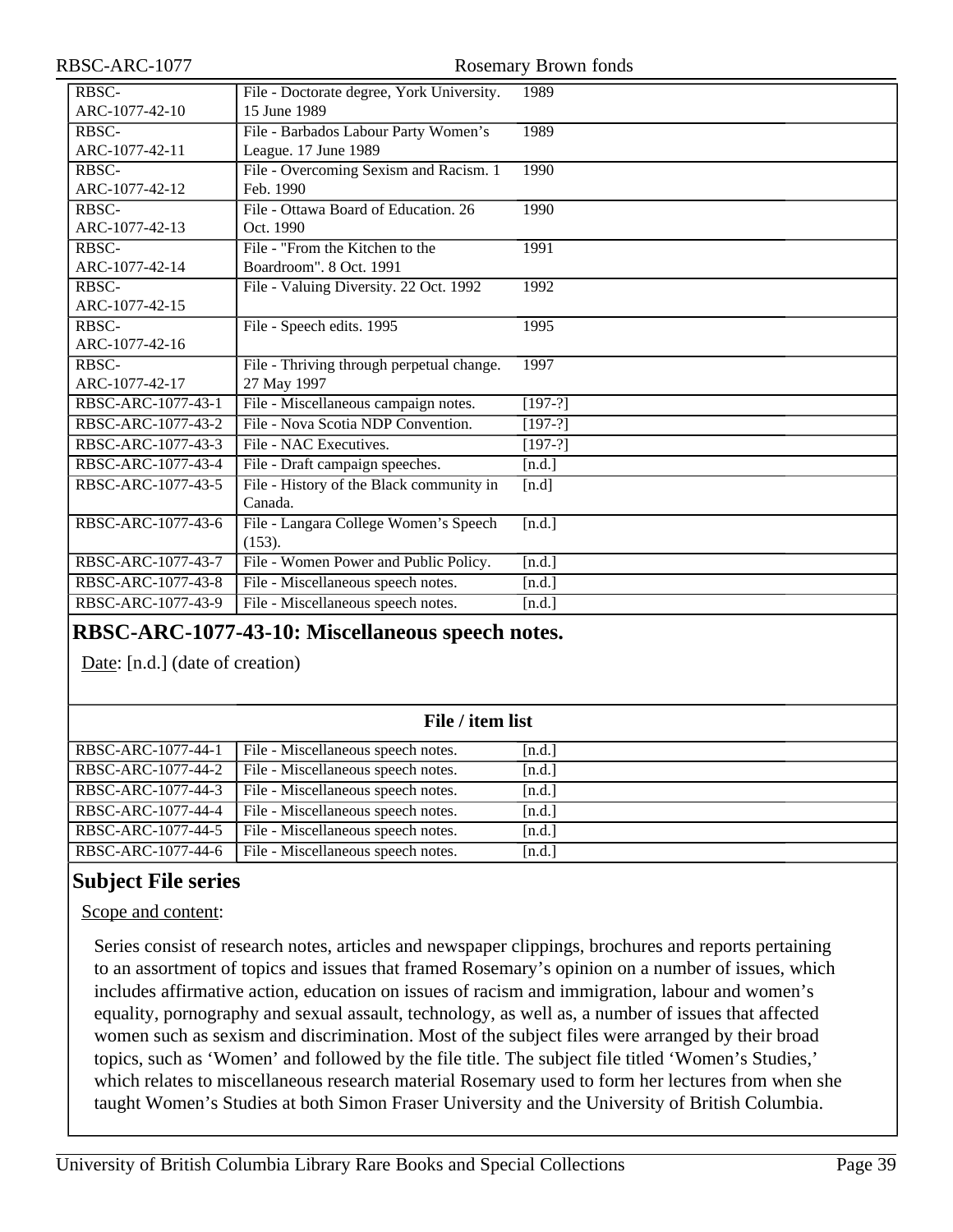| | | |
|---|---|---|
| RBSC-ARC-1077-42-10 | File - Doctorate degree, York University. 15 June 1989 | 1989 |
| RBSC-ARC-1077-42-11 | File - Barbados Labour Party Women's League. 17 June 1989 | 1989 |
| RBSC-ARC-1077-42-12 | File - Overcoming Sexism and Racism. 1 Feb. 1990 | 1990 |
| RBSC-ARC-1077-42-13 | File - Ottawa Board of Education. 26 Oct. 1990 | 1990 |
| RBSC-ARC-1077-42-14 | File - "From the Kitchen to the Boardroom". 8 Oct. 1991 | 1991 |
| RBSC-ARC-1077-42-15 | File - Valuing Diversity. 22 Oct. 1992 | 1992 |
| RBSC-ARC-1077-42-16 | File - Speech edits. 1995 | 1995 |
| RBSC-ARC-1077-42-17 | File - Thriving through perpetual change. 27 May 1997 | 1997 |
| RBSC-ARC-1077-43-1 | File - Miscellaneous campaign notes. | [197-?] |
| RBSC-ARC-1077-43-2 | File - Nova Scotia NDP Convention. | [197-?] |
| RBSC-ARC-1077-43-3 | File - NAC Executives. | [197-?] |
| RBSC-ARC-1077-43-4 | File - Draft campaign speeches. | [n.d.] |
| RBSC-ARC-1077-43-5 | File - History of the Black community in Canada. | [n.d] |
| RBSC-ARC-1077-43-6 | File - Langara College Women's Speech (153). | [n.d.] |
| RBSC-ARC-1077-43-7 | File - Women Power and Public Policy. | [n.d.] |
| RBSC-ARC-1077-43-8 | File - Miscellaneous speech notes. | [n.d.] |
| RBSC-ARC-1077-43-9 | File - Miscellaneous speech notes. | [n.d.] |

## RBSC-ARC-1077-43-10: Miscellaneous speech notes.

Date: [n.d.] (date of creation)

**File / item list**

| | | |
|---|---|---|
| RBSC-ARC-1077-44-1 | File - Miscellaneous speech notes. | [n.d.] |
| RBSC-ARC-1077-44-2 | File - Miscellaneous speech notes. | [n.d.] |
| RBSC-ARC-1077-44-3 | File - Miscellaneous speech notes. | [n.d.] |
| RBSC-ARC-1077-44-4 | File - Miscellaneous speech notes. | [n.d.] |
| RBSC-ARC-1077-44-5 | File - Miscellaneous speech notes. | [n.d.] |
| RBSC-ARC-1077-44-6 | File - Miscellaneous speech notes. | [n.d.] |

## Subject File series

Scope and content:

Series consist of research notes, articles and newspaper clippings, brochures and reports pertaining to an assortment of topics and issues that framed Rosemary's opinion on a number of issues, which includes affirmative action, education on issues of racism and immigration, labour and women's equality, pornography and sexual assault, technology, as well as, a number of issues that affected women such as sexism and discrimination. Most of the subject files were arranged by their broad topics, such as 'Women' and followed by the file title. The subject file titled 'Women's Studies,' which relates to miscellaneous research material Rosemary used to form her lectures from when she taught Women's Studies at both Simon Fraser University and the University of British Columbia.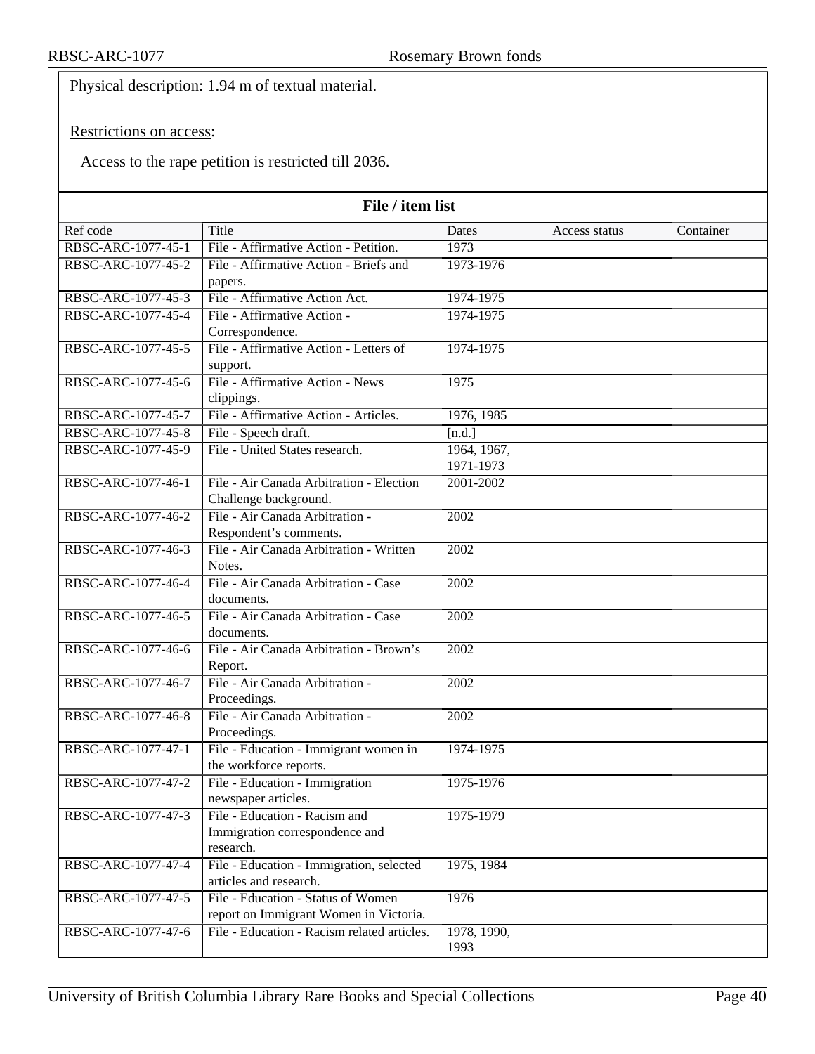Physical description: 1.94 m of textual material.

Restrictions on access:

Access to the rape petition is restricted till 2036.

**File / item list**

| Ref code | Title | Dates | Access status | Container |
|---|---|---|---|---|
| RBSC-ARC-1077-45-1 | File - Affirmative Action - Petition. | 1973 | | |
| RBSC-ARC-1077-45-2 | File - Affirmative Action - Briefs and papers. | 1973-1976 | | |
| RBSC-ARC-1077-45-3 | File - Affirmative Action Act. | 1974-1975 | | |
| RBSC-ARC-1077-45-4 | File - Affirmative Action - Correspondence. | 1974-1975 | | |
| RBSC-ARC-1077-45-5 | File - Affirmative Action - Letters of support. | 1974-1975 | | |
| RBSC-ARC-1077-45-6 | File - Affirmative Action - News clippings. | 1975 | | |
| RBSC-ARC-1077-45-7 | File - Affirmative Action - Articles. | 1976, 1985 | | |
| RBSC-ARC-1077-45-8 | File - Speech draft. | [n.d.] | | |
| RBSC-ARC-1077-45-9 | File - United States research. | 1964, 1967, 1971-1973 | | |
| RBSC-ARC-1077-46-1 | File - Air Canada Arbitration - Election Challenge background. | 2001-2002 | | |
| RBSC-ARC-1077-46-2 | File - Air Canada Arbitration - Respondent's comments. | 2002 | | |
| RBSC-ARC-1077-46-3 | File - Air Canada Arbitration - Written Notes. | 2002 | | |
| RBSC-ARC-1077-46-4 | File - Air Canada Arbitration - Case documents. | 2002 | | |
| RBSC-ARC-1077-46-5 | File - Air Canada Arbitration - Case documents. | 2002 | | |
| RBSC-ARC-1077-46-6 | File - Air Canada Arbitration - Brown's Report. | 2002 | | |
| RBSC-ARC-1077-46-7 | File - Air Canada Arbitration - Proceedings. | 2002 | | |
| RBSC-ARC-1077-46-8 | File - Air Canada Arbitration - Proceedings. | 2002 | | |
| RBSC-ARC-1077-47-1 | File - Education - Immigrant women in the workforce reports. | 1974-1975 | | |
| RBSC-ARC-1077-47-2 | File - Education - Immigration newspaper articles. | 1975-1976 | | |
| RBSC-ARC-1077-47-3 | File - Education - Racism and Immigration correspondence and research. | 1975-1979 | | |
| RBSC-ARC-1077-47-4 | File - Education - Immigration, selected articles and research. | 1975, 1984 | | |
| RBSC-ARC-1077-47-5 | File - Education - Status of Women report on Immigrant Women in Victoria. | 1976 | | |
| RBSC-ARC-1077-47-6 | File - Education - Racism related articles. | 1978, 1990, 1993 | | |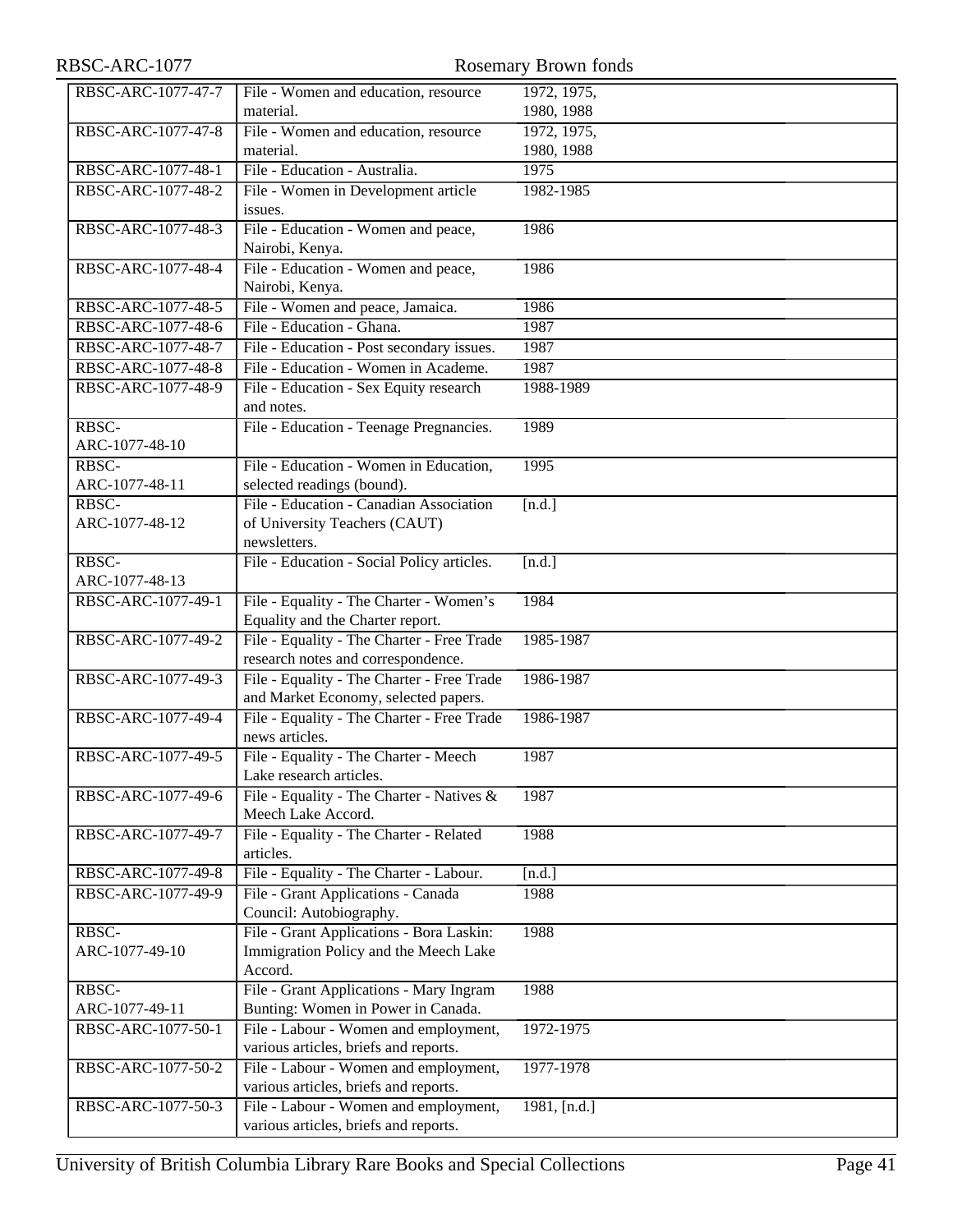| RBSC-ARC-1077-47-7 | File - Women and education, resource material. | 1972, 1975, 1980, 1988 |
|---|---|---|
| RBSC-ARC-1077-47-8 | File - Women and education, resource material. | 1972, 1975, 1980, 1988 |
| RBSC-ARC-1077-48-1 | File - Education - Australia. | 1975 |
| RBSC-ARC-1077-48-2 | File - Women in Development article issues. | 1982-1985 |
| RBSC-ARC-1077-48-3 | File - Education - Women and peace, Nairobi, Kenya. | 1986 |
| RBSC-ARC-1077-48-4 | File - Education - Women and peace, Nairobi, Kenya. | 1986 |
| RBSC-ARC-1077-48-5 | File - Women and peace, Jamaica. | 1986 |
| RBSC-ARC-1077-48-6 | File - Education - Ghana. | 1987 |
| RBSC-ARC-1077-48-7 | File - Education - Post secondary issues. | 1987 |
| RBSC-ARC-1077-48-8 | File - Education - Women in Academe. | 1987 |
| RBSC-ARC-1077-48-9 | File - Education - Sex Equity research and notes. | 1988-1989 |
| RBSC-ARC-1077-48-10 | File - Education - Teenage Pregnancies. | 1989 |
| RBSC-ARC-1077-48-11 | File - Education - Women in Education, selected readings (bound). | 1995 |
| RBSC-ARC-1077-48-12 | File - Education - Canadian Association of University Teachers (CAUT) newsletters. | [n.d.] |
| RBSC-ARC-1077-48-13 | File - Education - Social Policy articles. | [n.d.] |
| RBSC-ARC-1077-49-1 | File - Equality - The Charter - Women's Equality and the Charter report. | 1984 |
| RBSC-ARC-1077-49-2 | File - Equality - The Charter - Free Trade research notes and correspondence. | 1985-1987 |
| RBSC-ARC-1077-49-3 | File - Equality - The Charter - Free Trade and Market Economy, selected papers. | 1986-1987 |
| RBSC-ARC-1077-49-4 | File - Equality - The Charter - Free Trade news articles. | 1986-1987 |
| RBSC-ARC-1077-49-5 | File - Equality - The Charter - Meech Lake research articles. | 1987 |
| RBSC-ARC-1077-49-6 | File - Equality - The Charter - Natives & Meech Lake Accord. | 1987 |
| RBSC-ARC-1077-49-7 | File - Equality - The Charter - Related articles. | 1988 |
| RBSC-ARC-1077-49-8 | File - Equality - The Charter - Labour. | [n.d.] |
| RBSC-ARC-1077-49-9 | File - Grant Applications - Canada Council: Autobiography. | 1988 |
| RBSC-ARC-1077-49-10 | File - Grant Applications - Bora Laskin: Immigration Policy and the Meech Lake Accord. | 1988 |
| RBSC-ARC-1077-49-11 | File - Grant Applications - Mary Ingram Bunting: Women in Power in Canada. | 1988 |
| RBSC-ARC-1077-50-1 | File - Labour - Women and employment, various articles, briefs and reports. | 1972-1975 |
| RBSC-ARC-1077-50-2 | File - Labour - Women and employment, various articles, briefs and reports. | 1977-1978 |
| RBSC-ARC-1077-50-3 | File - Labour - Women and employment, various articles, briefs and reports. | 1981, [n.d.] |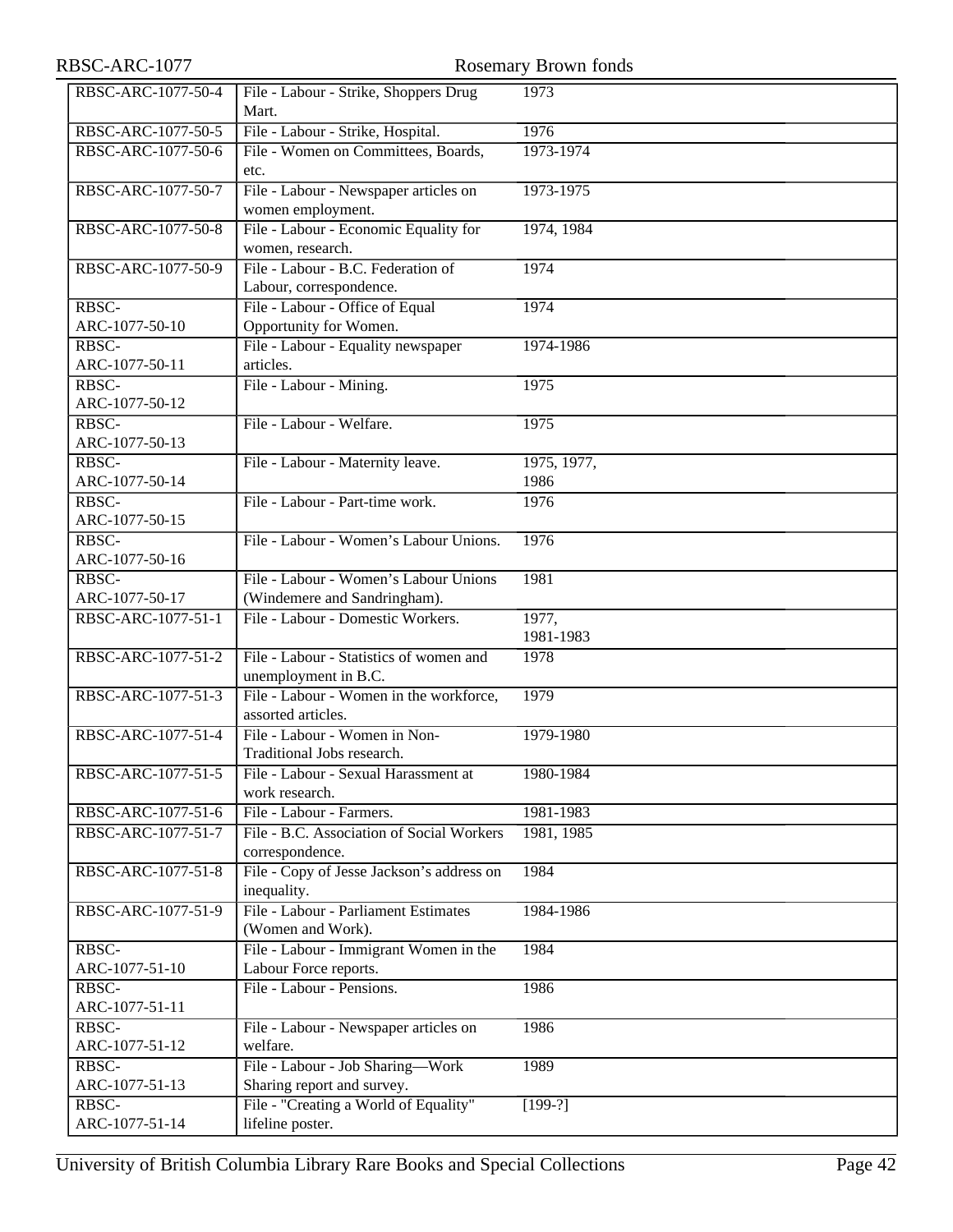| RBSC-ARC-1077-50-4 | File - Labour - Strike, Shoppers Drug Mart. | 1973 |
|---|---|---|
| RBSC-ARC-1077-50-5 | File - Labour - Strike, Hospital. | 1976 |
| RBSC-ARC-1077-50-6 | File - Women on Committees, Boards, etc. | 1973-1974 |
| RBSC-ARC-1077-50-7 | File - Labour - Newspaper articles on women employment. | 1973-1975 |
| RBSC-ARC-1077-50-8 | File - Labour - Economic Equality for women, research. | 1974, 1984 |
| RBSC-ARC-1077-50-9 | File - Labour - B.C. Federation of Labour, correspondence. | 1974 |
| RBSC-ARC-1077-50-10 | File - Labour - Office of Equal Opportunity for Women. | 1974 |
| RBSC-ARC-1077-50-11 | File - Labour - Equality newspaper articles. | 1974-1986 |
| RBSC-ARC-1077-50-12 | File - Labour - Mining. | 1975 |
| RBSC-ARC-1077-50-13 | File - Labour - Welfare. | 1975 |
| RBSC-ARC-1077-50-14 | File - Labour - Maternity leave. | 1975, 1977, 1986 |
| RBSC-ARC-1077-50-15 | File - Labour - Part-time work. | 1976 |
| RBSC-ARC-1077-50-16 | File - Labour - Women's Labour Unions. | 1976 |
| RBSC-ARC-1077-50-17 | File - Labour - Women's Labour Unions (Windemere and Sandringham). | 1981 |
| RBSC-ARC-1077-51-1 | File - Labour - Domestic Workers. | 1977, 1981-1983 |
| RBSC-ARC-1077-51-2 | File - Labour - Statistics of women and unemployment in B.C. | 1978 |
| RBSC-ARC-1077-51-3 | File - Labour - Women in the workforce, assorted articles. | 1979 |
| RBSC-ARC-1077-51-4 | File - Labour - Women in Non-Traditional Jobs research. | 1979-1980 |
| RBSC-ARC-1077-51-5 | File - Labour - Sexual Harassment at work research. | 1980-1984 |
| RBSC-ARC-1077-51-6 | File - Labour - Farmers. | 1981-1983 |
| RBSC-ARC-1077-51-7 | File - B.C. Association of Social Workers correspondence. | 1981, 1985 |
| RBSC-ARC-1077-51-8 | File - Copy of Jesse Jackson's address on inequality. | 1984 |
| RBSC-ARC-1077-51-9 | File - Labour - Parliament Estimates (Women and Work). | 1984-1986 |
| RBSC-ARC-1077-51-10 | File - Labour - Immigrant Women in the Labour Force reports. | 1984 |
| RBSC-ARC-1077-51-11 | File - Labour - Pensions. | 1986 |
| RBSC-ARC-1077-51-12 | File - Labour - Newspaper articles on welfare. | 1986 |
| RBSC-ARC-1077-51-13 | File - Labour - Job Sharing—Work Sharing report and survey. | 1989 |
| RBSC-ARC-1077-51-14 | File - "Creating a World of Equality" lifeline poster. | [199-?] |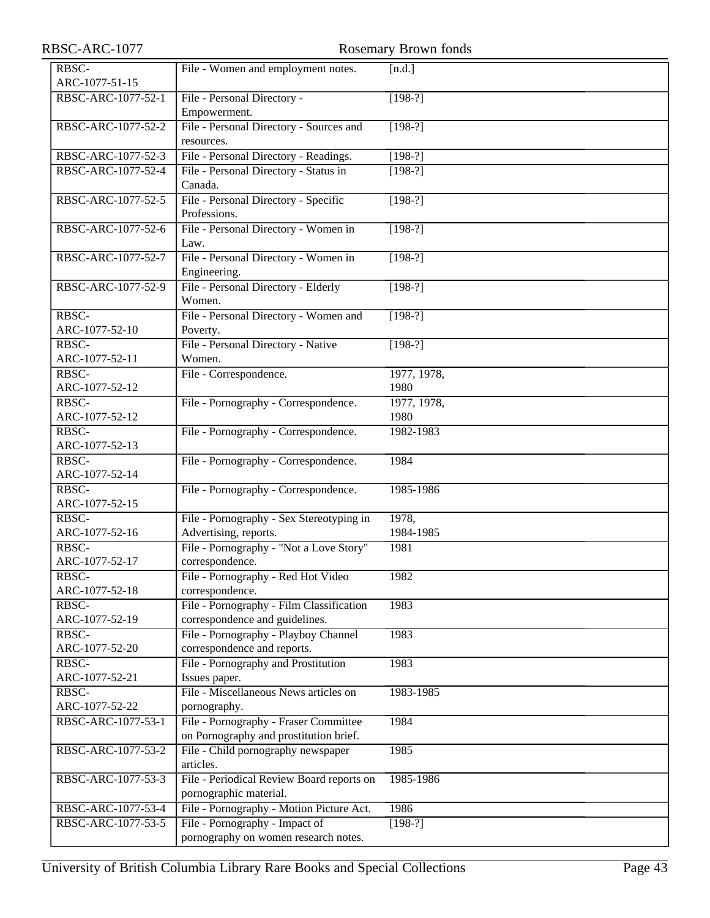| RBSC-ARC-1077-51-15 | File - Women and employment notes. | [n.d.] |
|---|---|---|
| RBSC-ARC-1077-52-1 | File - Personal Directory - Empowerment. | [198-?] |
| RBSC-ARC-1077-52-2 | File - Personal Directory - Sources and resources. | [198-?] |
| RBSC-ARC-1077-52-3 | File - Personal Directory - Readings. | [198-?] |
| RBSC-ARC-1077-52-4 | File - Personal Directory - Status in Canada. | [198-?] |
| RBSC-ARC-1077-52-5 | File - Personal Directory - Specific Professions. | [198-?] |
| RBSC-ARC-1077-52-6 | File - Personal Directory - Women in Law. | [198-?] |
| RBSC-ARC-1077-52-7 | File - Personal Directory - Women in Engineering. | [198-?] |
| RBSC-ARC-1077-52-9 | File - Personal Directory - Elderly Women. | [198-?] |
| RBSC-ARC-1077-52-10 | File - Personal Directory - Women and Poverty. | [198-?] |
| RBSC-ARC-1077-52-11 | File - Personal Directory - Native Women. | [198-?] |
| RBSC-ARC-1077-52-12 | File - Correspondence. | 1977, 1978, 1980 |
| RBSC-ARC-1077-52-12 | File - Pornography - Correspondence. | 1977, 1978, 1980 |
| RBSC-ARC-1077-52-13 | File - Pornography - Correspondence. | 1982-1983 |
| RBSC-ARC-1077-52-14 | File - Pornography - Correspondence. | 1984 |
| RBSC-ARC-1077-52-15 | File - Pornography - Correspondence. | 1985-1986 |
| RBSC-ARC-1077-52-16 | File - Pornography - Sex Stereotyping in Advertising, reports. | 1978, 1984-1985 |
| RBSC-ARC-1077-52-17 | File - Pornography - "Not a Love Story" correspondence. | 1981 |
| RBSC-ARC-1077-52-18 | File - Pornography - Red Hot Video correspondence. | 1982 |
| RBSC-ARC-1077-52-19 | File - Pornography - Film Classification correspondence and guidelines. | 1983 |
| RBSC-ARC-1077-52-20 | File - Pornography - Playboy Channel correspondence and reports. | 1983 |
| RBSC-ARC-1077-52-21 | File - Pornography and Prostitution Issues paper. | 1983 |
| RBSC-ARC-1077-52-22 | File - Miscellaneous News articles on pornography. | 1983-1985 |
| RBSC-ARC-1077-53-1 | File - Pornography - Fraser Committee on Pornography and prostitution brief. | 1984 |
| RBSC-ARC-1077-53-2 | File - Child pornography newspaper articles. | 1985 |
| RBSC-ARC-1077-53-3 | File - Periodical Review Board reports on pornographic material. | 1985-1986 |
| RBSC-ARC-1077-53-4 | File - Pornography - Motion Picture Act. | 1986 |
| RBSC-ARC-1077-53-5 | File - Pornography - Impact of pornography on women research notes. | [198-?] |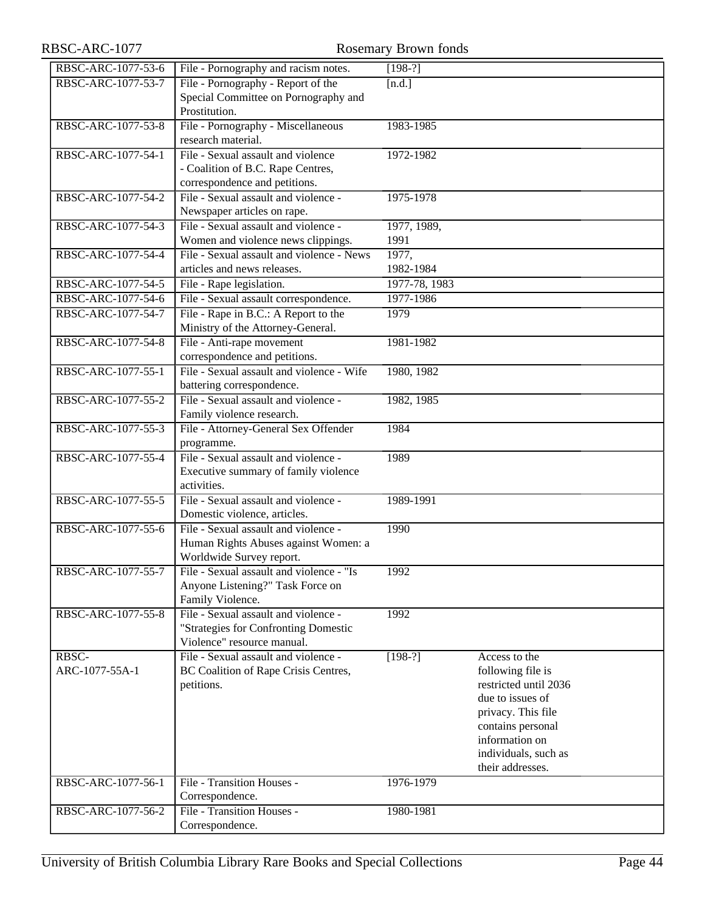| | | | |
|---|---|---|---|
| RBSC-ARC-1077-53-6 | File - Pornography and racism notes. | [198-?] | |
| RBSC-ARC-1077-53-7 | File - Pornography - Report of the Special Committee on Pornography and Prostitution. | [n.d.] | |
| RBSC-ARC-1077-53-8 | File - Pornography - Miscellaneous research material. | 1983-1985 | |
| RBSC-ARC-1077-54-1 | File - Sexual assault and violence - Coalition of B.C. Rape Centres, correspondence and petitions. | 1972-1982 | |
| RBSC-ARC-1077-54-2 | File - Sexual assault and violence - Newspaper articles on rape. | 1975-1978 | |
| RBSC-ARC-1077-54-3 | File - Sexual assault and violence - Women and violence news clippings. | 1977, 1989, 1991 | |
| RBSC-ARC-1077-54-4 | File - Sexual assault and violence - News articles and news releases. | 1977, 1982-1984 | |
| RBSC-ARC-1077-54-5 | File - Rape legislation. | 1977-78, 1983 | |
| RBSC-ARC-1077-54-6 | File - Sexual assault correspondence. | 1977-1986 | |
| RBSC-ARC-1077-54-7 | File - Rape in B.C.: A Report to the Ministry of the Attorney-General. | 1979 | |
| RBSC-ARC-1077-54-8 | File - Anti-rape movement correspondence and petitions. | 1981-1982 | |
| RBSC-ARC-1077-55-1 | File - Sexual assault and violence - Wife battering correspondence. | 1980, 1982 | |
| RBSC-ARC-1077-55-2 | File - Sexual assault and violence - Family violence research. | 1982, 1985 | |
| RBSC-ARC-1077-55-3 | File - Attorney-General Sex Offender programme. | 1984 | |
| RBSC-ARC-1077-55-4 | File - Sexual assault and violence - Executive summary of family violence activities. | 1989 | |
| RBSC-ARC-1077-55-5 | File - Sexual assault and violence - Domestic violence, articles. | 1989-1991 | |
| RBSC-ARC-1077-55-6 | File - Sexual assault and violence - Human Rights Abuses against Women: a Worldwide Survey report. | 1990 | |
| RBSC-ARC-1077-55-7 | File - Sexual assault and violence - "Is Anyone Listening?" Task Force on Family Violence. | 1992 | |
| RBSC-ARC-1077-55-8 | File - Sexual assault and violence - "Strategies for Confronting Domestic Violence" resource manual. | 1992 | |
| RBSC-ARC-1077-55A-1 | File - Sexual assault and violence - BC Coalition of Rape Crisis Centres, petitions. | [198-?] | Access to the following file is restricted until 2036 due to issues of privacy. This file contains personal information on individuals, such as their addresses. |
| RBSC-ARC-1077-56-1 | File - Transition Houses - Correspondence. | 1976-1979 | |
| RBSC-ARC-1077-56-2 | File - Transition Houses - Correspondence. | 1980-1981 | |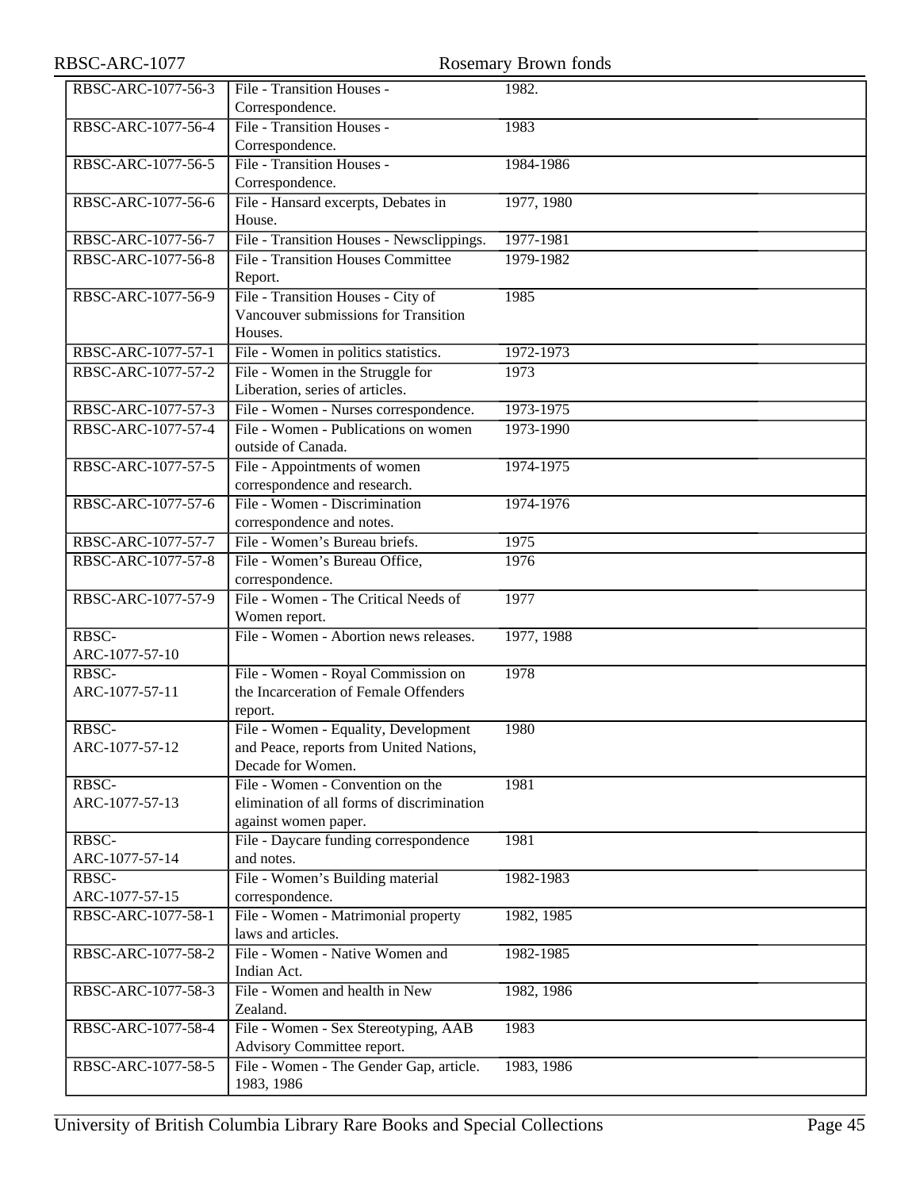| RBSC-ARC-1077-56-3 | File - Transition Houses - Correspondence. | 1982. |
|---|---|---|
| RBSC-ARC-1077-56-4 | File - Transition Houses - Correspondence. | 1983 |
| RBSC-ARC-1077-56-5 | File - Transition Houses - Correspondence. | 1984-1986 |
| RBSC-ARC-1077-56-6 | File - Hansard excerpts, Debates in House. | 1977, 1980 |
| RBSC-ARC-1077-56-7 | File - Transition Houses - Newsclippings. | 1977-1981 |
| RBSC-ARC-1077-56-8 | File - Transition Houses Committee Report. | 1979-1982 |
| RBSC-ARC-1077-56-9 | File - Transition Houses - City of Vancouver submissions for Transition Houses. | 1985 |
| RBSC-ARC-1077-57-1 | File - Women in politics statistics. | 1972-1973 |
| RBSC-ARC-1077-57-2 | File - Women in the Struggle for Liberation, series of articles. | 1973 |
| RBSC-ARC-1077-57-3 | File - Women - Nurses correspondence. | 1973-1975 |
| RBSC-ARC-1077-57-4 | File - Women - Publications on women outside of Canada. | 1973-1990 |
| RBSC-ARC-1077-57-5 | File - Appointments of women correspondence and research. | 1974-1975 |
| RBSC-ARC-1077-57-6 | File - Women - Discrimination correspondence and notes. | 1974-1976 |
| RBSC-ARC-1077-57-7 | File - Women's Bureau briefs. | 1975 |
| RBSC-ARC-1077-57-8 | File - Women's Bureau Office, correspondence. | 1976 |
| RBSC-ARC-1077-57-9 | File - Women - The Critical Needs of Women report. | 1977 |
| RBSC-ARC-1077-57-10 | File - Women - Abortion news releases. | 1977, 1988 |
| RBSC-ARC-1077-57-11 | File - Women - Royal Commission on the Incarceration of Female Offenders report. | 1978 |
| RBSC-ARC-1077-57-12 | File - Women - Equality, Development and Peace, reports from United Nations, Decade for Women. | 1980 |
| RBSC-ARC-1077-57-13 | File - Women - Convention on the elimination of all forms of discrimination against women paper. | 1981 |
| RBSC-ARC-1077-57-14 | File - Daycare funding correspondence and notes. | 1981 |
| RBSC-ARC-1077-57-15 | File - Women's Building material correspondence. | 1982-1983 |
| RBSC-ARC-1077-58-1 | File - Women - Matrimonial property laws and articles. | 1982, 1985 |
| RBSC-ARC-1077-58-2 | File - Women - Native Women and Indian Act. | 1982-1985 |
| RBSC-ARC-1077-58-3 | File - Women and health in New Zealand. | 1982, 1986 |
| RBSC-ARC-1077-58-4 | File - Women - Sex Stereotyping, AAB Advisory Committee report. | 1983 |
| RBSC-ARC-1077-58-5 | File - Women - The Gender Gap, article. 1983, 1986 | 1983, 1986 |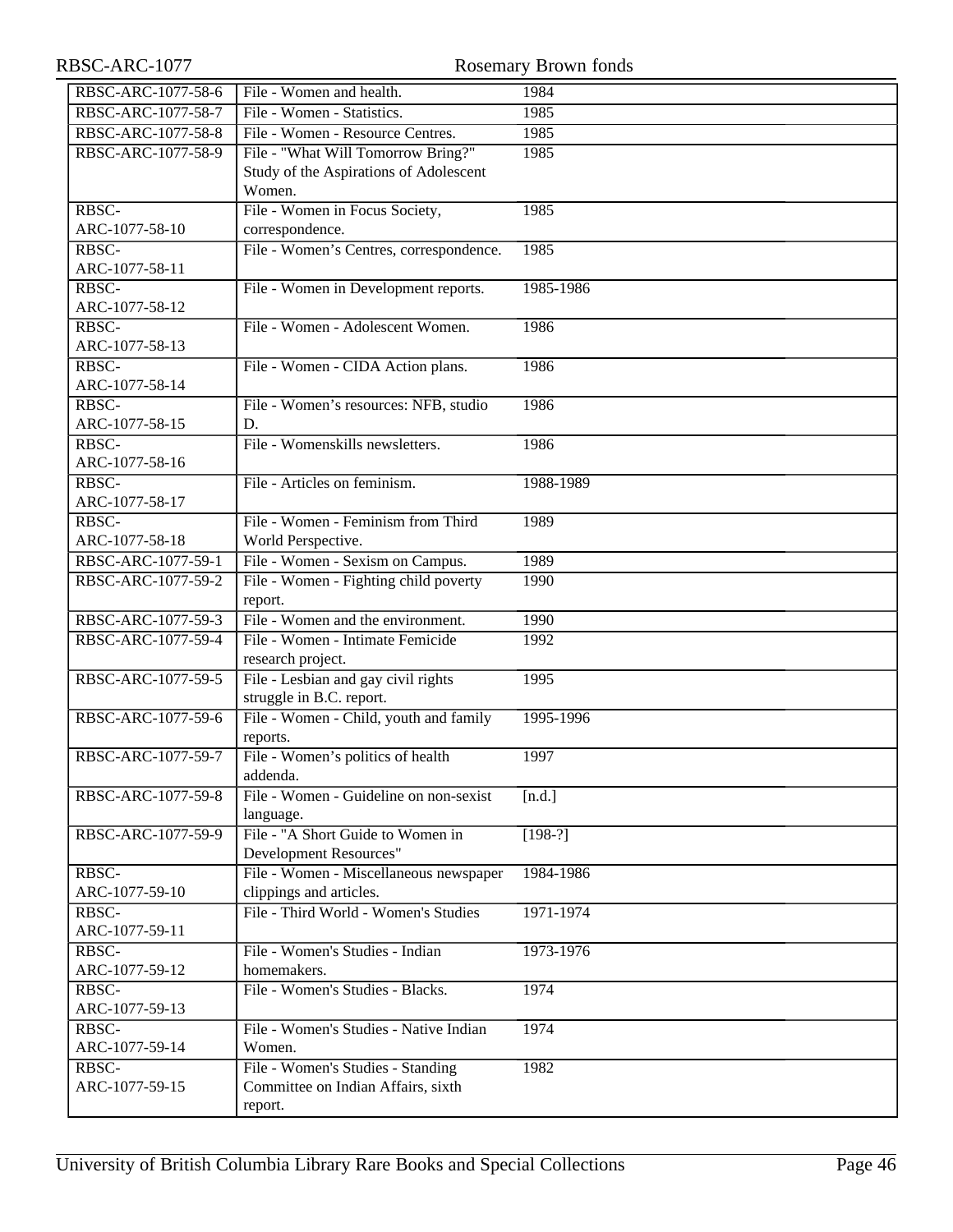| | | |
|---|---|---|
| RBSC-ARC-1077-58-6 | File - Women and health. | 1984 |
| RBSC-ARC-1077-58-7 | File - Women - Statistics. | 1985 |
| RBSC-ARC-1077-58-8 | File - Women - Resource Centres. | 1985 |
| RBSC-ARC-1077-58-9 | File - "What Will Tomorrow Bring?" Study of the Aspirations of Adolescent Women. | 1985 |
| RBSC-ARC-1077-58-10 | File - Women in Focus Society, correspondence. | 1985 |
| RBSC-ARC-1077-58-11 | File - Women’s Centres, correspondence. | 1985 |
| RBSC-ARC-1077-58-12 | File - Women in Development reports. | 1985-1986 |
| RBSC-ARC-1077-58-13 | File - Women - Adolescent Women. | 1986 |
| RBSC-ARC-1077-58-14 | File - Women - CIDA Action plans. | 1986 |
| RBSC-ARC-1077-58-15 | File - Women’s resources: NFB, studio D. | 1986 |
| RBSC-ARC-1077-58-16 | File - Womenskills newsletters. | 1986 |
| RBSC-ARC-1077-58-17 | File - Articles on feminism. | 1988-1989 |
| RBSC-ARC-1077-58-18 | File - Women - Feminism from Third World Perspective. | 1989 |
| RBSC-ARC-1077-59-1 | File - Women - Sexism on Campus. | 1989 |
| RBSC-ARC-1077-59-2 | File - Women - Fighting child poverty report. | 1990 |
| RBSC-ARC-1077-59-3 | File - Women and the environment. | 1990 |
| RBSC-ARC-1077-59-4 | File - Women - Intimate Femicide research project. | 1992 |
| RBSC-ARC-1077-59-5 | File - Lesbian and gay civil rights struggle in B.C. report. | 1995 |
| RBSC-ARC-1077-59-6 | File - Women - Child, youth and family reports. | 1995-1996 |
| RBSC-ARC-1077-59-7 | File - Women’s politics of health addenda. | 1997 |
| RBSC-ARC-1077-59-8 | File - Women - Guideline on non-sexist language. | [n.d.] |
| RBSC-ARC-1077-59-9 | File - "A Short Guide to Women in Development Resources" | [198-?] |
| RBSC-ARC-1077-59-10 | File - Women - Miscellaneous newspaper clippings and articles. | 1984-1986 |
| RBSC-ARC-1077-59-11 | File - Third World - Women's Studies | 1971-1974 |
| RBSC-ARC-1077-59-12 | File - Women's Studies - Indian homemakers. | 1973-1976 |
| RBSC-ARC-1077-59-13 | File - Women's Studies - Blacks. | 1974 |
| RBSC-ARC-1077-59-14 | File - Women's Studies - Native Indian Women. | 1974 |
| RBSC-ARC-1077-59-15 | File - Women's Studies - Standing Committee on Indian Affairs, sixth report. | 1982 |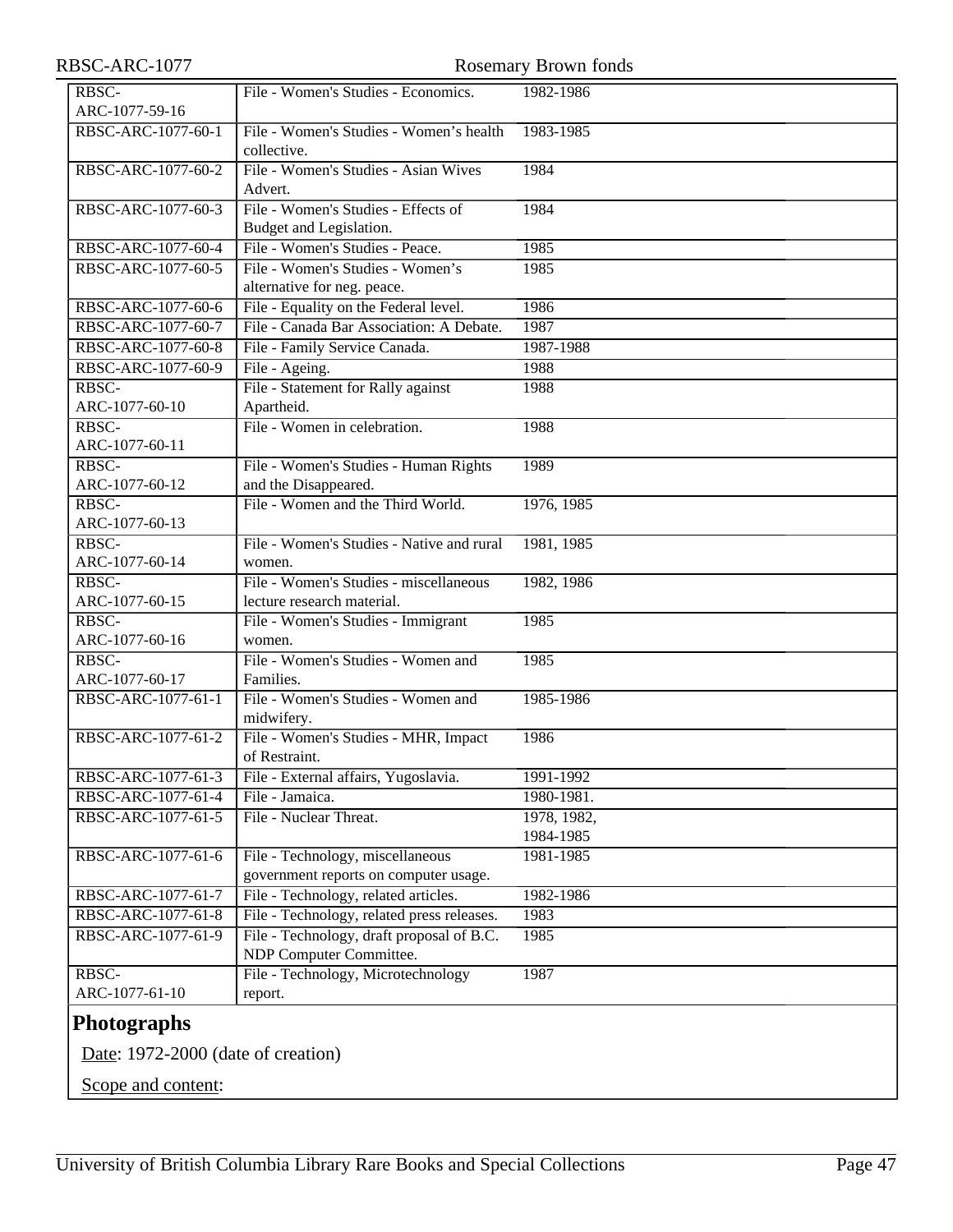| | | |
|---|---|---|
| RBSC-ARC-1077-59-16 | File - Women's Studies - Economics. | 1982-1986 |
| RBSC-ARC-1077-60-1 | File - Women's Studies - Women’s health collective. | 1983-1985 |
| RBSC-ARC-1077-60-2 | File - Women's Studies - Asian Wives Advert. | 1984 |
| RBSC-ARC-1077-60-3 | File - Women's Studies - Effects of Budget and Legislation. | 1984 |
| RBSC-ARC-1077-60-4 | File - Women's Studies - Peace. | 1985 |
| RBSC-ARC-1077-60-5 | File - Women's Studies - Women’s alternative for neg. peace. | 1985 |
| RBSC-ARC-1077-60-6 | File - Equality on the Federal level. | 1986 |
| RBSC-ARC-1077-60-7 | File - Canada Bar Association: A Debate. | 1987 |
| RBSC-ARC-1077-60-8 | File - Family Service Canada. | 1987-1988 |
| RBSC-ARC-1077-60-9 | File - Ageing. | 1988 |
| RBSC-ARC-1077-60-10 | File - Statement for Rally against Apartheid. | 1988 |
| RBSC-ARC-1077-60-11 | File - Women in celebration. | 1988 |
| RBSC-ARC-1077-60-12 | File - Women's Studies - Human Rights and the Disappeared. | 1989 |
| RBSC-ARC-1077-60-13 | File - Women and the Third World. | 1976, 1985 |
| RBSC-ARC-1077-60-14 | File - Women's Studies - Native and rural women. | 1981, 1985 |
| RBSC-ARC-1077-60-15 | File - Women's Studies - miscellaneous lecture research material. | 1982, 1986 |
| RBSC-ARC-1077-60-16 | File - Women's Studies - Immigrant women. | 1985 |
| RBSC-ARC-1077-60-17 | File - Women's Studies - Women and Families. | 1985 |
| RBSC-ARC-1077-61-1 | File - Women's Studies - Women and midwifery. | 1985-1986 |
| RBSC-ARC-1077-61-2 | File - Women's Studies - MHR, Impact of Restraint. | 1986 |
| RBSC-ARC-1077-61-3 | File - External affairs, Yugoslavia. | 1991-1992 |
| RBSC-ARC-1077-61-4 | File - Jamaica. | 1980-1981. |
| RBSC-ARC-1077-61-5 | File - Nuclear Threat. | 1978, 1982, 1984-1985 |
| RBSC-ARC-1077-61-6 | File - Technology, miscellaneous government reports on computer usage. | 1981-1985 |
| RBSC-ARC-1077-61-7 | File - Technology, related articles. | 1982-1986 |
| RBSC-ARC-1077-61-8 | File - Technology, related press releases. | 1983 |
| RBSC-ARC-1077-61-9 | File - Technology, draft proposal of B.C. NDP Computer Committee. | 1985 |
| RBSC-ARC-1077-61-10 | File - Technology, Microtechnology report. | 1987 |

## Photographs

Date: 1972-2000 (date of creation)

Scope and content: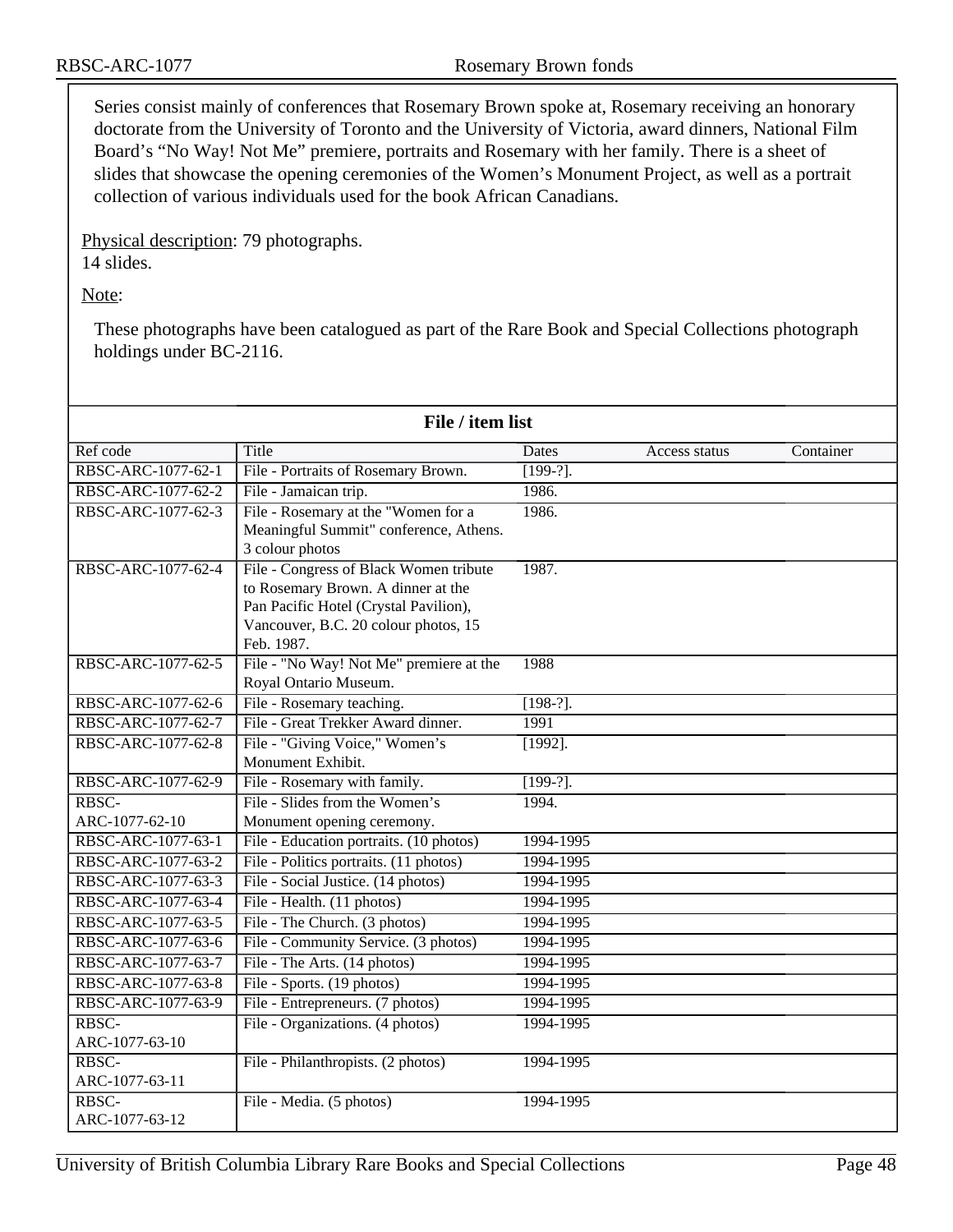Series consist mainly of conferences that Rosemary Brown spoke at, Rosemary receiving an honorary doctorate from the University of Toronto and the University of Victoria, award dinners, National Film Board's "No Way! Not Me" premiere, portraits and Rosemary with her family. There is a sheet of slides that showcase the opening ceremonies of the Women's Monument Project, as well as a portrait collection of various individuals used for the book African Canadians.

Physical description: 79 photographs.
14 slides.

Note:

These photographs have been catalogued as part of the Rare Book and Special Collections photograph holdings under BC-2116.

**File / item list**

| Ref code | Title | Dates | Access status | Container |
|---|---|---|---|---|
| RBSC-ARC-1077-62-1 | File - Portraits of Rosemary Brown. | [199-?]. | | |
| RBSC-ARC-1077-62-2 | File - Jamaican trip. | 1986. | | |
| RBSC-ARC-1077-62-3 | File - Rosemary at the "Women for a Meaningful Summit" conference, Athens. 3 colour photos | 1986. | | |
| RBSC-ARC-1077-62-4 | File - Congress of Black Women tribute to Rosemary Brown. A dinner at the Pan Pacific Hotel (Crystal Pavilion), Vancouver, B.C. 20 colour photos, 15 Feb. 1987. | 1987. | | |
| RBSC-ARC-1077-62-5 | File - "No Way! Not Me" premiere at the Royal Ontario Museum. | 1988 | | |
| RBSC-ARC-1077-62-6 | File - Rosemary teaching. | [198-?]. | | |
| RBSC-ARC-1077-62-7 | File - Great Trekker Award dinner. | 1991 | | |
| RBSC-ARC-1077-62-8 | File - "Giving Voice," Women's Monument Exhibit. | [1992]. | | |
| RBSC-ARC-1077-62-9 | File - Rosemary with family. | [199-?]. | | |
| RBSC-ARC-1077-62-10 | File - Slides from the Women's Monument opening ceremony. | 1994. | | |
| RBSC-ARC-1077-63-1 | File - Education portraits. (10 photos) | 1994-1995 | | |
| RBSC-ARC-1077-63-2 | File - Politics portraits. (11 photos) | 1994-1995 | | |
| RBSC-ARC-1077-63-3 | File - Social Justice. (14 photos) | 1994-1995 | | |
| RBSC-ARC-1077-63-4 | File - Health. (11 photos) | 1994-1995 | | |
| RBSC-ARC-1077-63-5 | File - The Church. (3 photos) | 1994-1995 | | |
| RBSC-ARC-1077-63-6 | File - Community Service. (3 photos) | 1994-1995 | | |
| RBSC-ARC-1077-63-7 | File - The Arts. (14 photos) | 1994-1995 | | |
| RBSC-ARC-1077-63-8 | File - Sports. (19 photos) | 1994-1995 | | |
| RBSC-ARC-1077-63-9 | File - Entrepreneurs. (7 photos) | 1994-1995 | | |
| RBSC-ARC-1077-63-10 | File - Organizations. (4 photos) | 1994-1995 | | |
| RBSC-ARC-1077-63-11 | File - Philanthropists. (2 photos) | 1994-1995 | | |
| RBSC-ARC-1077-63-12 | File - Media. (5 photos) | 1994-1995 | | |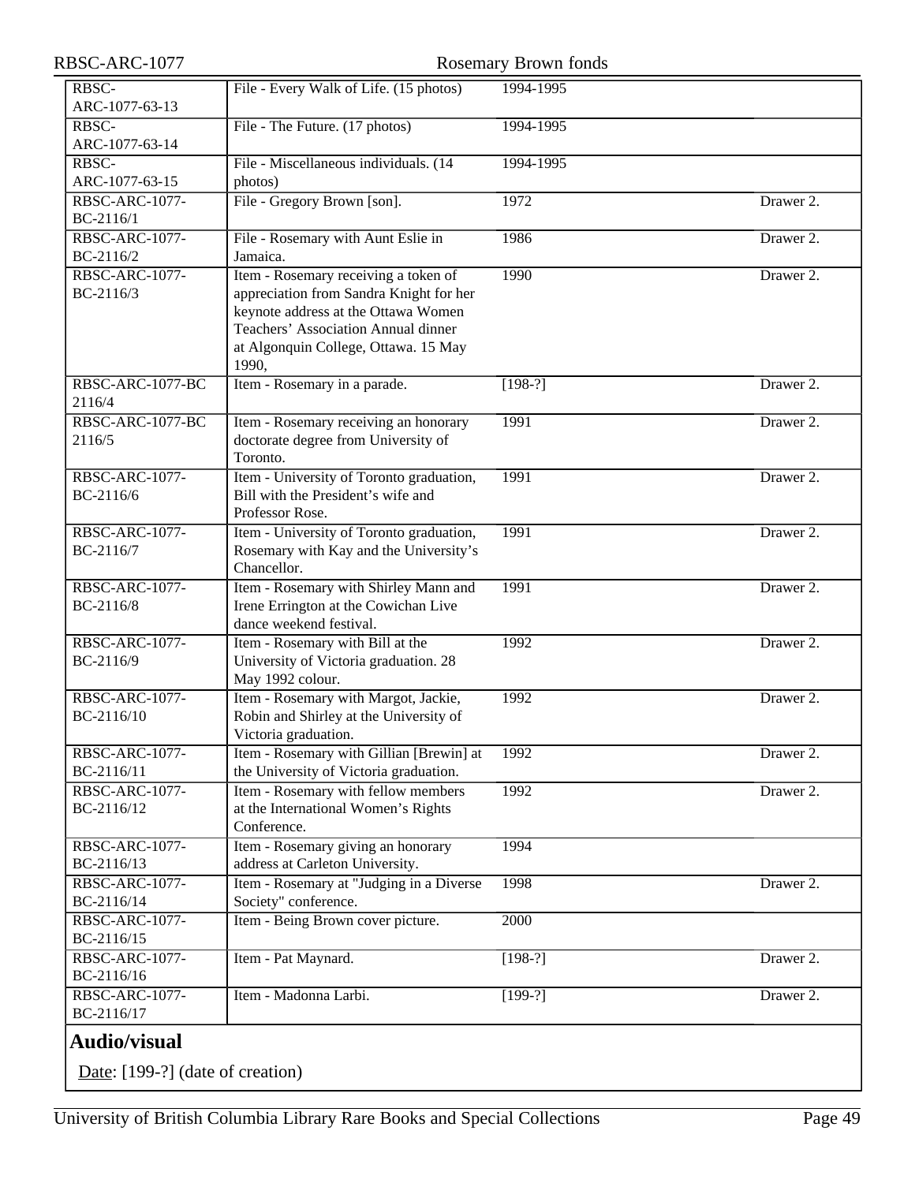| | | | |
|---|---|---|---|
| RBSC-ARC-1077-63-13 | File - Every Walk of Life. (15 photos) | 1994-1995 | |
| RBSC-ARC-1077-63-14 | File - The Future. (17 photos) | 1994-1995 | |
| RBSC-ARC-1077-63-15 | File - Miscellaneous individuals. (14 photos) | 1994-1995 | |
| RBSC-ARC-1077-BC-2116/1 | File - Gregory Brown [son]. | 1972 | Drawer 2. |
| RBSC-ARC-1077-BC-2116/2 | File - Rosemary with Aunt Eslie in Jamaica. | 1986 | Drawer 2. |
| RBSC-ARC-1077-BC-2116/3 | Item - Rosemary receiving a token of appreciation from Sandra Knight for her keynote address at the Ottawa Women Teachers' Association Annual dinner at Algonquin College, Ottawa. 15 May 1990, | 1990 | Drawer 2. |
| RBSC-ARC-1077-BC 2116/4 | Item - Rosemary in a parade. | [198-?] | Drawer 2. |
| RBSC-ARC-1077-BC 2116/5 | Item - Rosemary receiving an honorary doctorate degree from University of Toronto. | 1991 | Drawer 2. |
| RBSC-ARC-1077-BC-2116/6 | Item - University of Toronto graduation, Bill with the President's wife and Professor Rose. | 1991 | Drawer 2. |
| RBSC-ARC-1077-BC-2116/7 | Item - University of Toronto graduation, Rosemary with Kay and the University's Chancellor. | 1991 | Drawer 2. |
| RBSC-ARC-1077-BC-2116/8 | Item - Rosemary with Shirley Mann and Irene Errington at the Cowichan Live dance weekend festival. | 1991 | Drawer 2. |
| RBSC-ARC-1077-BC-2116/9 | Item - Rosemary with Bill at the University of Victoria graduation. 28 May 1992 colour. | 1992 | Drawer 2. |
| RBSC-ARC-1077-BC-2116/10 | Item - Rosemary with Margot, Jackie, Robin and Shirley at the University of Victoria graduation. | 1992 | Drawer 2. |
| RBSC-ARC-1077-BC-2116/11 | Item - Rosemary with Gillian [Brewin] at the University of Victoria graduation. | 1992 | Drawer 2. |
| RBSC-ARC-1077-BC-2116/12 | Item - Rosemary with fellow members at the International Women's Rights Conference. | 1992 | Drawer 2. |
| RBSC-ARC-1077-BC-2116/13 | Item - Rosemary giving an honorary address at Carleton University. | 1994 | |
| RBSC-ARC-1077-BC-2116/14 | Item - Rosemary at "Judging in a Diverse Society" conference. | 1998 | Drawer 2. |
| RBSC-ARC-1077-BC-2116/15 | Item - Being Brown cover picture. | 2000 | |
| RBSC-ARC-1077-BC-2116/16 | Item - Pat Maynard. | [198-?] | Drawer 2. |
| RBSC-ARC-1077-BC-2116/17 | Item - Madonna Larbi. | [199-?] | Drawer 2. |

## Audio/visual

Date: [199-?] (date of creation)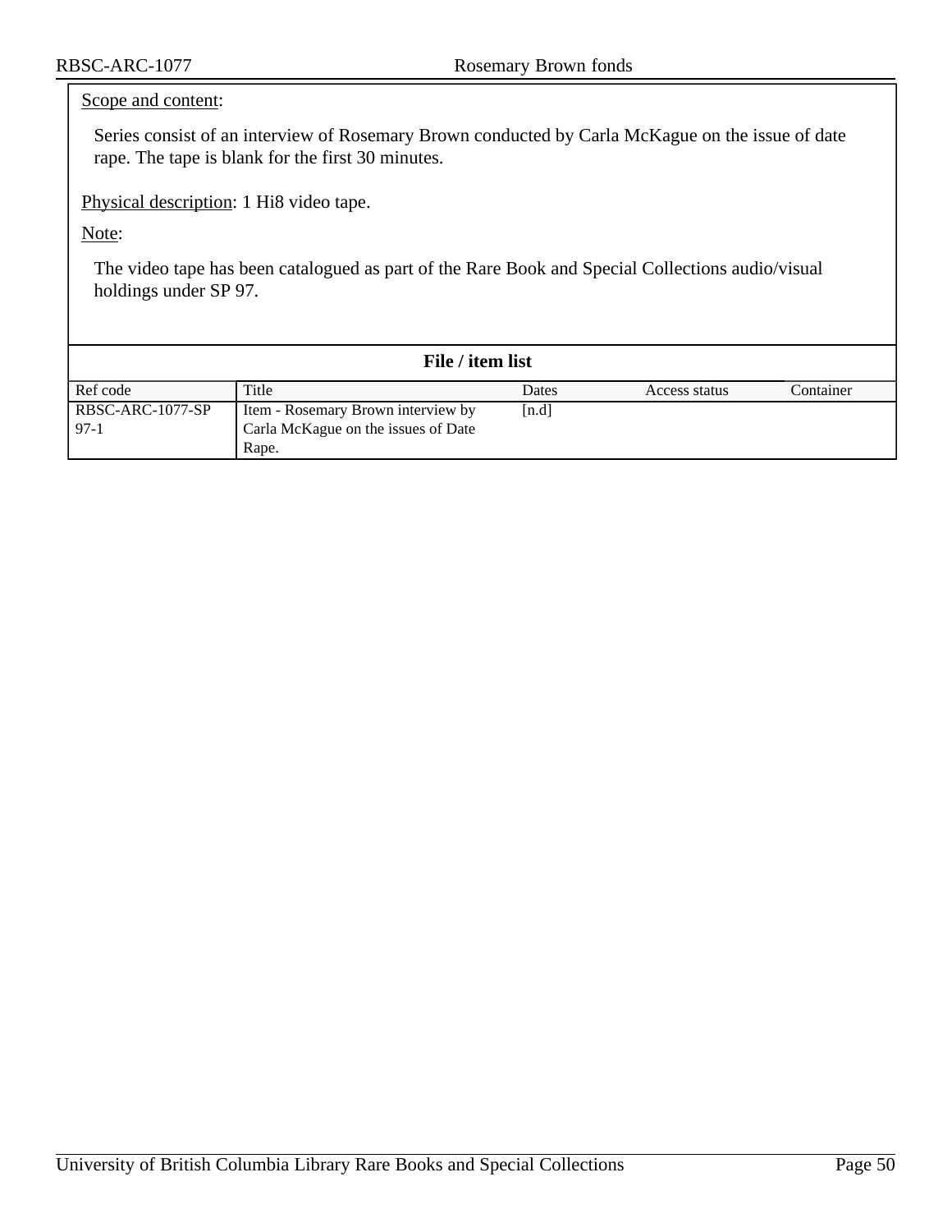Scope and content:

Series consist of an interview of Rosemary Brown conducted by Carla McKague on the issue of date rape. The tape is blank for the first 30 minutes.

Physical description: 1 Hi8 video tape.

Note:

The video tape has been catalogued as part of the Rare Book and Special Collections audio/visual holdings under SP 97.

**File / item list**

| Ref code | Title | Dates | Access status | Container |
|---|---|---|---|---|
| RBSC-ARC-1077-SP 97-1 | Item - Rosemary Brown interview by Carla McKague on the issues of Date Rape. | [n.d] | | |